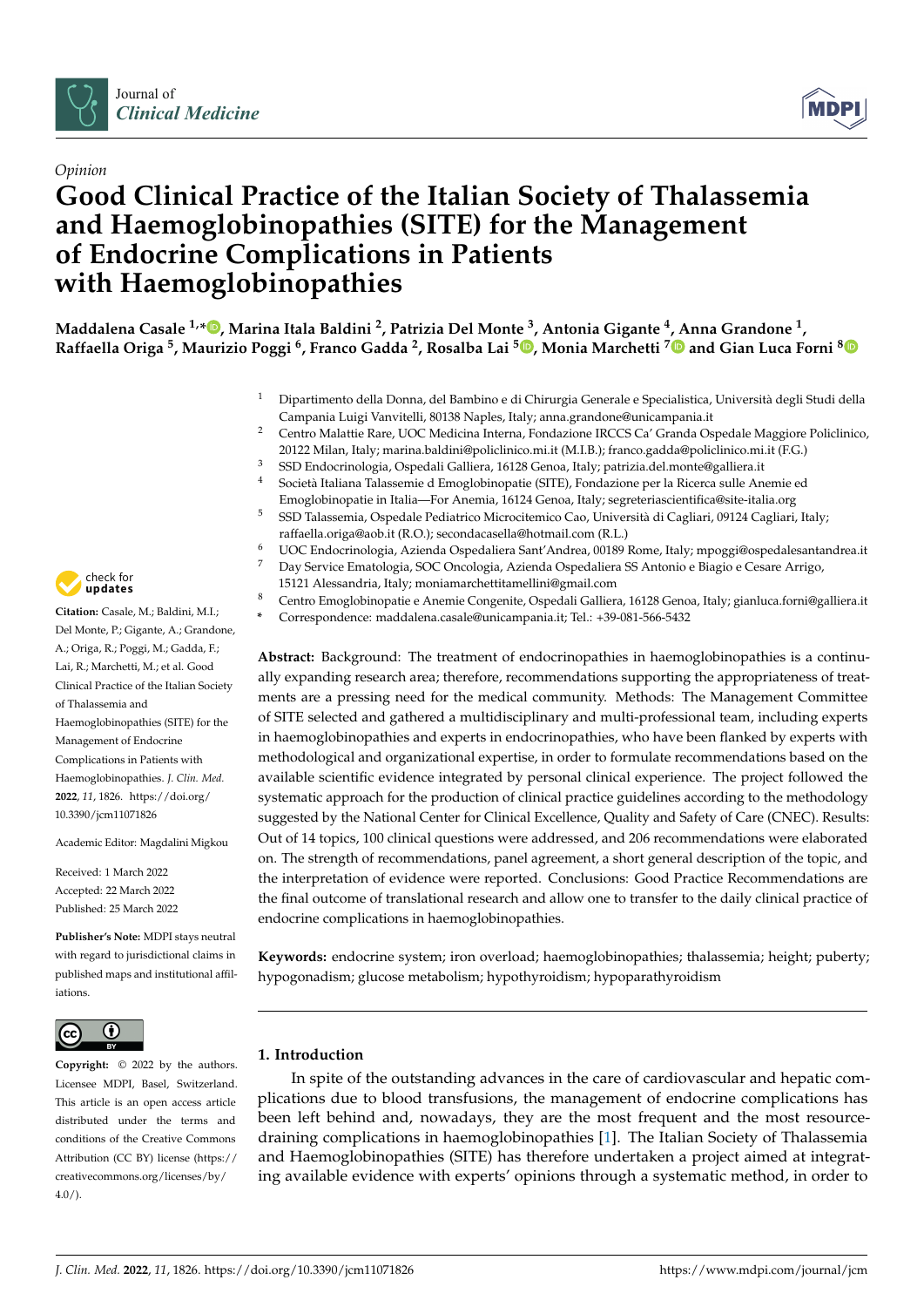*Opinion*

# Good Clinical Practice of the Italian Society of Thalassemia and Haemoglobinopathies (SITE) for the Management of Endocrine Complications in Patients with Haemoglobinopathies

**Maddalena Casale [1,*], Marina Itala Baldini [2], Patrizia Del Monte [3], Antonia Gigante [4], Anna Grandone [1], Raffaella Origa [5], Maurizio Poggi [6], Franco Gadda [2], Rosalba Lai [5], Monia Marchetti [7] and Gian Luca Forni [8]**

[1] Dipartimento della Donna, del Bambino e di Chirurgia Generale e Specialistica, Università degli Studi della Campania Luigi Vanvitelli, 80138 Naples, Italy; anna.grandone@unicampania.it

[2] Centro Malattie Rare, UOC Medicina Interna, Fondazione IRCCS Ca' Granda Ospedale Maggiore Policlinico, 20122 Milan, Italy; marina.baldini@policlinico.mi.it (M.I.B.); franco.gadda@policlinico.mi.it (F.G.)

[3] SSD Endocrinologia, Ospedali Galliera, 16128 Genoa, Italy; patrizia.del.monte@galliera.it

[4] Società Italiana Talassemie d Emoglobinopatie (SITE), Fondazione per la Ricerca sulle Anemie ed Emoglobinopatie in Italia—For Anemia, 16124 Genoa, Italy; segreteriascientifica@site-italia.org

[5] SSD Talassemia, Ospedale Pediatrico Microcitemico Cao, Università di Cagliari, 09124 Cagliari, Italy; raffaella.origa@aob.it (R.O.); secondacasella@hotmail.com (R.L.)

[6] UOC Endocrinologia, Azienda Ospedaliera Sant'Andrea, 00189 Rome, Italy; mpoggi@ospedalesantandrea.it

[7] Day Service Ematologia, SOC Oncologia, Azienda Ospedaliera SS Antonio e Biagio e Cesare Arrigo, 15121 Alessandria, Italy; moniamarchettitamellini@gmail.com

[8] Centro Emoglobinopatie e Anemie Congenite, Ospedali Galliera, 16128 Genoa, Italy; gianluca.forni@galliera.it

\* Correspondence: maddalena.casale@unicampania.it; Tel.: +39-081-566-5432

**Citation:** Casale, M.; Baldini, M.I.; Del Monte, P.; Gigante, A.; Grandone, A.; Origa, R.; Poggi, M.; Gadda, F.; Lai, R.; Marchetti, M.; et al. Good Clinical Practice of the Italian Society of Thalassemia and Haemoglobinopathies (SITE) for the Management of Endocrine Complications in Patients with Haemoglobinopathies. *J. Clin. Med.* **2022**, *11*, 1826. https://doi.org/10.3390/jcm11071826

Academic Editor: Magdalini Migkou

Received: 1 March 2022
Accepted: 22 March 2022
Published: 25 March 2022

**Publisher's Note:** MDPI stays neutral with regard to jurisdictional claims in published maps and institutional affiliations.

**Copyright:** © 2022 by the authors. Licensee MDPI, Basel, Switzerland. This article is an open access article distributed under the terms and conditions of the Creative Commons Attribution (CC BY) license (https://creativecommons.org/licenses/by/4.0/).

**Abstract:** Background: The treatment of endocrinopathies in haemoglobinopathies is a continually expanding research area; therefore, recommendations supporting the appropriateness of treatments are a pressing need for the medical community. Methods: The Management Committee of SITE selected and gathered a multidisciplinary and multi-professional team, including experts in haemoglobinopathies and experts in endocrinopathies, who have been flanked by experts with methodological and organizational expertise, in order to formulate recommendations based on the available scientific evidence integrated by personal clinical experience. The project followed the systematic approach for the production of clinical practice guidelines according to the methodology suggested by the National Center for Clinical Excellence, Quality and Safety of Care (CNEC). Results: Out of 14 topics, 100 clinical questions were addressed, and 206 recommendations were elaborated on. The strength of recommendations, panel agreement, a short general description of the topic, and the interpretation of evidence were reported. Conclusions: Good Practice Recommendations are the final outcome of translational research and allow one to transfer to the daily clinical practice of endocrine complications in haemoglobinopathies.

**Keywords:** endocrine system; iron overload; haemoglobinopathies; thalassemia; height; puberty; hypogonadism; glucose metabolism; hypothyroidism; hypoparathyroidism

## 1. Introduction

In spite of the outstanding advances in the care of cardiovascular and hepatic complications due to blood transfusions, the management of endocrine complications has been left behind and, nowadays, they are the most frequent and the most resource-draining complications in haemoglobinopathies [1]. The Italian Society of Thalassemia and Haemoglobinopathies (SITE) has therefore undertaken a project aimed at integrating available evidence with experts' opinions through a systematic method, in order to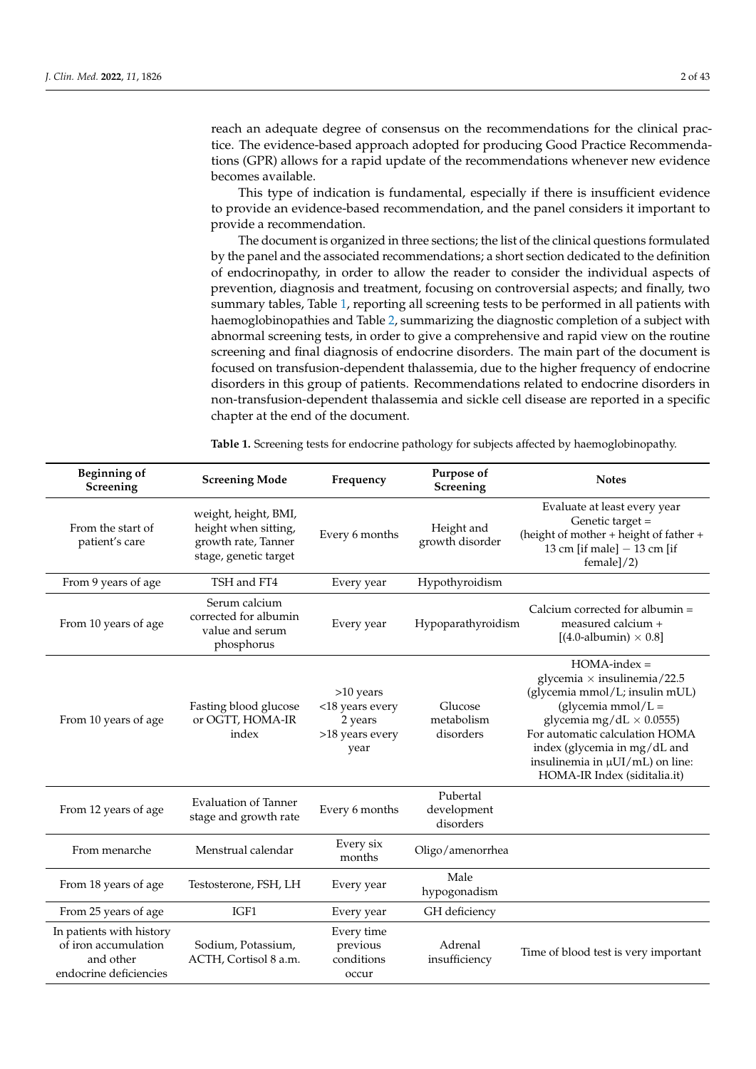reach an adequate degree of consensus on the recommendations for the clinical practice. The evidence-based approach adopted for producing Good Practice Recommendations (GPR) allows for a rapid update of the recommendations whenever new evidence becomes available.

This type of indication is fundamental, especially if there is insufficient evidence to provide an evidence-based recommendation, and the panel considers it important to provide a recommendation.

The document is organized in three sections; the list of the clinical questions formulated by the panel and the associated recommendations; a short section dedicated to the definition of endocrinopathy, in order to allow the reader to consider the individual aspects of prevention, diagnosis and treatment, focusing on controversial aspects; and finally, two summary tables, Table 1, reporting all screening tests to be performed in all patients with haemoglobinopathies and Table 2, summarizing the diagnostic completion of a subject with abnormal screening tests, in order to give a comprehensive and rapid view on the routine screening and final diagnosis of endocrine disorders. The main part of the document is focused on transfusion-dependent thalassemia, due to the higher frequency of endocrine disorders in this group of patients. Recommendations related to endocrine disorders in non-transfusion-dependent thalassemia and sickle cell disease are reported in a specific chapter at the end of the document.

**Table 1.** Screening tests for endocrine pathology for subjects affected by haemoglobinopathy.

| Beginning of Screening | Screening Mode | Frequency | Purpose of Screening | Notes |
|---|---|---|---|---|
| From the start of patient's care | weight, height, BMI, height when sitting, growth rate, Tanner stage, genetic target | Every 6 months | Height and growth disorder | Evaluate at least every year Genetic target = (height of mother + height of father + 13 cm [if male] − 13 cm [if female]/2) |
| From 9 years of age | TSH and FT4 | Every year | Hypothyroidism | |
| From 10 years of age | Serum calcium corrected for albumin value and serum phosphorus | Every year | Hypoparathyroidism | Calcium corrected for albumin = measured calcium + [(4.0-albumin) × 0.8] |
| From 10 years of age | Fasting blood glucose or OGTT, HOMA-IR index | >10 years <18 years every 2 years >18 years every year | Glucose metabolism disorders | HOMA-index = glycemia × insulinemia/22.5 (glycemia mmol/L; insulin mUL) (glycemia mmol/L = glycemia mg/dL × 0.0555) For automatic calculation HOMA index (glycemia in mg/dL and insulinemia in μUI/mL) on line: HOMA-IR Index (siditalia.it) |
| From 12 years of age | Evaluation of Tanner stage and growth rate | Every 6 months | Pubertal development disorders | |
| From menarche | Menstrual calendar | Every six months | Oligo/amenorrhea | |
| From 18 years of age | Testosterone, FSH, LH | Every year | Male hypogonadism | |
| From 25 years of age | IGF1 | Every year | GH deficiency | |
| In patients with history of iron accumulation and other endocrine deficiencies | Sodium, Potassium, ACTH, Cortisol 8 a.m. | Every time previous conditions occur | Adrenal insufficiency | Time of blood test is very important |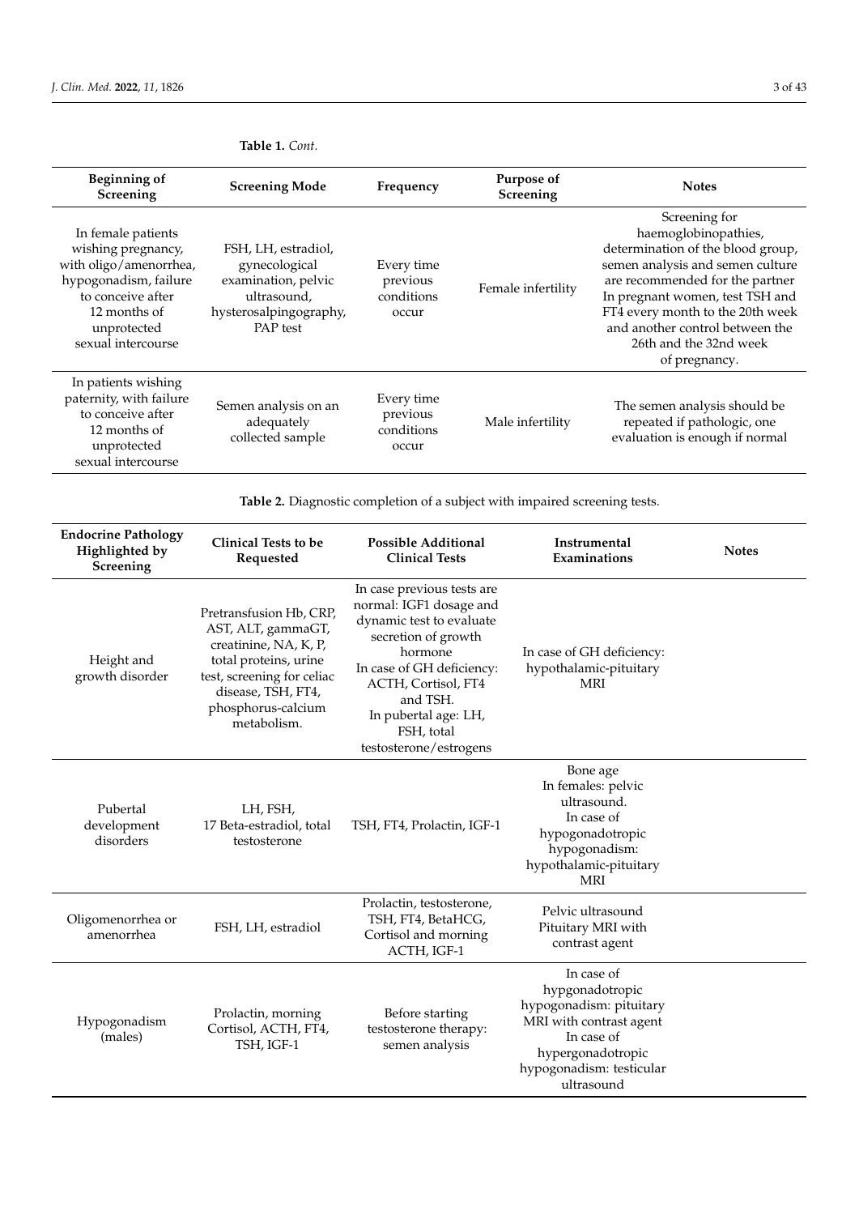**Table 1.** *Cont.*

| Beginning of Screening | Screening Mode | Frequency | Purpose of Screening | Notes |
|---|---|---|---|---|
| In female patients wishing pregnancy, with oligo/amenorrhea, hypogonadism, failure to conceive after 12 months of unprotected sexual intercourse | FSH, LH, estradiol, gynecological examination, pelvic ultrasound, hysterosalpingography, PAP test | Every time previous conditions occur | Female infertility | Screening for haemoglobinopathies, determination of the blood group, semen analysis and semen culture are recommended for the partner In pregnant women, test TSH and FT4 every month to the 20th week and another control between the 26th and the 32nd week of pregnancy. |
| In patients wishing paternity, with failure to conceive after 12 months of unprotected sexual intercourse | Semen analysis on an adequately collected sample | Every time previous conditions occur | Male infertility | The semen analysis should be repeated if pathologic, one evaluation is enough if normal |

**Table 2.** Diagnostic completion of a subject with impaired screening tests.

| Endocrine Pathology Highlighted by Screening | Clinical Tests to be Requested | Possible Additional Clinical Tests | Instrumental Examinations | Notes |
|---|---|---|---|---|
| Height and growth disorder | Pretransfusion Hb, CRP, AST, ALT, gammaGT, creatinine, NA, K, P, total proteins, urine test, screening for celiac disease, TSH, FT4, phosphorus-calcium metabolism. | In case previous tests are normal: IGF1 dosage and dynamic test to evaluate secretion of growth hormone In case of GH deficiency: ACTH, Cortisol, FT4 and TSH. In pubertal age: LH, FSH, total testosterone/estrogens | In case of GH deficiency: hypothalamic-pituitary MRI | |
| Pubertal development disorders | LH, FSH, 17 Beta-estradiol, total testosterone | TSH, FT4, Prolactin, IGF-1 | Bone age In females: pelvic ultrasound. In case of hypogonadotropic hypogonadism: hypothalamic-pituitary MRI | |
| Oligomenorrhea or amenorrhea | FSH, LH, estradiol | Prolactin, testosterone, TSH, FT4, BetaHCG, Cortisol and morning ACTH, IGF-1 | Pelvic ultrasound Pituitary MRI with contrast agent | |
| Hypogonadism (males) | Prolactin, morning Cortisol, ACTH, FT4, TSH, IGF-1 | Before starting testosterone therapy: semen analysis | In case of hypgonadotropic hypogonadism: pituitary MRI with contrast agent In case of hypergonadotropic hypogonadism: testicular ultrasound | |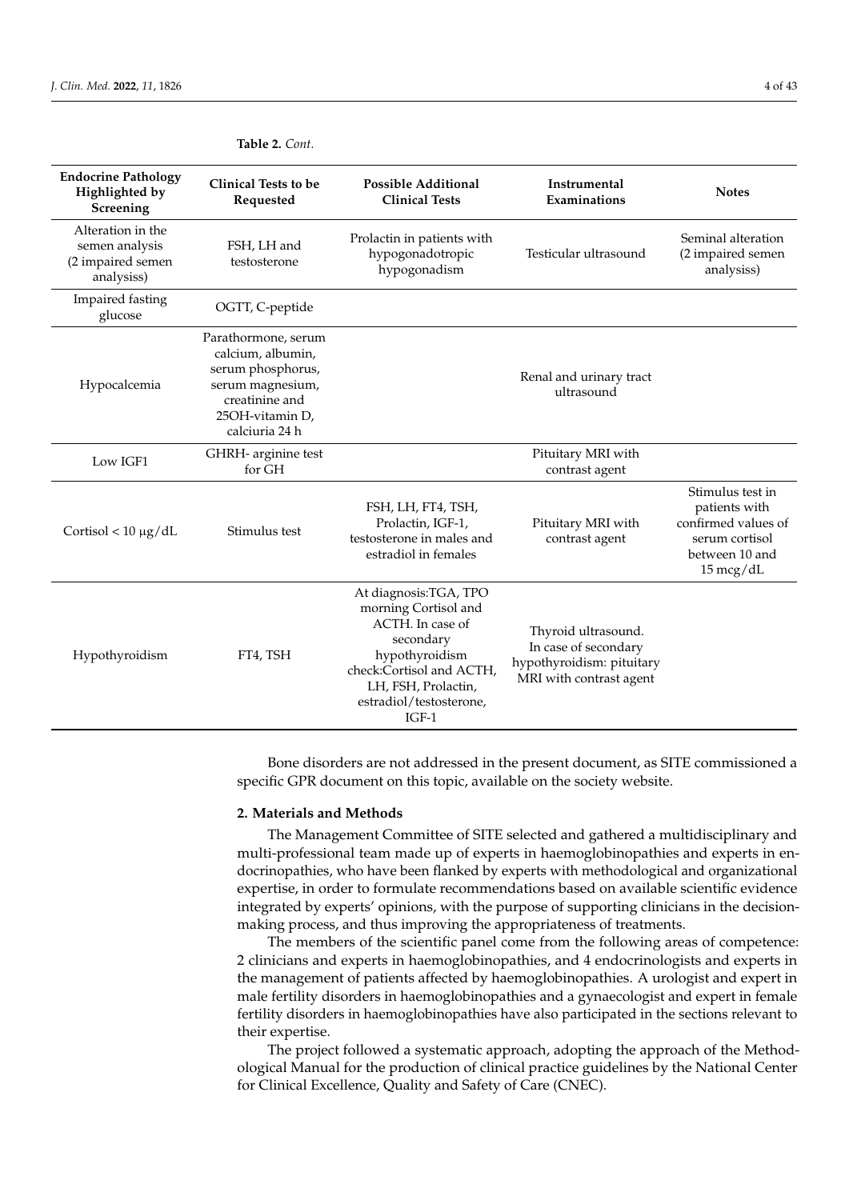**Table 2.** *Cont.*

| Endocrine Pathology Highlighted by Screening | Clinical Tests to be Requested | Possible Additional Clinical Tests | Instrumental Examinations | Notes |
|---|---|---|---|---|
| Alteration in the semen analysis (2 impaired semen analysiss) | FSH, LH and testosterone | Prolactin in patients with hypogonadotropic hypogonadism | Testicular ultrasound | Seminal alteration (2 impaired semen analysiss) |
| Impaired fasting glucose | OGTT, C-peptide | | | |
| Hypocalcemia | Parathormone, serum calcium, albumin, serum phosphorus, serum magnesium, creatinine and 25OH-vitamin D, calciuria 24 h | | Renal and urinary tract ultrasound | |
| Low IGF1 | GHRH- arginine test for GH | | Pituitary MRI with contrast agent | |
| Cortisol < 10 μg/dL | Stimulus test | FSH, LH, FT4, TSH, Prolactin, IGF-1, testosterone in males and estradiol in females | Pituitary MRI with contrast agent | Stimulus test in patients with confirmed values of serum cortisol between 10 and 15 mcg/dL |
| Hypothyroidism | FT4, TSH | At diagnosis:TGA, TPO morning Cortisol and ACTH. In case of secondary hypothyroidism check:Cortisol and ACTH, LH, FSH, Prolactin, estradiol/testosterone, IGF-1 | Thyroid ultrasound. In case of secondary hypothyroidism: pituitary MRI with contrast agent | |

Bone disorders are not addressed in the present document, as SITE commissioned a specific GPR document on this topic, available on the society website.

## 2. Materials and Methods

The Management Committee of SITE selected and gathered a multidisciplinary and multi-professional team made up of experts in haemoglobinopathies and experts in endocrinopathies, who have been flanked by experts with methodological and organizational expertise, in order to formulate recommendations based on available scientific evidence integrated by experts' opinions, with the purpose of supporting clinicians in the decision-making process, and thus improving the appropriateness of treatments.

The members of the scientific panel come from the following areas of competence: 2 clinicians and experts in haemoglobinopathies, and 4 endocrinologists and experts in the management of patients affected by haemoglobinopathies. A urologist and expert in male fertility disorders in haemoglobinopathies and a gynaecologist and expert in female fertility disorders in haemoglobinopathies have also participated in the sections relevant to their expertise.

The project followed a systematic approach, adopting the approach of the Methodological Manual for the production of clinical practice guidelines by the National Center for Clinical Excellence, Quality and Safety of Care (CNEC).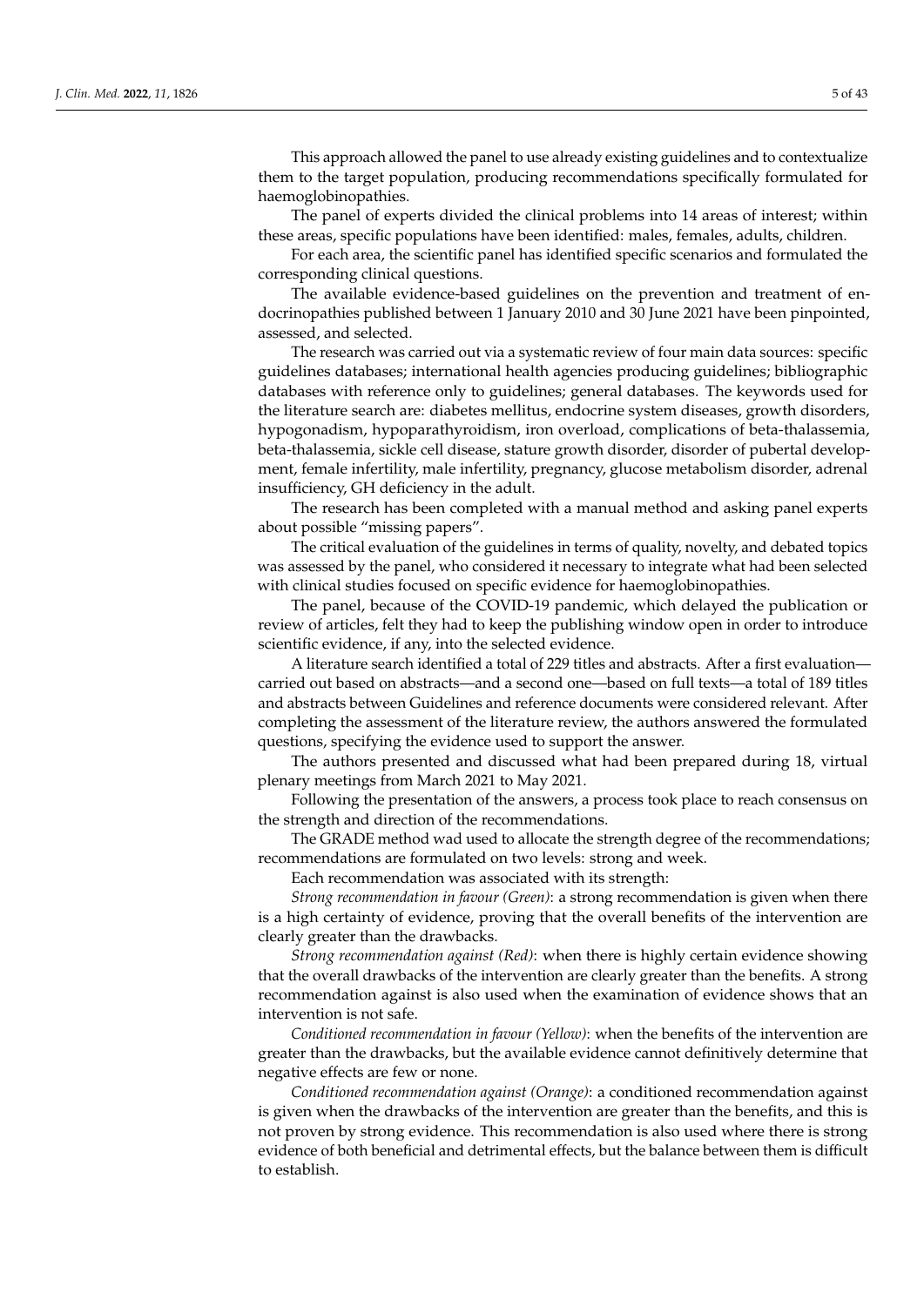This approach allowed the panel to use already existing guidelines and to contextualize them to the target population, producing recommendations specifically formulated for haemoglobinopathies.

The panel of experts divided the clinical problems into 14 areas of interest; within these areas, specific populations have been identified: males, females, adults, children.

For each area, the scientific panel has identified specific scenarios and formulated the corresponding clinical questions.

The available evidence-based guidelines on the prevention and treatment of endocrinopathies published between 1 January 2010 and 30 June 2021 have been pinpointed, assessed, and selected.

The research was carried out via a systematic review of four main data sources: specific guidelines databases; international health agencies producing guidelines; bibliographic databases with reference only to guidelines; general databases. The keywords used for the literature search are: diabetes mellitus, endocrine system diseases, growth disorders, hypogonadism, hypoparathyroidism, iron overload, complications of beta-thalassemia, beta-thalassemia, sickle cell disease, stature growth disorder, disorder of pubertal development, female infertility, male infertility, pregnancy, glucose metabolism disorder, adrenal insufficiency, GH deficiency in the adult.

The research has been completed with a manual method and asking panel experts about possible "missing papers".

The critical evaluation of the guidelines in terms of quality, novelty, and debated topics was assessed by the panel, who considered it necessary to integrate what had been selected with clinical studies focused on specific evidence for haemoglobinopathies.

The panel, because of the COVID-19 pandemic, which delayed the publication or review of articles, felt they had to keep the publishing window open in order to introduce scientific evidence, if any, into the selected evidence.

A literature search identified a total of 229 titles and abstracts. After a first evaluation—carried out based on abstracts—and a second one—based on full texts—a total of 189 titles and abstracts between Guidelines and reference documents were considered relevant. After completing the assessment of the literature review, the authors answered the formulated questions, specifying the evidence used to support the answer.

The authors presented and discussed what had been prepared during 18, virtual plenary meetings from March 2021 to May 2021.

Following the presentation of the answers, a process took place to reach consensus on the strength and direction of the recommendations.

The GRADE method wad used to allocate the strength degree of the recommendations; recommendations are formulated on two levels: strong and week.

Each recommendation was associated with its strength:

*Strong recommendation in favour (Green)*: a strong recommendation is given when there is a high certainty of evidence, proving that the overall benefits of the intervention are clearly greater than the drawbacks.

*Strong recommendation against (Red)*: when there is highly certain evidence showing that the overall drawbacks of the intervention are clearly greater than the benefits. A strong recommendation against is also used when the examination of evidence shows that an intervention is not safe.

*Conditioned recommendation in favour (Yellow)*: when the benefits of the intervention are greater than the drawbacks, but the available evidence cannot definitively determine that negative effects are few or none.

*Conditioned recommendation against (Orange)*: a conditioned recommendation against is given when the drawbacks of the intervention are greater than the benefits, and this is not proven by strong evidence. This recommendation is also used where there is strong evidence of both beneficial and detrimental effects, but the balance between them is difficult to establish.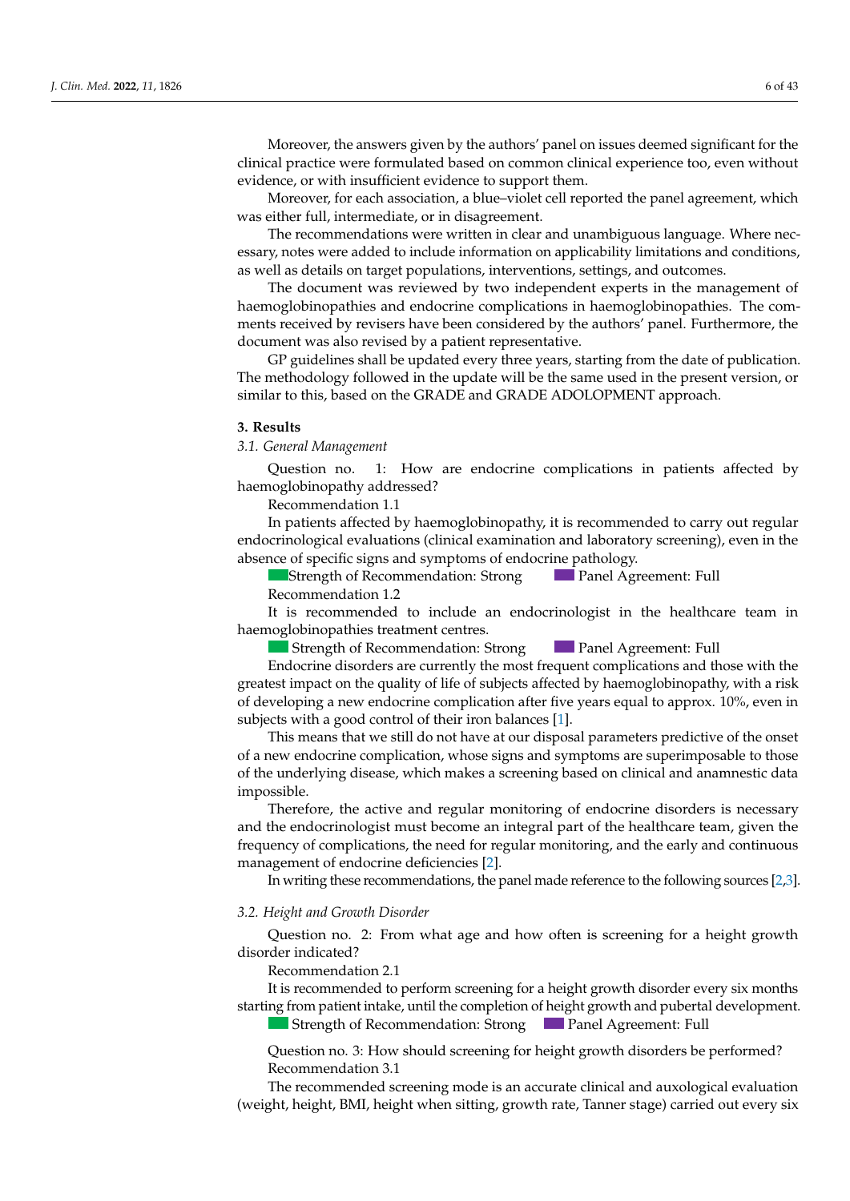Moreover, the answers given by the authors' panel on issues deemed significant for the clinical practice were formulated based on common clinical experience too, even without evidence, or with insufficient evidence to support them.

Moreover, for each association, a blue–violet cell reported the panel agreement, which was either full, intermediate, or in disagreement.

The recommendations were written in clear and unambiguous language. Where necessary, notes were added to include information on applicability limitations and conditions, as well as details on target populations, interventions, settings, and outcomes.

The document was reviewed by two independent experts in the management of haemoglobinopathies and endocrine complications in haemoglobinopathies. The comments received by revisers have been considered by the authors' panel. Furthermore, the document was also revised by a patient representative.

GP guidelines shall be updated every three years, starting from the date of publication. The methodology followed in the update will be the same used in the present version, or similar to this, based on the GRADE and GRADE ADOLOPMENT approach.

## 3. Results

### 3.1. General Management

Question no. 1: How are endocrine complications in patients affected by haemoglobinopathy addressed?

Recommendation 1.1

In patients affected by haemoglobinopathy, it is recommended to carry out regular endocrinological evaluations (clinical examination and laboratory screening), even in the absence of specific signs and symptoms of endocrine pathology.

Strength of Recommendation: Strong    Panel Agreement: Full

Recommendation 1.2

It is recommended to include an endocrinologist in the healthcare team in haemoglobinopathies treatment centres.

Strength of Recommendation: Strong    Panel Agreement: Full

Endocrine disorders are currently the most frequent complications and those with the greatest impact on the quality of life of subjects affected by haemoglobinopathy, with a risk of developing a new endocrine complication after five years equal to approx. 10%, even in subjects with a good control of their iron balances [1].

This means that we still do not have at our disposal parameters predictive of the onset of a new endocrine complication, whose signs and symptoms are superimposable to those of the underlying disease, which makes a screening based on clinical and anamnestic data impossible.

Therefore, the active and regular monitoring of endocrine disorders is necessary and the endocrinologist must become an integral part of the healthcare team, given the frequency of complications, the need for regular monitoring, and the early and continuous management of endocrine deficiencies [2].

In writing these recommendations, the panel made reference to the following sources [2,3].

### 3.2. Height and Growth Disorder

Question no. 2: From what age and how often is screening for a height growth disorder indicated?

Recommendation 2.1

It is recommended to perform screening for a height growth disorder every six months starting from patient intake, until the completion of height growth and pubertal development.

Strength of Recommendation: Strong    Panel Agreement: Full

Question no. 3: How should screening for height growth disorders be performed?

Recommendation 3.1

The recommended screening mode is an accurate clinical and auxological evaluation (weight, height, BMI, height when sitting, growth rate, Tanner stage) carried out every six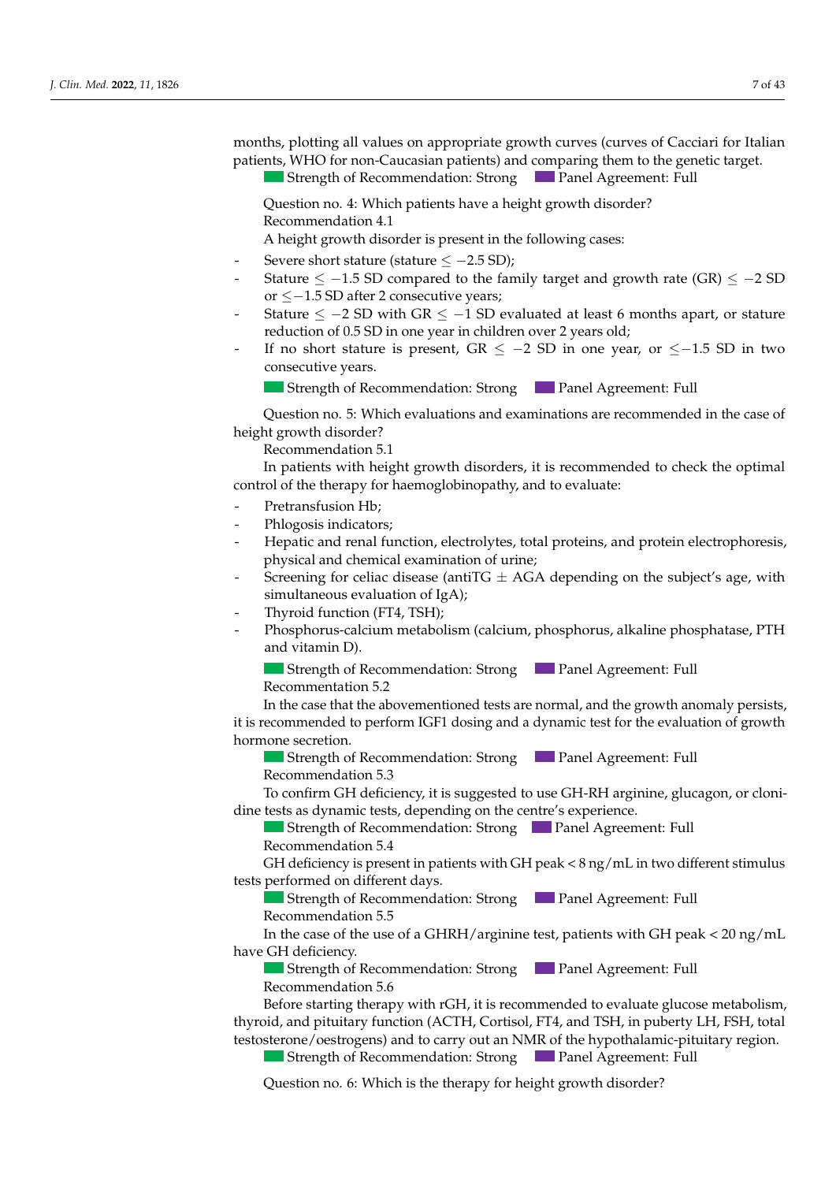months, plotting all values on appropriate growth curves (curves of Cacciari for Italian patients, WHO for non-Caucasian patients) and comparing them to the genetic target.

Strength of Recommendation: Strong   Panel Agreement: Full

Question no. 4: Which patients have a height growth disorder?

Recommendation 4.1

A height growth disorder is present in the following cases:

- Severe short stature (stature $\leq -2.5$ SD);
- Stature $\leq -1.5$ SD compared to the family target and growth rate (GR) $\leq -2$ SD or $\leq -1.5$ SD after 2 consecutive years;
- Stature $\leq -2$ SD with GR $\leq -1$ SD evaluated at least 6 months apart, or stature reduction of 0.5 SD in one year in children over 2 years old;
- If no short stature is present, GR $\leq -2$ SD in one year, or $\leq -1.5$ SD in two consecutive years.

Strength of Recommendation: Strong   Panel Agreement: Full

Question no. 5: Which evaluations and examinations are recommended in the case of height growth disorder?

Recommendation 5.1

In patients with height growth disorders, it is recommended to check the optimal control of the therapy for haemoglobinopathy, and to evaluate:

- Pretransfusion Hb;
- Phlogosis indicators;
- Hepatic and renal function, electrolytes, total proteins, and protein electrophoresis, physical and chemical examination of urine;
- Screening for celiac disease (antiTG $\pm$ AGA depending on the subject's age, with simultaneous evaluation of IgA);
- Thyroid function (FT4, TSH);
- Phosphorus-calcium metabolism (calcium, phosphorus, alkaline phosphatase, PTH and vitamin D).

Strength of Recommendation: Strong   Panel Agreement: Full

Recommentation 5.2

In the case that the abovementioned tests are normal, and the growth anomaly persists, it is recommended to perform IGF1 dosing and a dynamic test for the evaluation of growth hormone secretion.

Strength of Recommendation: Strong   Panel Agreement: Full

Recommendation 5.3

To confirm GH deficiency, it is suggested to use GH-RH arginine, glucagon, or clonidine tests as dynamic tests, depending on the centre's experience.

Strength of Recommendation: Strong   Panel Agreement: Full

Recommendation 5.4

GH deficiency is present in patients with GH peak < 8 ng/mL in two different stimulus tests performed on different days.

Strength of Recommendation: Strong   Panel Agreement: Full

Recommendation 5.5

In the case of the use of a GHRH/arginine test, patients with GH peak < 20 ng/mL have GH deficiency.

Strength of Recommendation: Strong   Panel Agreement: Full

Recommendation 5.6

Before starting therapy with rGH, it is recommended to evaluate glucose metabolism, thyroid, and pituitary function (ACTH, Cortisol, FT4, and TSH, in puberty LH, FSH, total testosterone/oestrogens) and to carry out an NMR of the hypothalamic-pituitary region.

Strength of Recommendation: Strong   Panel Agreement: Full

Question no. 6: Which is the therapy for height growth disorder?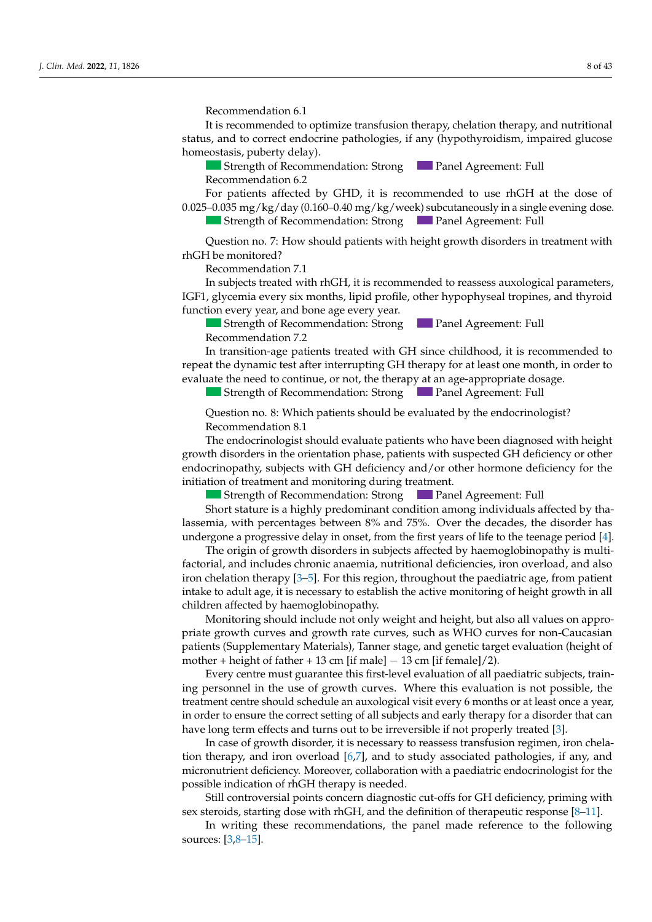Recommendation 6.1

It is recommended to optimize transfusion therapy, chelation therapy, and nutritional status, and to correct endocrine pathologies, if any (hypothyroidism, impaired glucose homeostasis, puberty delay).

Strength of Recommendation: Strong  Panel Agreement: Full

Recommendation 6.2

For patients affected by GHD, it is recommended to use rhGH at the dose of 0.025–0.035 mg/kg/day (0.160–0.40 mg/kg/week) subcutaneously in a single evening dose.

Strength of Recommendation: Strong  Panel Agreement: Full

Question no. 7: How should patients with height growth disorders in treatment with rhGH be monitored?

Recommendation 7.1

In subjects treated with rhGH, it is recommended to reassess auxological parameters, IGF1, glycemia every six months, lipid profile, other hypophyseal tropines, and thyroid function every year, and bone age every year.

Strength of Recommendation: Strong  Panel Agreement: Full

Recommendation 7.2

In transition-age patients treated with GH since childhood, it is recommended to repeat the dynamic test after interrupting GH therapy for at least one month, in order to evaluate the need to continue, or not, the therapy at an age-appropriate dosage.

Strength of Recommendation: Strong  Panel Agreement: Full

Question no. 8: Which patients should be evaluated by the endocrinologist?

Recommendation 8.1

The endocrinologist should evaluate patients who have been diagnosed with height growth disorders in the orientation phase, patients with suspected GH deficiency or other endocrinopathy, subjects with GH deficiency and/or other hormone deficiency for the initiation of treatment and monitoring during treatment.

Strength of Recommendation: Strong  Panel Agreement: Full

Short stature is a highly predominant condition among individuals affected by thalassemia, with percentages between 8% and 75%. Over the decades, the disorder has undergone a progressive delay in onset, from the first years of life to the teenage period [4].

The origin of growth disorders in subjects affected by haemoglobinopathy is multifactorial, and includes chronic anaemia, nutritional deficiencies, iron overload, and also iron chelation therapy [3–5]. For this region, throughout the paediatric age, from patient intake to adult age, it is necessary to establish the active monitoring of height growth in all children affected by haemoglobinopathy.

Monitoring should include not only weight and height, but also all values on appropriate growth curves and growth rate curves, such as WHO curves for non-Caucasian patients (Supplementary Materials), Tanner stage, and genetic target evaluation (height of mother + height of father + 13 cm [if male] − 13 cm [if female]/2).

Every centre must guarantee this first-level evaluation of all paediatric subjects, training personnel in the use of growth curves. Where this evaluation is not possible, the treatment centre should schedule an auxological visit every 6 months or at least once a year, in order to ensure the correct setting of all subjects and early therapy for a disorder that can have long term effects and turns out to be irreversible if not properly treated [3].

In case of growth disorder, it is necessary to reassess transfusion regimen, iron chelation therapy, and iron overload [6,7], and to study associated pathologies, if any, and micronutrient deficiency. Moreover, collaboration with a paediatric endocrinologist for the possible indication of rhGH therapy is needed.

Still controversial points concern diagnostic cut-offs for GH deficiency, priming with sex steroids, starting dose with rhGH, and the definition of therapeutic response [8–11].

In writing these recommendations, the panel made reference to the following sources: [3,8–15].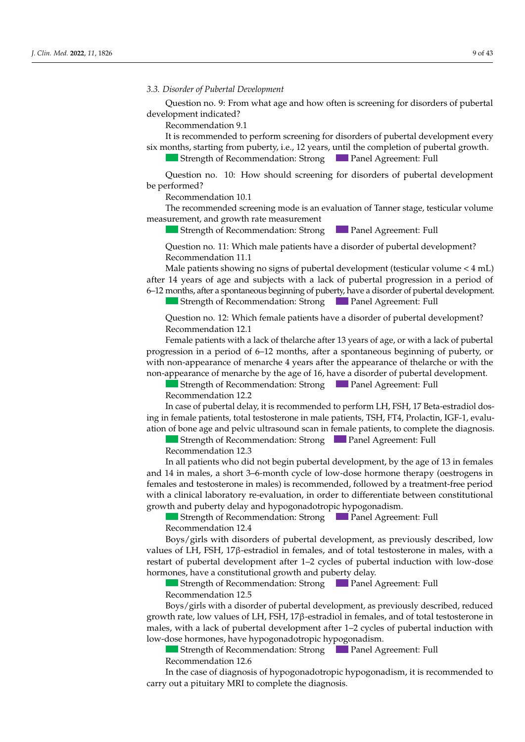### 3.3. Disorder of Pubertal Development

Question no. 9: From what age and how often is screening for disorders of pubertal development indicated?

Recommendation 9.1

It is recommended to perform screening for disorders of pubertal development every six months, starting from puberty, i.e., 12 years, until the completion of pubertal growth.

Strength of Recommendation: Strong Panel Agreement: Full

Question no. 10: How should screening for disorders of pubertal development be performed?

Recommendation 10.1

The recommended screening mode is an evaluation of Tanner stage, testicular volume measurement, and growth rate measurement

Strength of Recommendation: Strong Panel Agreement: Full

Question no. 11: Which male patients have a disorder of pubertal development?

Recommendation 11.1

Male patients showing no signs of pubertal development (testicular volume < 4 mL) after 14 years of age and subjects with a lack of pubertal progression in a period of 6–12 months, after a spontaneous beginning of puberty, have a disorder of pubertal development.

Strength of Recommendation: Strong Panel Agreement: Full

Question no. 12: Which female patients have a disorder of pubertal development?

Recommendation 12.1

Female patients with a lack of thelarche after 13 years of age, or with a lack of pubertal progression in a period of 6–12 months, after a spontaneous beginning of puberty, or with non-appearance of menarche 4 years after the appearance of thelarche or with the non-appearance of menarche by the age of 16, have a disorder of pubertal development.

Strength of Recommendation: Strong Panel Agreement: Full

Recommendation 12.2

In case of pubertal delay, it is recommended to perform LH, FSH, 17 Beta-estradiol dosing in female patients, total testosterone in male patients, TSH, FT4, Prolactin, IGF-1, evaluation of bone age and pelvic ultrasound scan in female patients, to complete the diagnosis.

Strength of Recommendation: Strong Panel Agreement: Full

Recommendation 12.3

In all patients who did not begin pubertal development, by the age of 13 in females and 14 in males, a short 3–6-month cycle of low-dose hormone therapy (oestrogens in females and testosterone in males) is recommended, followed by a treatment-free period with a clinical laboratory re-evaluation, in order to differentiate between constitutional growth and puberty delay and hypogonadotropic hypogonadism.

Strength of Recommendation: Strong Panel Agreement: Full

Recommendation 12.4

Boys/girls with disorders of pubertal development, as previously described, low values of LH, FSH, 17β-estradiol in females, and of total testosterone in males, with a restart of pubertal development after 1–2 cycles of pubertal induction with low-dose hormones, have a constitutional growth and puberty delay.

Strength of Recommendation: Strong Panel Agreement: Full

Recommendation 12.5

Boys/girls with a disorder of pubertal development, as previously described, reduced growth rate, low values of LH, FSH, 17β-estradiol in females, and of total testosterone in males, with a lack of pubertal development after 1–2 cycles of pubertal induction with low-dose hormones, have hypogonadotropic hypogonadism.

Strength of Recommendation: Strong Panel Agreement: Full

Recommendation 12.6

In the case of diagnosis of hypogonadotropic hypogonadism, it is recommended to carry out a pituitary MRI to complete the diagnosis.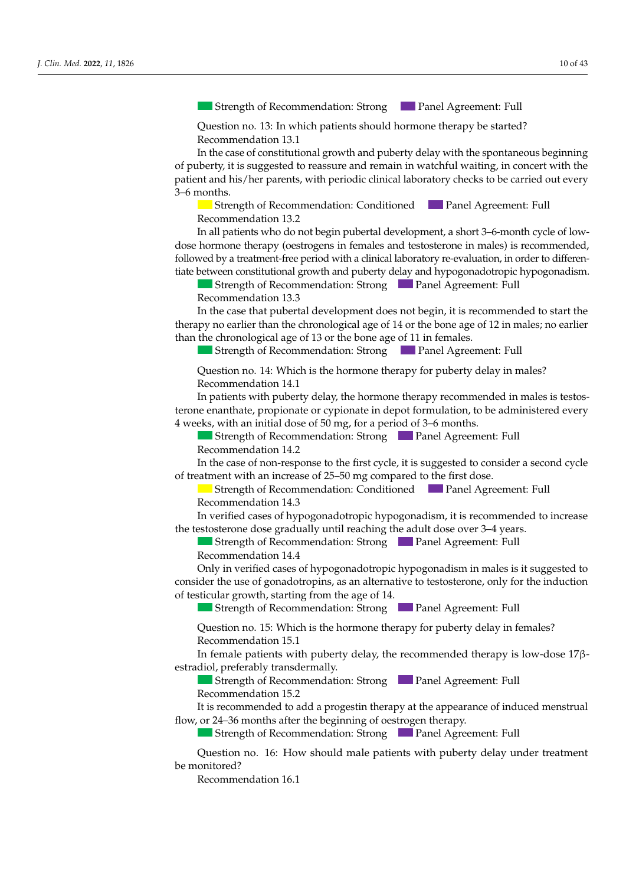Strength of Recommendation: Strong     Panel Agreement: Full

Question no. 13: In which patients should hormone therapy be started?

Recommendation 13.1

In the case of constitutional growth and puberty delay with the spontaneous beginning of puberty, it is suggested to reassure and remain in watchful waiting, in concert with the patient and his/her parents, with periodic clinical laboratory checks to be carried out every 3–6 months.

Strength of Recommendation: Conditioned     Panel Agreement: Full

Recommendation 13.2

In all patients who do not begin pubertal development, a short 3–6-month cycle of low-dose hormone therapy (oestrogens in females and testosterone in males) is recommended, followed by a treatment-free period with a clinical laboratory re-evaluation, in order to differentiate between constitutional growth and puberty delay and hypogonadotropic hypogonadism.

Strength of Recommendation: Strong     Panel Agreement: Full

Recommendation 13.3

In the case that pubertal development does not begin, it is recommended to start the therapy no earlier than the chronological age of 14 or the bone age of 12 in males; no earlier than the chronological age of 13 or the bone age of 11 in females.

Strength of Recommendation: Strong     Panel Agreement: Full

Question no. 14: Which is the hormone therapy for puberty delay in males?

Recommendation 14.1

In patients with puberty delay, the hormone therapy recommended in males is testosterone enanthate, propionate or cypionate in depot formulation, to be administered every 4 weeks, with an initial dose of 50 mg, for a period of 3–6 months.

Strength of Recommendation: Strong     Panel Agreement: Full

Recommendation 14.2

In the case of non-response to the first cycle, it is suggested to consider a second cycle of treatment with an increase of 25–50 mg compared to the first dose.

Strength of Recommendation: Conditioned     Panel Agreement: Full

Recommendation 14.3

In verified cases of hypogonadotropic hypogonadism, it is recommended to increase the testosterone dose gradually until reaching the adult dose over 3–4 years.

Strength of Recommendation: Strong     Panel Agreement: Full

Recommendation 14.4

Only in verified cases of hypogonadotropic hypogonadism in males is it suggested to consider the use of gonadotropins, as an alternative to testosterone, only for the induction of testicular growth, starting from the age of 14.

Strength of Recommendation: Strong     Panel Agreement: Full

Question no. 15: Which is the hormone therapy for puberty delay in females?

Recommendation 15.1

In female patients with puberty delay, the recommended therapy is low-dose 17β-estradiol, preferably transdermally.

Strength of Recommendation: Strong     Panel Agreement: Full

Recommendation 15.2

It is recommended to add a progestin therapy at the appearance of induced menstrual flow, or 24–36 months after the beginning of oestrogen therapy.

Strength of Recommendation: Strong     Panel Agreement: Full

Question no. 16: How should male patients with puberty delay under treatment be monitored?

Recommendation 16.1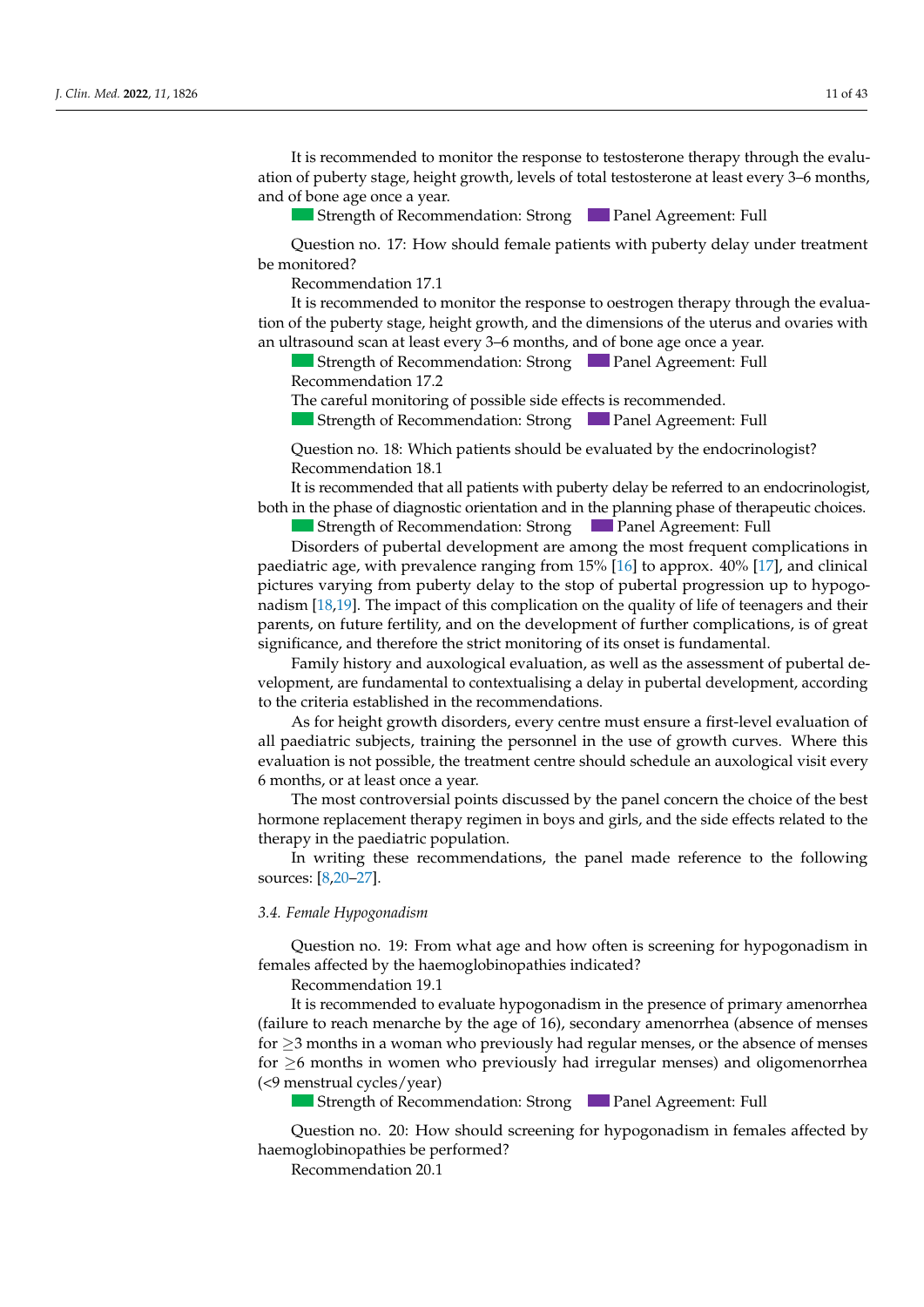It is recommended to monitor the response to testosterone therapy through the evaluation of puberty stage, height growth, levels of total testosterone at least every 3–6 months, and of bone age once a year.

Strength of Recommendation: Strong    Panel Agreement: Full

Question no. 17: How should female patients with puberty delay under treatment be monitored?

Recommendation 17.1

It is recommended to monitor the response to oestrogen therapy through the evaluation of the puberty stage, height growth, and the dimensions of the uterus and ovaries with an ultrasound scan at least every 3–6 months, and of bone age once a year.

Strength of Recommendation: Strong    Panel Agreement: Full

Recommendation 17.2

The careful monitoring of possible side effects is recommended.

Strength of Recommendation: Strong    Panel Agreement: Full

Question no. 18: Which patients should be evaluated by the endocrinologist?

Recommendation 18.1

It is recommended that all patients with puberty delay be referred to an endocrinologist, both in the phase of diagnostic orientation and in the planning phase of therapeutic choices.

Strength of Recommendation: Strong    Panel Agreement: Full

Disorders of pubertal development are among the most frequent complications in paediatric age, with prevalence ranging from 15% [16] to approx. 40% [17], and clinical pictures varying from puberty delay to the stop of pubertal progression up to hypogonadism [18,19]. The impact of this complication on the quality of life of teenagers and their parents, on future fertility, and on the development of further complications, is of great significance, and therefore the strict monitoring of its onset is fundamental.

Family history and auxological evaluation, as well as the assessment of pubertal development, are fundamental to contextualising a delay in pubertal development, according to the criteria established in the recommendations.

As for height growth disorders, every centre must ensure a first-level evaluation of all paediatric subjects, training the personnel in the use of growth curves. Where this evaluation is not possible, the treatment centre should schedule an auxological visit every 6 months, or at least once a year.

The most controversial points discussed by the panel concern the choice of the best hormone replacement therapy regimen in boys and girls, and the side effects related to the therapy in the paediatric population.

In writing these recommendations, the panel made reference to the following sources: [8,20–27].

### 3.4. Female Hypogonadism

Question no. 19: From what age and how often is screening for hypogonadism in females affected by the haemoglobinopathies indicated?

Recommendation 19.1

It is recommended to evaluate hypogonadism in the presence of primary amenorrhea (failure to reach menarche by the age of 16), secondary amenorrhea (absence of menses for $\geq$3 months in a woman who previously had regular menses, or the absence of menses for $\geq$6 months in women who previously had irregular menses) and oligomenorrhea (<9 menstrual cycles/year)

Strength of Recommendation: Strong    Panel Agreement: Full

Question no. 20: How should screening for hypogonadism in females affected by haemoglobinopathies be performed?

Recommendation 20.1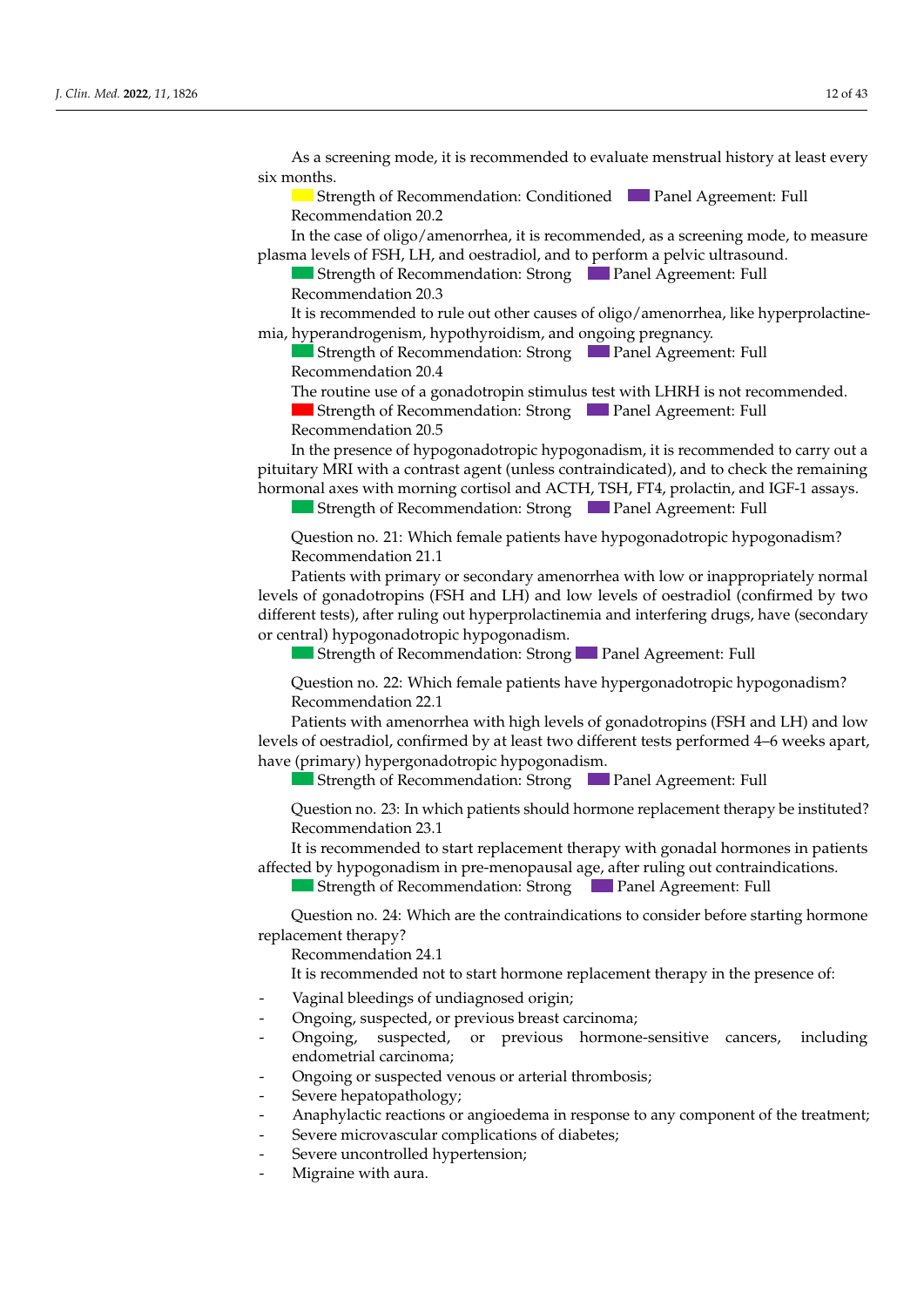As a screening mode, it is recommended to evaluate menstrual history at least every six months.

Strength of Recommendation: Conditioned     Panel Agreement: Full

Recommendation 20.2

In the case of oligo/amenorrhea, it is recommended, as a screening mode, to measure plasma levels of FSH, LH, and oestradiol, and to perform a pelvic ultrasound.

Strength of Recommendation: Strong     Panel Agreement: Full

Recommendation 20.3

It is recommended to rule out other causes of oligo/amenorrhea, like hyperprolactinemia, hyperandrogenism, hypothyroidism, and ongoing pregnancy.

Strength of Recommendation: Strong     Panel Agreement: Full

Recommendation 20.4

The routine use of a gonadotropin stimulus test with LHRH is not recommended.

Strength of Recommendation: Strong     Panel Agreement: Full

Recommendation 20.5

In the presence of hypogonadotropic hypogonadism, it is recommended to carry out a pituitary MRI with a contrast agent (unless contraindicated), and to check the remaining hormonal axes with morning cortisol and ACTH, TSH, FT4, prolactin, and IGF-1 assays.

Strength of Recommendation: Strong     Panel Agreement: Full

Question no. 21: Which female patients have hypogonadotropic hypogonadism?

Recommendation 21.1

Patients with primary or secondary amenorrhea with low or inappropriately normal levels of gonadotropins (FSH and LH) and low levels of oestradiol (confirmed by two different tests), after ruling out hyperprolactinemia and interfering drugs, have (secondary or central) hypogonadotropic hypogonadism.

Strength of Recommendation: Strong     Panel Agreement: Full

Question no. 22: Which female patients have hypergonadotropic hypogonadism?

Recommendation 22.1

Patients with amenorrhea with high levels of gonadotropins (FSH and LH) and low levels of oestradiol, confirmed by at least two different tests performed 4–6 weeks apart, have (primary) hypergonadotropic hypogonadism.

Strength of Recommendation: Strong     Panel Agreement: Full

Question no. 23: In which patients should hormone replacement therapy be instituted?

Recommendation 23.1

It is recommended to start replacement therapy with gonadal hormones in patients affected by hypogonadism in pre-menopausal age, after ruling out contraindications.

Strength of Recommendation: Strong     Panel Agreement: Full

Question no. 24: Which are the contraindications to consider before starting hormone replacement therapy?

Recommendation 24.1

It is recommended not to start hormone replacement therapy in the presence of:

- Vaginal bleedings of undiagnosed origin;
- Ongoing, suspected, or previous breast carcinoma;
- Ongoing, suspected, or previous hormone-sensitive cancers, including endometrial carcinoma;
- Ongoing or suspected venous or arterial thrombosis;
- Severe hepatopathology;
- Anaphylactic reactions or angioedema in response to any component of the treatment;
- Severe microvascular complications of diabetes;
- Severe uncontrolled hypertension;
- Migraine with aura.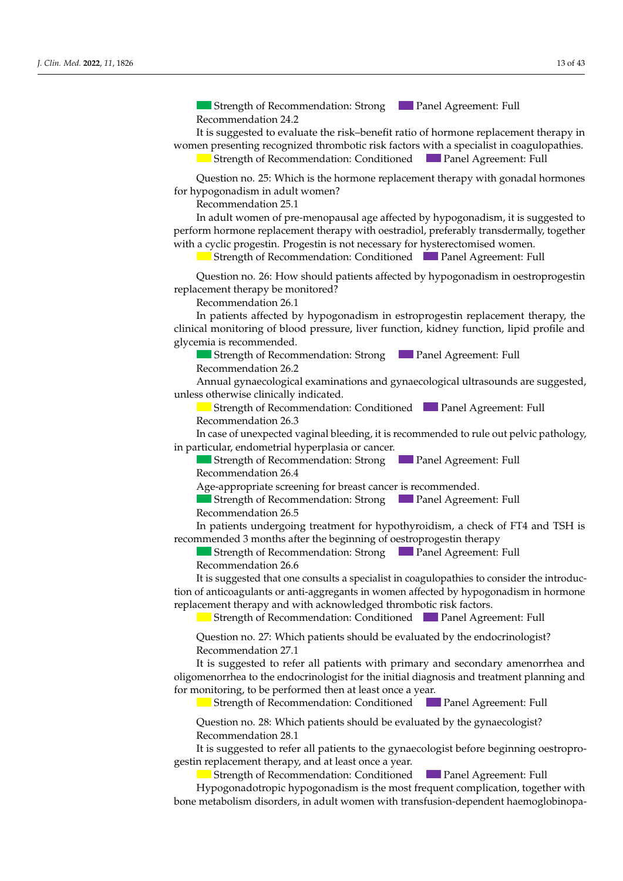Strength of Recommendation: Strong    Panel Agreement: Full

Recommendation 24.2

It is suggested to evaluate the risk–benefit ratio of hormone replacement therapy in women presenting recognized thrombotic risk factors with a specialist in coagulopathies.

Strength of Recommendation: Conditioned    Panel Agreement: Full

Question no. 25: Which is the hormone replacement therapy with gonadal hormones for hypogonadism in adult women?

Recommendation 25.1

In adult women of pre-menopausal age affected by hypogonadism, it is suggested to perform hormone replacement therapy with oestradiol, preferably transdermally, together with a cyclic progestin. Progestin is not necessary for hysterectomised women.

Strength of Recommendation: Conditioned    Panel Agreement: Full

Question no. 26: How should patients affected by hypogonadism in oestroprogestin replacement therapy be monitored?

Recommendation 26.1

In patients affected by hypogonadism in estroprogestin replacement therapy, the clinical monitoring of blood pressure, liver function, kidney function, lipid profile and glycemia is recommended.

Strength of Recommendation: Strong    Panel Agreement: Full

Recommendation 26.2

Annual gynaecological examinations and gynaecological ultrasounds are suggested, unless otherwise clinically indicated.

Strength of Recommendation: Conditioned    Panel Agreement: Full

Recommendation 26.3

In case of unexpected vaginal bleeding, it is recommended to rule out pelvic pathology, in particular, endometrial hyperplasia or cancer.

Strength of Recommendation: Strong    Panel Agreement: Full

Recommendation 26.4

Age-appropriate screening for breast cancer is recommended.

Strength of Recommendation: Strong    Panel Agreement: Full

Recommendation 26.5

In patients undergoing treatment for hypothyroidism, a check of FT4 and TSH is recommended 3 months after the beginning of oestroprogestin therapy

Strength of Recommendation: Strong    Panel Agreement: Full

Recommendation 26.6

It is suggested that one consults a specialist in coagulopathies to consider the introduction of anticoagulants or anti-aggregants in women affected by hypogonadism in hormone replacement therapy and with acknowledged thrombotic risk factors.

Strength of Recommendation: Conditioned    Panel Agreement: Full

Question no. 27: Which patients should be evaluated by the endocrinologist?

Recommendation 27.1

It is suggested to refer all patients with primary and secondary amenorrhea and oligomenorrhea to the endocrinologist for the initial diagnosis and treatment planning and for monitoring, to be performed then at least once a year.

Strength of Recommendation: Conditioned    Panel Agreement: Full

Question no. 28: Which patients should be evaluated by the gynaecologist?

Recommendation 28.1

It is suggested to refer all patients to the gynaecologist before beginning oestroprogestin replacement therapy, and at least once a year.

Strength of Recommendation: Conditioned    Panel Agreement: Full

Hypogonadotropic hypogonadism is the most frequent complication, together with bone metabolism disorders, in adult women with transfusion-dependent haemoglobinopa-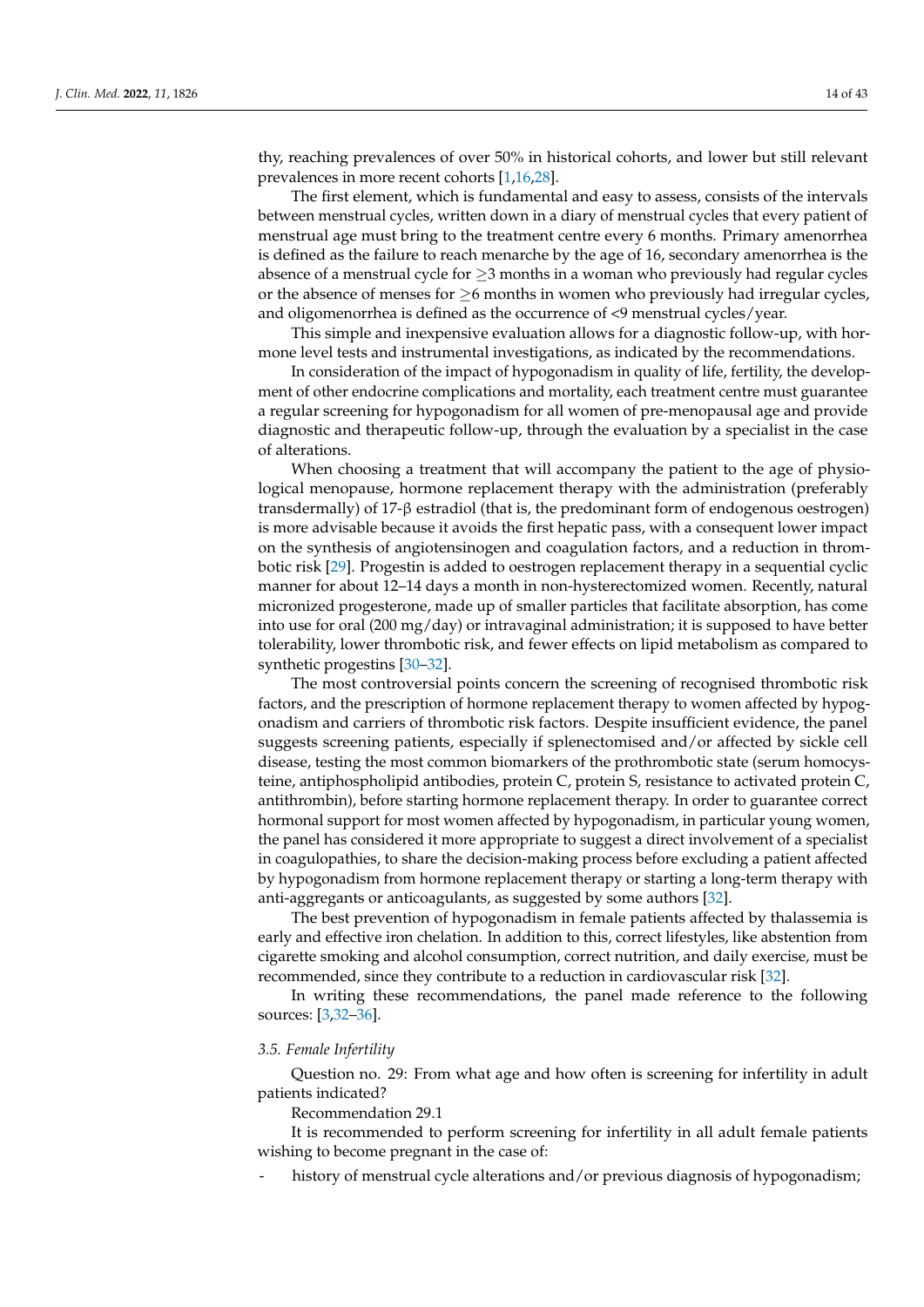thy, reaching prevalences of over 50% in historical cohorts, and lower but still relevant prevalences in more recent cohorts [1,16,28].

The first element, which is fundamental and easy to assess, consists of the intervals between menstrual cycles, written down in a diary of menstrual cycles that every patient of menstrual age must bring to the treatment centre every 6 months. Primary amenorrhea is defined as the failure to reach menarche by the age of 16, secondary amenorrhea is the absence of a menstrual cycle for $\geq$3 months in a woman who previously had regular cycles or the absence of menses for $\geq$6 months in women who previously had irregular cycles, and oligomenorrhea is defined as the occurrence of <9 menstrual cycles/year.

This simple and inexpensive evaluation allows for a diagnostic follow-up, with hormone level tests and instrumental investigations, as indicated by the recommendations.

In consideration of the impact of hypogonadism in quality of life, fertility, the development of other endocrine complications and mortality, each treatment centre must guarantee a regular screening for hypogonadism for all women of pre-menopausal age and provide diagnostic and therapeutic follow-up, through the evaluation by a specialist in the case of alterations.

When choosing a treatment that will accompany the patient to the age of physiological menopause, hormone replacement therapy with the administration (preferably transdermally) of 17-β estradiol (that is, the predominant form of endogenous oestrogen) is more advisable because it avoids the first hepatic pass, with a consequent lower impact on the synthesis of angiotensinogen and coagulation factors, and a reduction in thrombotic risk [29]. Progestin is added to oestrogen replacement therapy in a sequential cyclic manner for about 12–14 days a month in non-hysterectomized women. Recently, natural micronized progesterone, made up of smaller particles that facilitate absorption, has come into use for oral (200 mg/day) or intravaginal administration; it is supposed to have better tolerability, lower thrombotic risk, and fewer effects on lipid metabolism as compared to synthetic progestins [30–32].

The most controversial points concern the screening of recognised thrombotic risk factors, and the prescription of hormone replacement therapy to women affected by hypogonadism and carriers of thrombotic risk factors. Despite insufficient evidence, the panel suggests screening patients, especially if splenectomised and/or affected by sickle cell disease, testing the most common biomarkers of the prothrombotic state (serum homocysteine, antiphospholipid antibodies, protein C, protein S, resistance to activated protein C, antithrombin), before starting hormone replacement therapy. In order to guarantee correct hormonal support for most women affected by hypogonadism, in particular young women, the panel has considered it more appropriate to suggest a direct involvement of a specialist in coagulopathies, to share the decision-making process before excluding a patient affected by hypogonadism from hormone replacement therapy or starting a long-term therapy with anti-aggregants or anticoagulants, as suggested by some authors [32].

The best prevention of hypogonadism in female patients affected by thalassemia is early and effective iron chelation. In addition to this, correct lifestyles, like abstention from cigarette smoking and alcohol consumption, correct nutrition, and daily exercise, must be recommended, since they contribute to a reduction in cardiovascular risk [32].

In writing these recommendations, the panel made reference to the following sources: [3,32–36].

### *3.5. Female Infertility*

Question no. 29: From what age and how often is screening for infertility in adult patients indicated?

Recommendation 29.1

It is recommended to perform screening for infertility in all adult female patients wishing to become pregnant in the case of:

- history of menstrual cycle alterations and/or previous diagnosis of hypogonadism;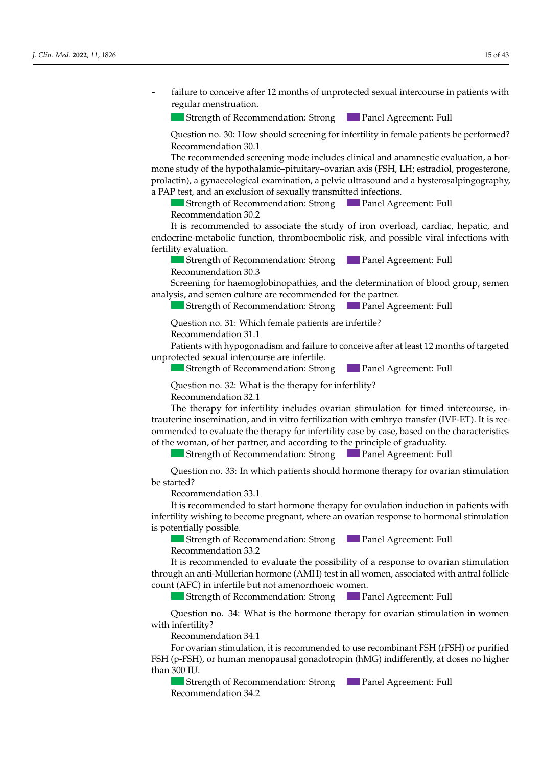- failure to conceive after 12 months of unprotected sexual intercourse in patients with regular menstruation.

Strength of Recommendation: Strong  Panel Agreement: Full

Question no. 30: How should screening for infertility in female patients be performed?

Recommendation 30.1

The recommended screening mode includes clinical and anamnestic evaluation, a hormone study of the hypothalamic–pituitary–ovarian axis (FSH, LH; estradiol, progesterone, prolactin), a gynaecological examination, a pelvic ultrasound and a hysterosalpingography, a PAP test, and an exclusion of sexually transmitted infections.

Strength of Recommendation: Strong  Panel Agreement: Full

Recommendation 30.2

It is recommended to associate the study of iron overload, cardiac, hepatic, and endocrine-metabolic function, thromboembolic risk, and possible viral infections with fertility evaluation.

Strength of Recommendation: Strong  Panel Agreement: Full

Recommendation 30.3

Screening for haemoglobinopathies, and the determination of blood group, semen analysis, and semen culture are recommended for the partner.

Strength of Recommendation: Strong  Panel Agreement: Full

Question no. 31: Which female patients are infertile?

Recommendation 31.1

Patients with hypogonadism and failure to conceive after at least 12 months of targeted unprotected sexual intercourse are infertile.

Strength of Recommendation: Strong  Panel Agreement: Full

Question no. 32: What is the therapy for infertility?

Recommendation 32.1

The therapy for infertility includes ovarian stimulation for timed intercourse, intrauterine insemination, and in vitro fertilization with embryo transfer (IVF-ET). It is recommended to evaluate the therapy for infertility case by case, based on the characteristics of the woman, of her partner, and according to the principle of graduality.

Strength of Recommendation: Strong  Panel Agreement: Full

Question no. 33: In which patients should hormone therapy for ovarian stimulation be started?

Recommendation 33.1

It is recommended to start hormone therapy for ovulation induction in patients with infertility wishing to become pregnant, where an ovarian response to hormonal stimulation is potentially possible.

Strength of Recommendation: Strong  Panel Agreement: Full

Recommendation 33.2

It is recommended to evaluate the possibility of a response to ovarian stimulation through an anti-Müllerian hormone (AMH) test in all women, associated with antral follicle count (AFC) in infertile but not amenorrhoeic women.

Strength of Recommendation: Strong  Panel Agreement: Full

Question no. 34: What is the hormone therapy for ovarian stimulation in women with infertility?

Recommendation 34.1

For ovarian stimulation, it is recommended to use recombinant FSH (rFSH) or purified FSH (p-FSH), or human menopausal gonadotropin (hMG) indifferently, at doses no higher than 300 IU.

Strength of Recommendation: Strong  Panel Agreement: Full

Recommendation 34.2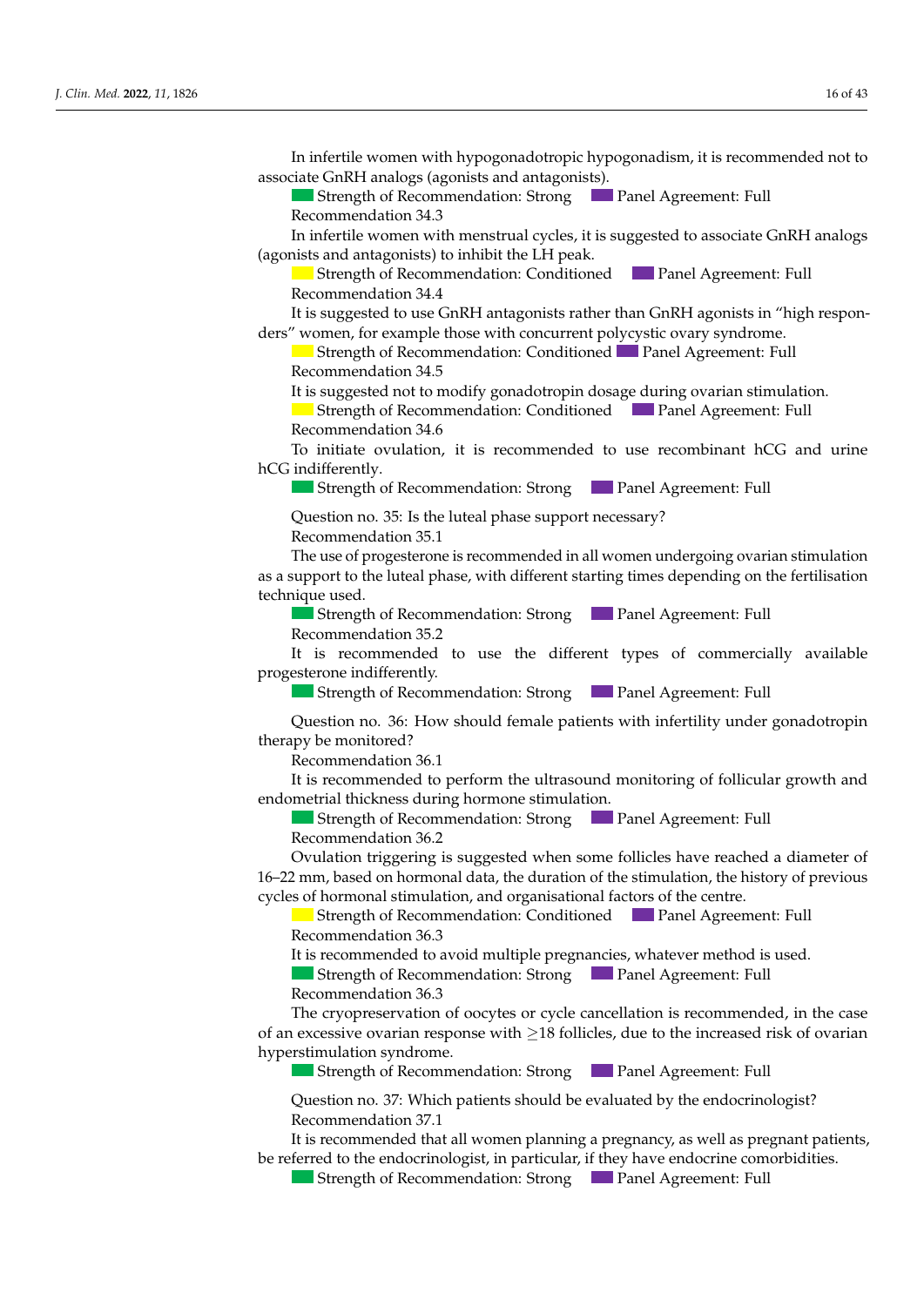In infertile women with hypogonadotropic hypogonadism, it is recommended not to associate GnRH analogs (agonists and antagonists).

Strength of Recommendation: Strong     Panel Agreement: Full

Recommendation 34.3

In infertile women with menstrual cycles, it is suggested to associate GnRH analogs (agonists and antagonists) to inhibit the LH peak.

Strength of Recommendation: Conditioned     Panel Agreement: Full

Recommendation 34.4

It is suggested to use GnRH antagonists rather than GnRH agonists in "high responders" women, for example those with concurrent polycystic ovary syndrome.

Strength of Recommendation: Conditioned     Panel Agreement: Full

Recommendation 34.5

It is suggested not to modify gonadotropin dosage during ovarian stimulation.

Strength of Recommendation: Conditioned     Panel Agreement: Full

Recommendation 34.6

To initiate ovulation, it is recommended to use recombinant hCG and urine hCG indifferently.

Strength of Recommendation: Strong     Panel Agreement: Full

Question no. 35: Is the luteal phase support necessary?

Recommendation 35.1

The use of progesterone is recommended in all women undergoing ovarian stimulation as a support to the luteal phase, with different starting times depending on the fertilisation technique used.

Strength of Recommendation: Strong     Panel Agreement: Full

Recommendation 35.2

It is recommended to use the different types of commercially available progesterone indifferently.

Strength of Recommendation: Strong     Panel Agreement: Full

Question no. 36: How should female patients with infertility under gonadotropin therapy be monitored?

Recommendation 36.1

It is recommended to perform the ultrasound monitoring of follicular growth and endometrial thickness during hormone stimulation.

Strength of Recommendation: Strong     Panel Agreement: Full

Recommendation 36.2

Ovulation triggering is suggested when some follicles have reached a diameter of 16–22 mm, based on hormonal data, the duration of the stimulation, the history of previous cycles of hormonal stimulation, and organisational factors of the centre.

Strength of Recommendation: Conditioned     Panel Agreement: Full

Recommendation 36.3

It is recommended to avoid multiple pregnancies, whatever method is used.

Strength of Recommendation: Strong     Panel Agreement: Full

Recommendation 36.3

The cryopreservation of oocytes or cycle cancellation is recommended, in the case of an excessive ovarian response with ≥18 follicles, due to the increased risk of ovarian hyperstimulation syndrome.

Strength of Recommendation: Strong     Panel Agreement: Full

Question no. 37: Which patients should be evaluated by the endocrinologist?

Recommendation 37.1

It is recommended that all women planning a pregnancy, as well as pregnant patients, be referred to the endocrinologist, in particular, if they have endocrine comorbidities.

Strength of Recommendation: Strong     Panel Agreement: Full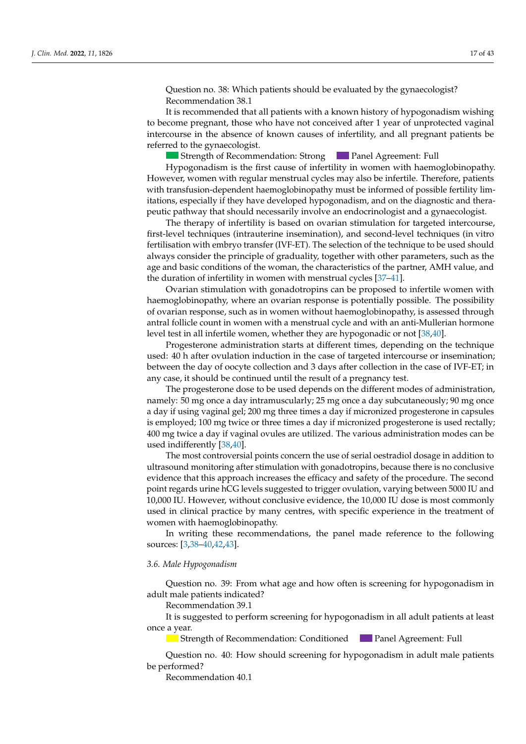Question no. 38: Which patients should be evaluated by the gynaecologist?

Recommendation 38.1

It is recommended that all patients with a known history of hypogonadism wishing to become pregnant, those who have not conceived after 1 year of unprotected vaginal intercourse in the absence of known causes of infertility, and all pregnant patients be referred to the gynaecologist.

Strength of Recommendation: Strong     Panel Agreement: Full

Hypogonadism is the first cause of infertility in women with haemoglobinopathy. However, women with regular menstrual cycles may also be infertile. Therefore, patients with transfusion-dependent haemoglobinopathy must be informed of possible fertility limitations, especially if they have developed hypogonadism, and on the diagnostic and therapeutic pathway that should necessarily involve an endocrinologist and a gynaecologist.

The therapy of infertility is based on ovarian stimulation for targeted intercourse, first-level techniques (intrauterine insemination), and second-level techniques (in vitro fertilisation with embryo transfer (IVF-ET). The selection of the technique to be used should always consider the principle of graduality, together with other parameters, such as the age and basic conditions of the woman, the characteristics of the partner, AMH value, and the duration of infertility in women with menstrual cycles [37–41].

Ovarian stimulation with gonadotropins can be proposed to infertile women with haemoglobinopathy, where an ovarian response is potentially possible. The possibility of ovarian response, such as in women without haemoglobinopathy, is assessed through antral follicle count in women with a menstrual cycle and with an anti-Mullerian hormone level test in all infertile women, whether they are hypogonadic or not [38,40].

Progesterone administration starts at different times, depending on the technique used: 40 h after ovulation induction in the case of targeted intercourse or insemination; between the day of oocyte collection and 3 days after collection in the case of IVF-ET; in any case, it should be continued until the result of a pregnancy test.

The progesterone dose to be used depends on the different modes of administration, namely: 50 mg once a day intramuscularly; 25 mg once a day subcutaneously; 90 mg once a day if using vaginal gel; 200 mg three times a day if micronized progesterone in capsules is employed; 100 mg twice or three times a day if micronized progesterone is used rectally; 400 mg twice a day if vaginal ovules are utilized. The various administration modes can be used indifferently [38,40].

The most controversial points concern the use of serial oestradiol dosage in addition to ultrasound monitoring after stimulation with gonadotropins, because there is no conclusive evidence that this approach increases the efficacy and safety of the procedure. The second point regards urine hCG levels suggested to trigger ovulation, varying between 5000 IU and 10,000 IU. However, without conclusive evidence, the 10,000 IU dose is most commonly used in clinical practice by many centres, with specific experience in the treatment of women with haemoglobinopathy.

In writing these recommendations, the panel made reference to the following sources: [3,38–40,42,43].

### *3.6. Male Hypogonadism*

Question no. 39: From what age and how often is screening for hypogonadism in adult male patients indicated?

Recommendation 39.1

It is suggested to perform screening for hypogonadism in all adult patients at least once a year.

Strength of Recommendation: Conditioned     Panel Agreement: Full

Question no. 40: How should screening for hypogonadism in adult male patients be performed?

Recommendation 40.1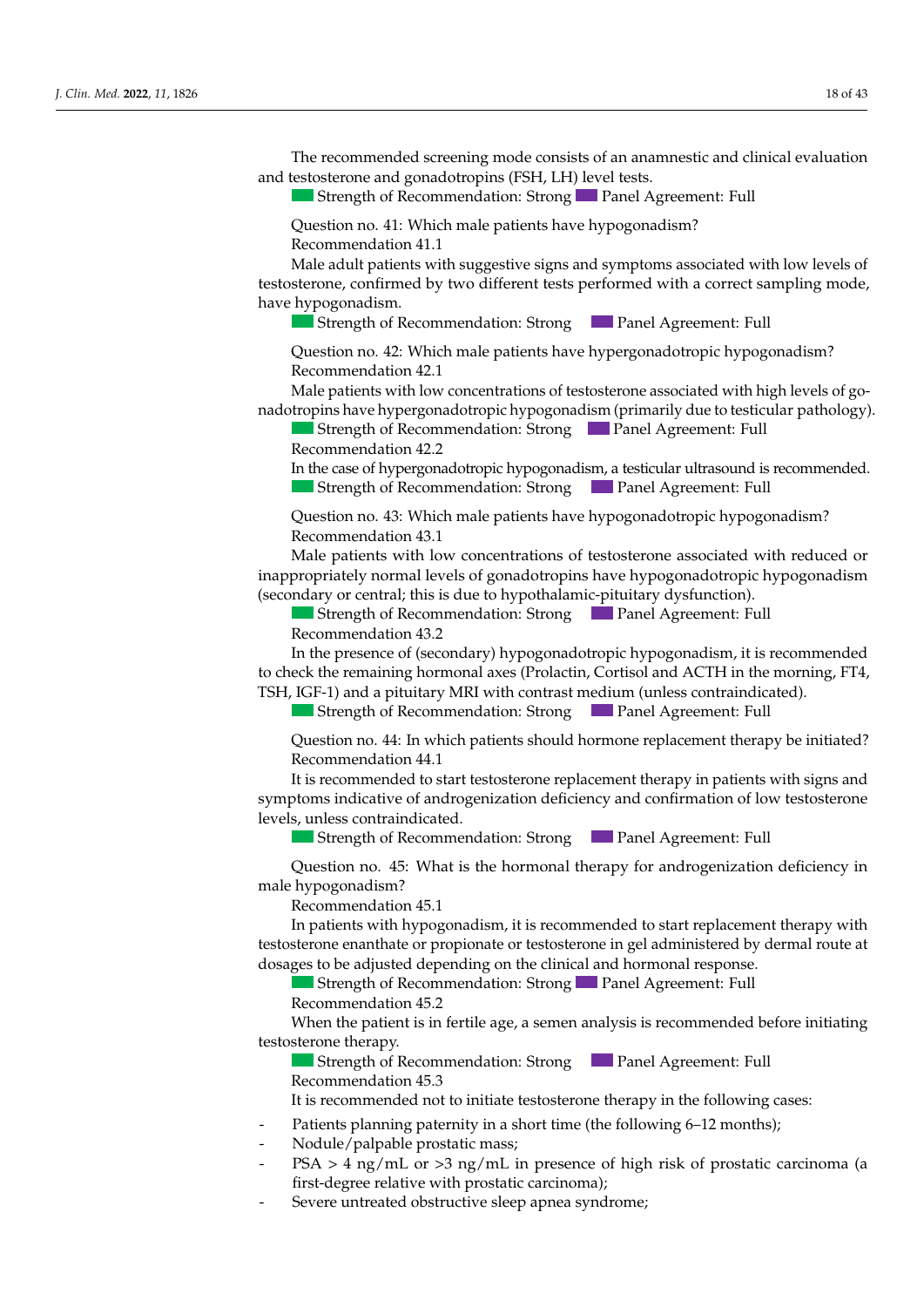The recommended screening mode consists of an anamnestic and clinical evaluation and testosterone and gonadotropins (FSH, LH) level tests.

Strength of Recommendation: Strong Panel Agreement: Full

Question no. 41: Which male patients have hypogonadism?

Recommendation 41.1

Male adult patients with suggestive signs and symptoms associated with low levels of testosterone, confirmed by two different tests performed with a correct sampling mode, have hypogonadism.

Strength of Recommendation: Strong Panel Agreement: Full

Question no. 42: Which male patients have hypergonadotropic hypogonadism?

Recommendation 42.1

Male patients with low concentrations of testosterone associated with high levels of gonadotropins have hypergonadotropic hypogonadism (primarily due to testicular pathology).

Strength of Recommendation: Strong Panel Agreement: Full

Recommendation 42.2

In the case of hypergonadotropic hypogonadism, a testicular ultrasound is recommended.

Strength of Recommendation: Strong Panel Agreement: Full

Question no. 43: Which male patients have hypogonadotropic hypogonadism?

Recommendation 43.1

Male patients with low concentrations of testosterone associated with reduced or inappropriately normal levels of gonadotropins have hypogonadotropic hypogonadism (secondary or central; this is due to hypothalamic-pituitary dysfunction).

Strength of Recommendation: Strong Panel Agreement: Full

Recommendation 43.2

In the presence of (secondary) hypogonadotropic hypogonadism, it is recommended to check the remaining hormonal axes (Prolactin, Cortisol and ACTH in the morning, FT4, TSH, IGF-1) and a pituitary MRI with contrast medium (unless contraindicated).

Strength of Recommendation: Strong Panel Agreement: Full

Question no. 44: In which patients should hormone replacement therapy be initiated?

Recommendation 44.1

It is recommended to start testosterone replacement therapy in patients with signs and symptoms indicative of androgenization deficiency and confirmation of low testosterone levels, unless contraindicated.

Strength of Recommendation: Strong Panel Agreement: Full

Question no. 45: What is the hormonal therapy for androgenization deficiency in male hypogonadism?

Recommendation 45.1

In patients with hypogonadism, it is recommended to start replacement therapy with testosterone enanthate or propionate or testosterone in gel administered by dermal route at dosages to be adjusted depending on the clinical and hormonal response.

Strength of Recommendation: Strong Panel Agreement: Full

Recommendation 45.2

When the patient is in fertile age, a semen analysis is recommended before initiating testosterone therapy.

Strength of Recommendation: Strong Panel Agreement: Full

Recommendation 45.3

It is recommended not to initiate testosterone therapy in the following cases:

- Patients planning paternity in a short time (the following 6–12 months);
- Nodule/palpable prostatic mass;
- PSA > 4 ng/mL or >3 ng/mL in presence of high risk of prostatic carcinoma (a first-degree relative with prostatic carcinoma);
- Severe untreated obstructive sleep apnea syndrome;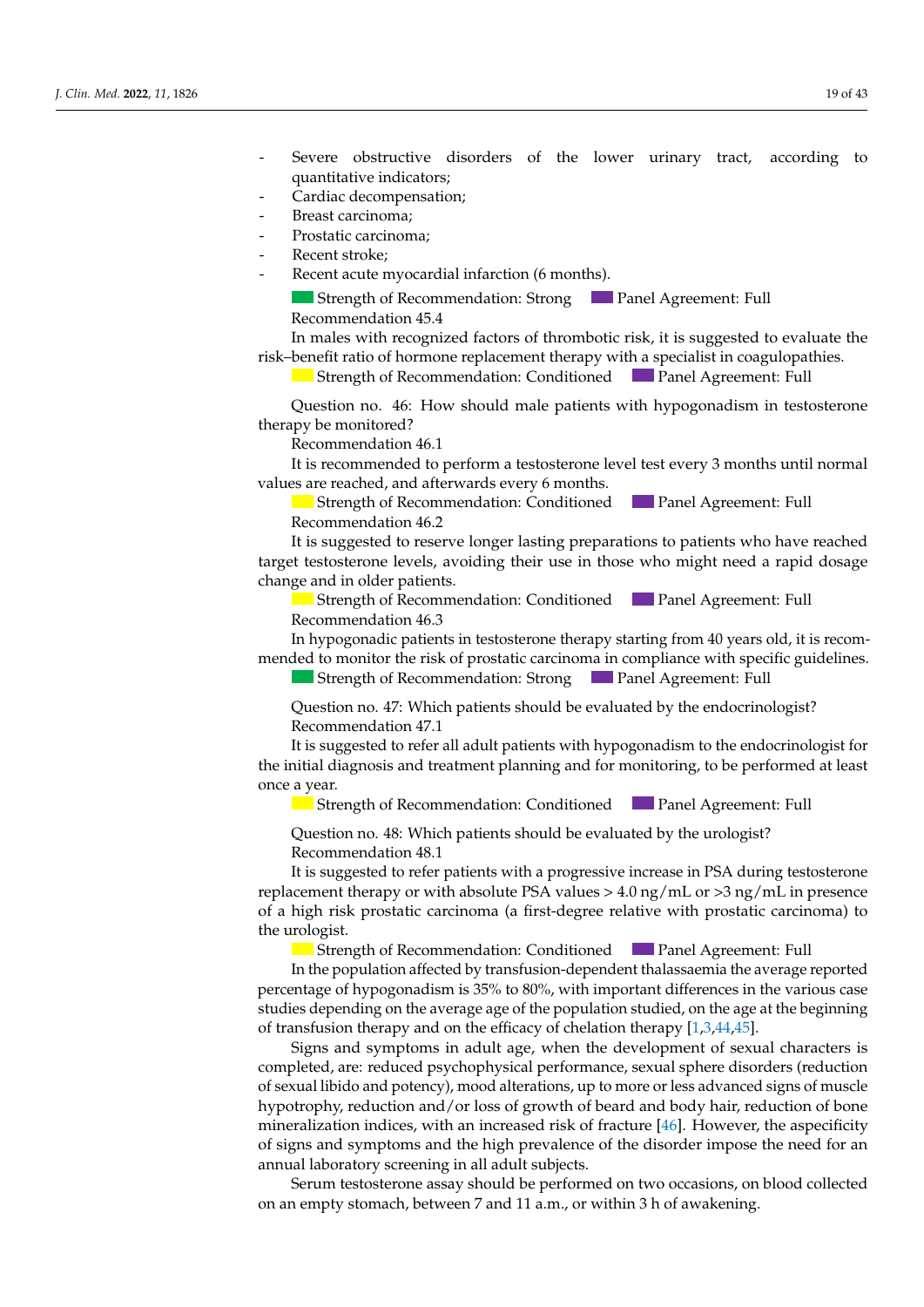- Severe obstructive disorders of the lower urinary tract, according to quantitative indicators;
- Cardiac decompensation;
- Breast carcinoma;
- Prostatic carcinoma;
- Recent stroke;
- Recent acute myocardial infarction (6 months).

Strength of Recommendation: Strong    Panel Agreement: Full

Recommendation 45.4

In males with recognized factors of thrombotic risk, it is suggested to evaluate the risk–benefit ratio of hormone replacement therapy with a specialist in coagulopathies.

Strength of Recommendation: Conditioned    Panel Agreement: Full

Question no. 46: How should male patients with hypogonadism in testosterone therapy be monitored?

Recommendation 46.1

It is recommended to perform a testosterone level test every 3 months until normal values are reached, and afterwards every 6 months.

Strength of Recommendation: Conditioned    Panel Agreement: Full

Recommendation 46.2

It is suggested to reserve longer lasting preparations to patients who have reached target testosterone levels, avoiding their use in those who might need a rapid dosage change and in older patients.

Strength of Recommendation: Conditioned    Panel Agreement: Full

Recommendation 46.3

In hypogonadic patients in testosterone therapy starting from 40 years old, it is recommended to monitor the risk of prostatic carcinoma in compliance with specific guidelines.

Strength of Recommendation: Strong    Panel Agreement: Full

Question no. 47: Which patients should be evaluated by the endocrinologist?

Recommendation 47.1

It is suggested to refer all adult patients with hypogonadism to the endocrinologist for the initial diagnosis and treatment planning and for monitoring, to be performed at least once a year.

Strength of Recommendation: Conditioned    Panel Agreement: Full

Question no. 48: Which patients should be evaluated by the urologist?

Recommendation 48.1

It is suggested to refer patients with a progressive increase in PSA during testosterone replacement therapy or with absolute PSA values > 4.0 ng/mL or >3 ng/mL in presence of a high risk prostatic carcinoma (a first-degree relative with prostatic carcinoma) to the urologist.

Strength of Recommendation: Conditioned    Panel Agreement: Full

In the population affected by transfusion-dependent thalassaemia the average reported percentage of hypogonadism is 35% to 80%, with important differences in the various case studies depending on the average age of the population studied, on the age at the beginning of transfusion therapy and on the efficacy of chelation therapy [1,3,44,45].

Signs and symptoms in adult age, when the development of sexual characters is completed, are: reduced psychophysical performance, sexual sphere disorders (reduction of sexual libido and potency), mood alterations, up to more or less advanced signs of muscle hypotrophy, reduction and/or loss of growth of beard and body hair, reduction of bone mineralization indices, with an increased risk of fracture [46]. However, the aspecificity of signs and symptoms and the high prevalence of the disorder impose the need for an annual laboratory screening in all adult subjects.

Serum testosterone assay should be performed on two occasions, on blood collected on an empty stomach, between 7 and 11 a.m., or within 3 h of awakening.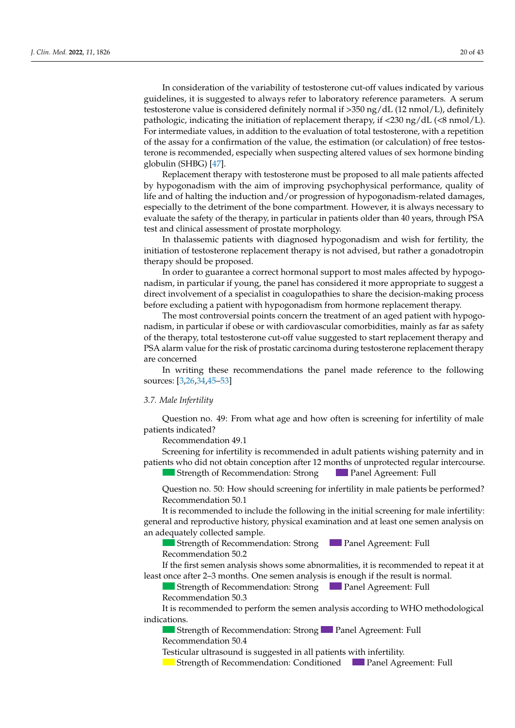In consideration of the variability of testosterone cut-off values indicated by various guidelines, it is suggested to always refer to laboratory reference parameters. A serum testosterone value is considered definitely normal if >350 ng/dL (12 nmol/L), definitely pathologic, indicating the initiation of replacement therapy, if <230 ng/dL (<8 nmol/L). For intermediate values, in addition to the evaluation of total testosterone, with a repetition of the assay for a confirmation of the value, the estimation (or calculation) of free testosterone is recommended, especially when suspecting altered values of sex hormone binding globulin (SHBG) [47].

Replacement therapy with testosterone must be proposed to all male patients affected by hypogonadism with the aim of improving psychophysical performance, quality of life and of halting the induction and/or progression of hypogonadism-related damages, especially to the detriment of the bone compartment. However, it is always necessary to evaluate the safety of the therapy, in particular in patients older than 40 years, through PSA test and clinical assessment of prostate morphology.

In thalassemic patients with diagnosed hypogonadism and wish for fertility, the initiation of testosterone replacement therapy is not advised, but rather a gonadotropin therapy should be proposed.

In order to guarantee a correct hormonal support to most males affected by hypogonadism, in particular if young, the panel has considered it more appropriate to suggest a direct involvement of a specialist in coagulopathies to share the decision-making process before excluding a patient with hypogonadism from hormone replacement therapy.

The most controversial points concern the treatment of an aged patient with hypogonadism, in particular if obese or with cardiovascular comorbidities, mainly as far as safety of the therapy, total testosterone cut-off value suggested to start replacement therapy and PSA alarm value for the risk of prostatic carcinoma during testosterone replacement therapy are concerned

In writing these recommendations the panel made reference to the following sources: [3,26,34,45–53]

### *3.7. Male Infertility*

Question no. 49: From what age and how often is screening for infertility of male patients indicated?

Recommendation 49.1

Screening for infertility is recommended in adult patients wishing paternity and in patients who did not obtain conception after 12 months of unprotected regular intercourse.

Strength of Recommendation: Strong  Panel Agreement: Full

Question no. 50: How should screening for infertility in male patients be performed?

Recommendation 50.1

It is recommended to include the following in the initial screening for male infertility: general and reproductive history, physical examination and at least one semen analysis on an adequately collected sample.

Strength of Recommendation: Strong  Panel Agreement: Full

Recommendation 50.2

If the first semen analysis shows some abnormalities, it is recommended to repeat it at least once after 2–3 months. One semen analysis is enough if the result is normal.

Strength of Recommendation: Strong  Panel Agreement: Full

Recommendation 50.3

It is recommended to perform the semen analysis according to WHO methodological indications.

Strength of Recommendation: Strong  Panel Agreement: Full

Recommendation 50.4

Testicular ultrasound is suggested in all patients with infertility.

Strength of Recommendation: Conditioned  Panel Agreement: Full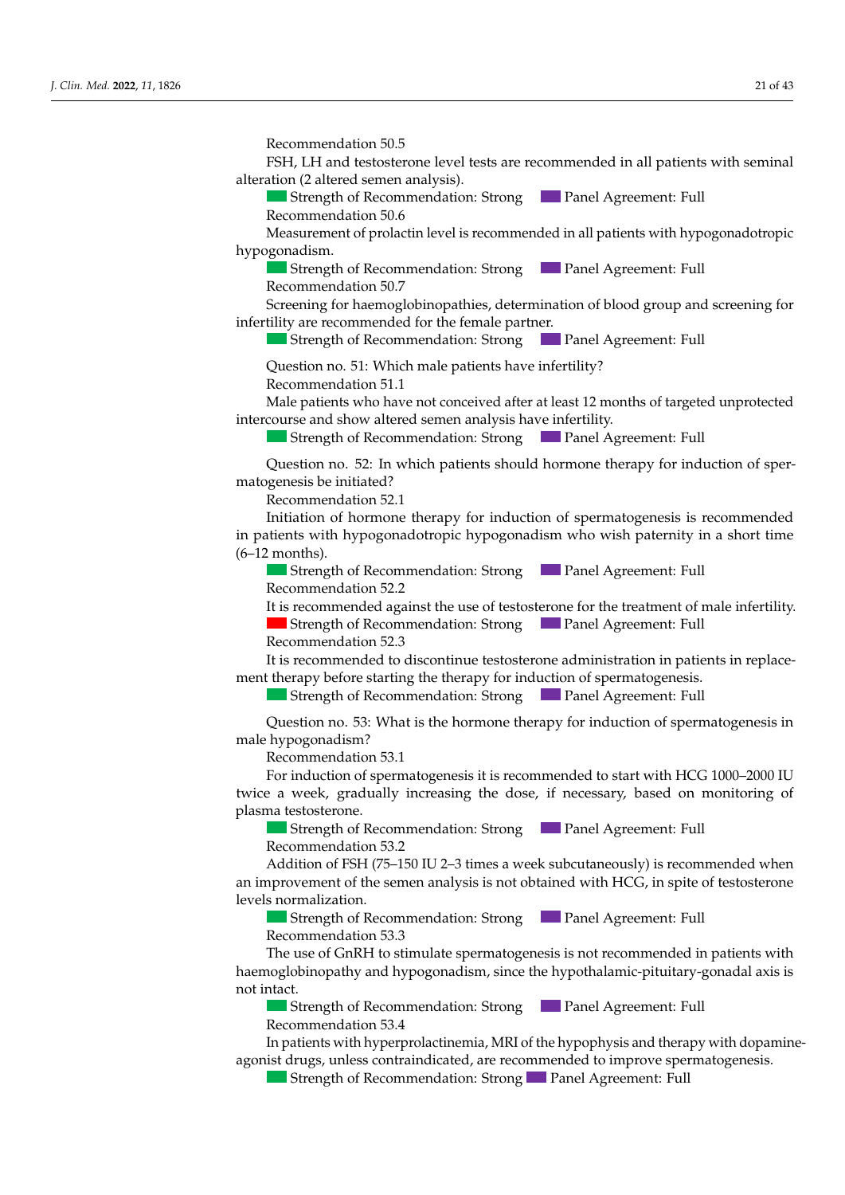Recommendation 50.5

FSH, LH and testosterone level tests are recommended in all patients with seminal alteration (2 altered semen analysis).

Strength of Recommendation: Strong   Panel Agreement: Full

Recommendation 50.6

Measurement of prolactin level is recommended in all patients with hypogonadotropic hypogonadism.

Strength of Recommendation: Strong   Panel Agreement: Full

Recommendation 50.7

Screening for haemoglobinopathies, determination of blood group and screening for infertility are recommended for the female partner.

Strength of Recommendation: Strong   Panel Agreement: Full

Question no. 51: Which male patients have infertility?

Recommendation 51.1

Male patients who have not conceived after at least 12 months of targeted unprotected intercourse and show altered semen analysis have infertility.

Strength of Recommendation: Strong   Panel Agreement: Full

Question no. 52: In which patients should hormone therapy for induction of spermatogenesis be initiated?

Recommendation 52.1

Initiation of hormone therapy for induction of spermatogenesis is recommended in patients with hypogonadotropic hypogonadism who wish paternity in a short time (6–12 months).

Strength of Recommendation: Strong   Panel Agreement: Full

Recommendation 52.2

It is recommended against the use of testosterone for the treatment of male infertility.

Strength of Recommendation: Strong   Panel Agreement: Full

Recommendation 52.3

It is recommended to discontinue testosterone administration in patients in replacement therapy before starting the therapy for induction of spermatogenesis.

Strength of Recommendation: Strong   Panel Agreement: Full

Question no. 53: What is the hormone therapy for induction of spermatogenesis in male hypogonadism?

Recommendation 53.1

For induction of spermatogenesis it is recommended to start with HCG 1000–2000 IU twice a week, gradually increasing the dose, if necessary, based on monitoring of plasma testosterone.

Strength of Recommendation: Strong   Panel Agreement: Full

Recommendation 53.2

Addition of FSH (75–150 IU 2–3 times a week subcutaneously) is recommended when an improvement of the semen analysis is not obtained with HCG, in spite of testosterone levels normalization.

Strength of Recommendation: Strong   Panel Agreement: Full

Recommendation 53.3

The use of GnRH to stimulate spermatogenesis is not recommended in patients with haemoglobinopathy and hypogonadism, since the hypothalamic-pituitary-gonadal axis is not intact.

Strength of Recommendation: Strong   Panel Agreement: Full

Recommendation 53.4

In patients with hyperprolactinemia, MRI of the hypophysis and therapy with dopamine-agonist drugs, unless contraindicated, are recommended to improve spermatogenesis.

Strength of Recommendation: Strong   Panel Agreement: Full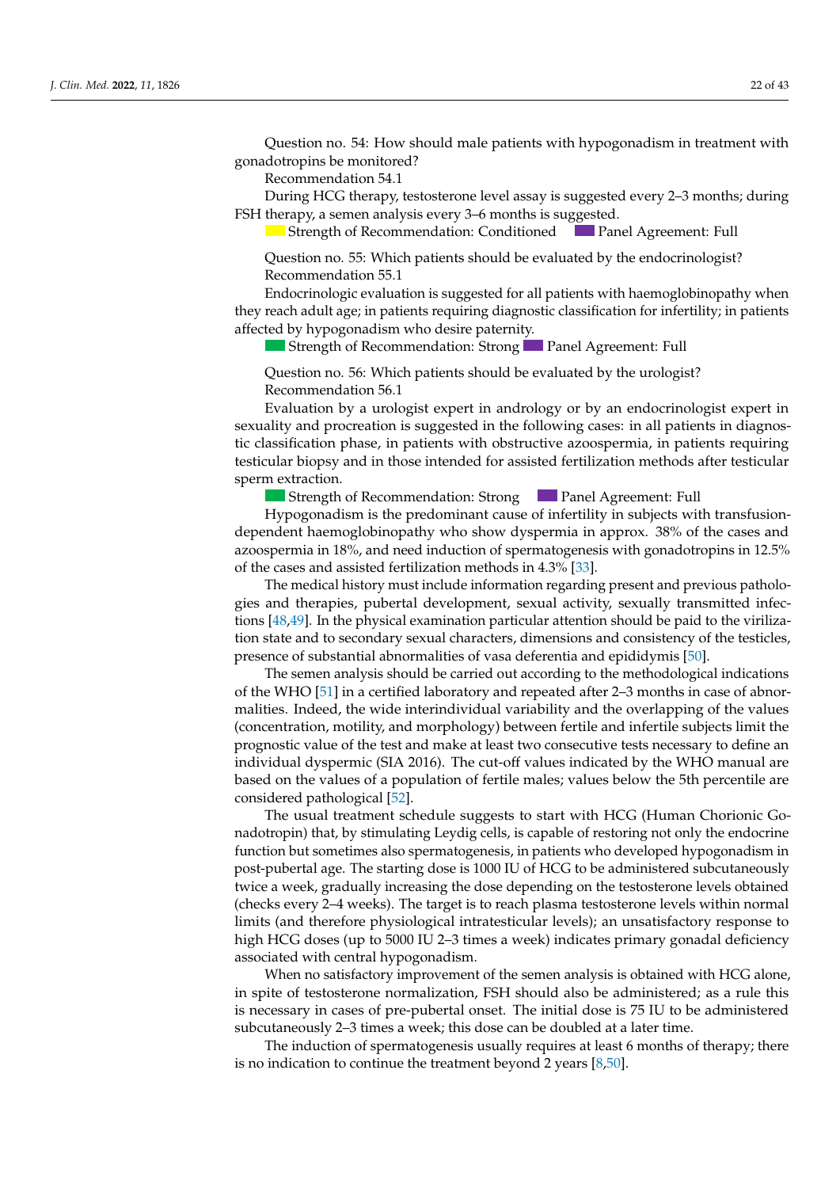Question no. 54: How should male patients with hypogonadism in treatment with gonadotropins be monitored?

Recommendation 54.1

During HCG therapy, testosterone level assay is suggested every 2–3 months; during FSH therapy, a semen analysis every 3–6 months is suggested.

Strength of Recommendation: Conditioned Panel Agreement: Full

Question no. 55: Which patients should be evaluated by the endocrinologist?

Recommendation 55.1

Endocrinologic evaluation is suggested for all patients with haemoglobinopathy when they reach adult age; in patients requiring diagnostic classification for infertility; in patients affected by hypogonadism who desire paternity.

Strength of Recommendation: Strong Panel Agreement: Full

Question no. 56: Which patients should be evaluated by the urologist?

Recommendation 56.1

Evaluation by a urologist expert in andrology or by an endocrinologist expert in sexuality and procreation is suggested in the following cases: in all patients in diagnostic classification phase, in patients with obstructive azoospermia, in patients requiring testicular biopsy and in those intended for assisted fertilization methods after testicular sperm extraction.

Strength of Recommendation: Strong Panel Agreement: Full

Hypogonadism is the predominant cause of infertility in subjects with transfusion-dependent haemoglobinopathy who show dyspermia in approx. 38% of the cases and azoospermia in 18%, and need induction of spermatogenesis with gonadotropins in 12.5% of the cases and assisted fertilization methods in 4.3% [33].

The medical history must include information regarding present and previous pathologies and therapies, pubertal development, sexual activity, sexually transmitted infections [48,49]. In the physical examination particular attention should be paid to the virilization state and to secondary sexual characters, dimensions and consistency of the testicles, presence of substantial abnormalities of vasa deferentia and epididymis [50].

The semen analysis should be carried out according to the methodological indications of the WHO [51] in a certified laboratory and repeated after 2–3 months in case of abnormalities. Indeed, the wide interindividual variability and the overlapping of the values (concentration, motility, and morphology) between fertile and infertile subjects limit the prognostic value of the test and make at least two consecutive tests necessary to define an individual dyspermic (SIA 2016). The cut-off values indicated by the WHO manual are based on the values of a population of fertile males; values below the 5th percentile are considered pathological [52].

The usual treatment schedule suggests to start with HCG (Human Chorionic Gonadotropin) that, by stimulating Leydig cells, is capable of restoring not only the endocrine function but sometimes also spermatogenesis, in patients who developed hypogonadism in post-pubertal age. The starting dose is 1000 IU of HCG to be administered subcutaneously twice a week, gradually increasing the dose depending on the testosterone levels obtained (checks every 2–4 weeks). The target is to reach plasma testosterone levels within normal limits (and therefore physiological intratesticular levels); an unsatisfactory response to high HCG doses (up to 5000 IU 2–3 times a week) indicates primary gonadal deficiency associated with central hypogonadism.

When no satisfactory improvement of the semen analysis is obtained with HCG alone, in spite of testosterone normalization, FSH should also be administered; as a rule this is necessary in cases of pre-pubertal onset. The initial dose is 75 IU to be administered subcutaneously 2–3 times a week; this dose can be doubled at a later time.

The induction of spermatogenesis usually requires at least 6 months of therapy; there is no indication to continue the treatment beyond 2 years [8,50].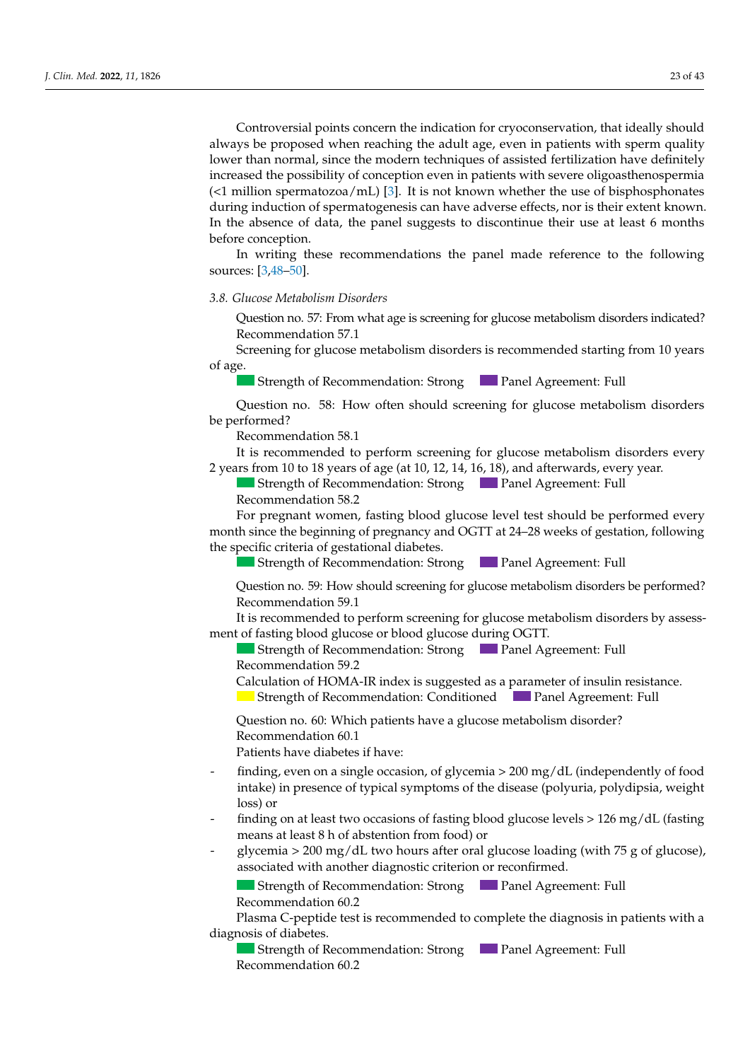Controversial points concern the indication for cryoconservation, that ideally should always be proposed when reaching the adult age, even in patients with sperm quality lower than normal, since the modern techniques of assisted fertilization have definitely increased the possibility of conception even in patients with severe oligoasthenospermia (<1 million spermatozoa/mL) [3]. It is not known whether the use of bisphosphonates during induction of spermatogenesis can have adverse effects, nor is their extent known. In the absence of data, the panel suggests to discontinue their use at least 6 months before conception.

In writing these recommendations the panel made reference to the following sources: [3,48–50].

### *3.8. Glucose Metabolism Disorders*

Question no. 57: From what age is screening for glucose metabolism disorders indicated?

Recommendation 57.1

Screening for glucose metabolism disorders is recommended starting from 10 years of age.

Strength of Recommendation: Strong Panel Agreement: Full

Question no. 58: How often should screening for glucose metabolism disorders be performed?

Recommendation 58.1

It is recommended to perform screening for glucose metabolism disorders every 2 years from 10 to 18 years of age (at 10, 12, 14, 16, 18), and afterwards, every year.

Strength of Recommendation: Strong Panel Agreement: Full

Recommendation 58.2

For pregnant women, fasting blood glucose level test should be performed every month since the beginning of pregnancy and OGTT at 24–28 weeks of gestation, following the specific criteria of gestational diabetes.

Strength of Recommendation: Strong Panel Agreement: Full

Question no. 59: How should screening for glucose metabolism disorders be performed?

Recommendation 59.1

It is recommended to perform screening for glucose metabolism disorders by assessment of fasting blood glucose or blood glucose during OGTT.

Strength of Recommendation: Strong Panel Agreement: Full

Recommendation 59.2

Calculation of HOMA-IR index is suggested as a parameter of insulin resistance.

Strength of Recommendation: Conditioned Panel Agreement: Full

Question no. 60: Which patients have a glucose metabolism disorder?

Recommendation 60.1

Patients have diabetes if have:

- finding, even on a single occasion, of glycemia > 200 mg/dL (independently of food intake) in presence of typical symptoms of the disease (polyuria, polydipsia, weight loss) or
- finding on at least two occasions of fasting blood glucose levels > 126 mg/dL (fasting means at least 8 h of abstention from food) or
- glycemia > 200 mg/dL two hours after oral glucose loading (with 75 g of glucose), associated with another diagnostic criterion or reconfirmed.

Strength of Recommendation: Strong Panel Agreement: Full

Recommendation 60.2

Plasma C-peptide test is recommended to complete the diagnosis in patients with a diagnosis of diabetes.

Strength of Recommendation: Strong Panel Agreement: Full

Recommendation 60.2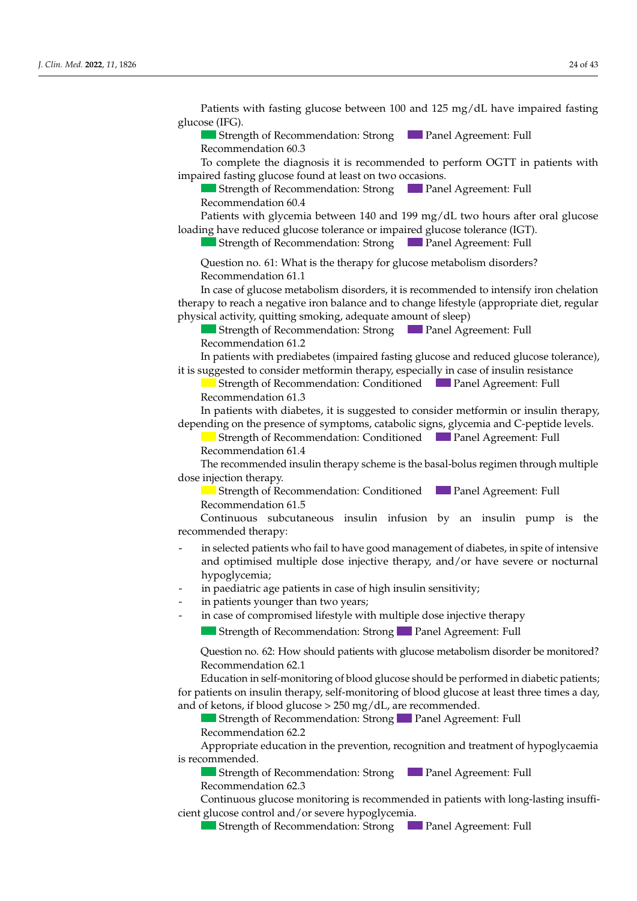Patients with fasting glucose between 100 and 125 mg/dL have impaired fasting glucose (IFG).

Strength of Recommendation: Strong Panel Agreement: Full

Recommendation 60.3

To complete the diagnosis it is recommended to perform OGTT in patients with impaired fasting glucose found at least on two occasions.

Strength of Recommendation: Strong Panel Agreement: Full

Recommendation 60.4

Patients with glycemia between 140 and 199 mg/dL two hours after oral glucose loading have reduced glucose tolerance or impaired glucose tolerance (IGT).

Strength of Recommendation: Strong Panel Agreement: Full

Question no. 61: What is the therapy for glucose metabolism disorders?

Recommendation 61.1

In case of glucose metabolism disorders, it is recommended to intensify iron chelation therapy to reach a negative iron balance and to change lifestyle (appropriate diet, regular physical activity, quitting smoking, adequate amount of sleep)

Strength of Recommendation: Strong Panel Agreement: Full

Recommendation 61.2

In patients with prediabetes (impaired fasting glucose and reduced glucose tolerance), it is suggested to consider metformin therapy, especially in case of insulin resistance

Strength of Recommendation: Conditioned Panel Agreement: Full

Recommendation 61.3

In patients with diabetes, it is suggested to consider metformin or insulin therapy, depending on the presence of symptoms, catabolic signs, glycemia and C-peptide levels.

Strength of Recommendation: Conditioned Panel Agreement: Full

Recommendation 61.4

The recommended insulin therapy scheme is the basal-bolus regimen through multiple dose injection therapy.

Strength of Recommendation: Conditioned Panel Agreement: Full

Recommendation 61.5

Continuous subcutaneous insulin infusion by an insulin pump is the recommended therapy:

- in selected patients who fail to have good management of diabetes, in spite of intensive and optimised multiple dose injective therapy, and/or have severe or nocturnal hypoglycemia;
- in paediatric age patients in case of high insulin sensitivity;
- in patients younger than two years;
- in case of compromised lifestyle with multiple dose injective therapy

Strength of Recommendation: Strong Panel Agreement: Full

Question no. 62: How should patients with glucose metabolism disorder be monitored?

Recommendation 62.1

Education in self-monitoring of blood glucose should be performed in diabetic patients; for patients on insulin therapy, self-monitoring of blood glucose at least three times a day, and of ketons, if blood glucose > 250 mg/dL, are recommended.

Strength of Recommendation: Strong Panel Agreement: Full

Recommendation 62.2

Appropriate education in the prevention, recognition and treatment of hypoglycaemia is recommended.

Strength of Recommendation: Strong Panel Agreement: Full

Recommendation 62.3

Continuous glucose monitoring is recommended in patients with long-lasting insufficient glucose control and/or severe hypoglycemia.

Strength of Recommendation: Strong Panel Agreement: Full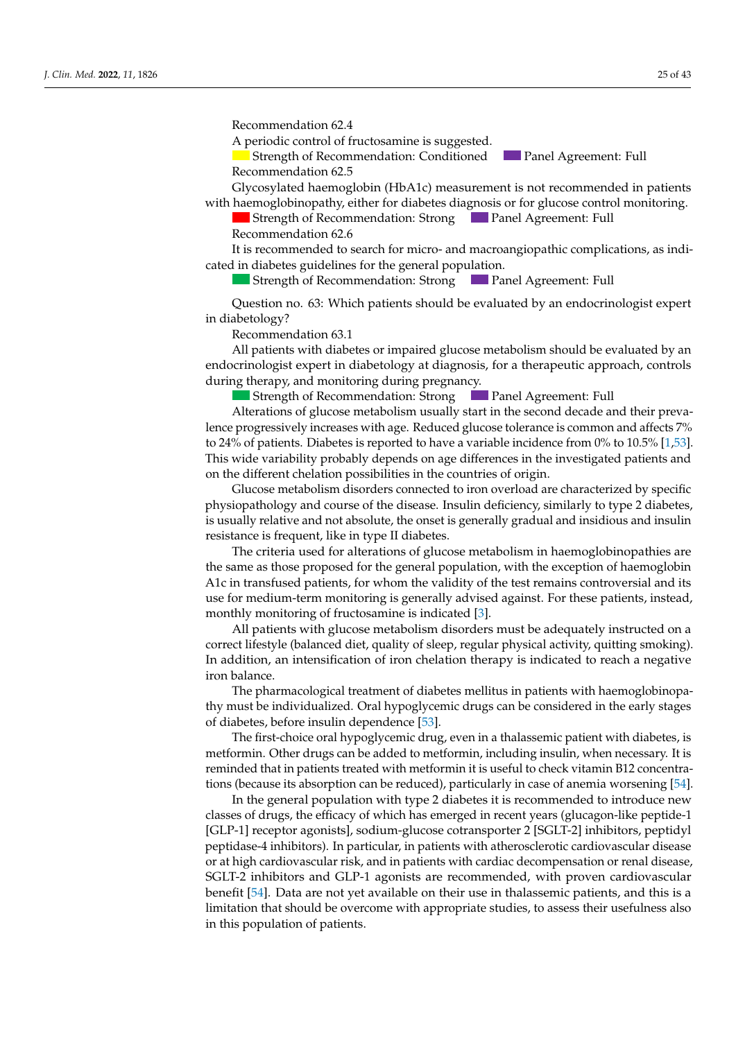Recommendation 62.4

A periodic control of fructosamine is suggested.

Strength of Recommendation: Conditioned    Panel Agreement: Full

Recommendation 62.5

Glycosylated haemoglobin (HbA1c) measurement is not recommended in patients with haemoglobinopathy, either for diabetes diagnosis or for glucose control monitoring.

Strength of Recommendation: Strong    Panel Agreement: Full

Recommendation 62.6

It is recommended to search for micro- and macroangiopathic complications, as indicated in diabetes guidelines for the general population.

Strength of Recommendation: Strong    Panel Agreement: Full

Question no. 63: Which patients should be evaluated by an endocrinologist expert in diabetology?

Recommendation 63.1

All patients with diabetes or impaired glucose metabolism should be evaluated by an endocrinologist expert in diabetology at diagnosis, for a therapeutic approach, controls during therapy, and monitoring during pregnancy.

Strength of Recommendation: Strong    Panel Agreement: Full

Alterations of glucose metabolism usually start in the second decade and their prevalence progressively increases with age. Reduced glucose tolerance is common and affects 7% to 24% of patients. Diabetes is reported to have a variable incidence from 0% to 10.5% [1,53]. This wide variability probably depends on age differences in the investigated patients and on the different chelation possibilities in the countries of origin.

Glucose metabolism disorders connected to iron overload are characterized by specific physiopathology and course of the disease. Insulin deficiency, similarly to type 2 diabetes, is usually relative and not absolute, the onset is generally gradual and insidious and insulin resistance is frequent, like in type II diabetes.

The criteria used for alterations of glucose metabolism in haemoglobinopathies are the same as those proposed for the general population, with the exception of haemoglobin A1c in transfused patients, for whom the validity of the test remains controversial and its use for medium-term monitoring is generally advised against. For these patients, instead, monthly monitoring of fructosamine is indicated [3].

All patients with glucose metabolism disorders must be adequately instructed on a correct lifestyle (balanced diet, quality of sleep, regular physical activity, quitting smoking). In addition, an intensification of iron chelation therapy is indicated to reach a negative iron balance.

The pharmacological treatment of diabetes mellitus in patients with haemoglobinopathy must be individualized. Oral hypoglycemic drugs can be considered in the early stages of diabetes, before insulin dependence [53].

The first-choice oral hypoglycemic drug, even in a thalassemic patient with diabetes, is metformin. Other drugs can be added to metformin, including insulin, when necessary. It is reminded that in patients treated with metformin it is useful to check vitamin B12 concentrations (because its absorption can be reduced), particularly in case of anemia worsening [54].

In the general population with type 2 diabetes it is recommended to introduce new classes of drugs, the efficacy of which has emerged in recent years (glucagon-like peptide-1 [GLP-1] receptor agonists], sodium-glucose cotransporter 2 [SGLT-2] inhibitors, peptidyl peptidase-4 inhibitors). In particular, in patients with atherosclerotic cardiovascular disease or at high cardiovascular risk, and in patients with cardiac decompensation or renal disease, SGLT-2 inhibitors and GLP-1 agonists are recommended, with proven cardiovascular benefit [54]. Data are not yet available on their use in thalassemic patients, and this is a limitation that should be overcome with appropriate studies, to assess their usefulness also in this population of patients.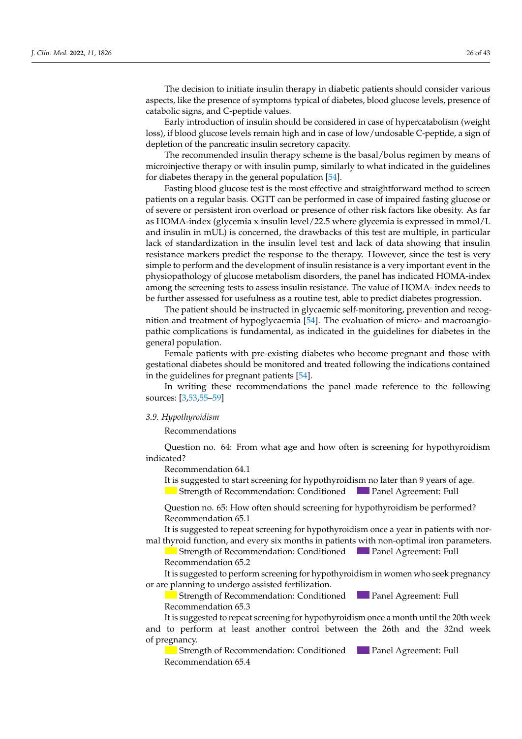The decision to initiate insulin therapy in diabetic patients should consider various aspects, like the presence of symptoms typical of diabetes, blood glucose levels, presence of catabolic signs, and C-peptide values.

Early introduction of insulin should be considered in case of hypercatabolism (weight loss), if blood glucose levels remain high and in case of low/undosable C-peptide, a sign of depletion of the pancreatic insulin secretory capacity.

The recommended insulin therapy scheme is the basal/bolus regimen by means of microinjective therapy or with insulin pump, similarly to what indicated in the guidelines for diabetes therapy in the general population [54].

Fasting blood glucose test is the most effective and straightforward method to screen patients on a regular basis. OGTT can be performed in case of impaired fasting glucose or of severe or persistent iron overload or presence of other risk factors like obesity. As far as HOMA-index (glycemia x insulin level/22.5 where glycemia is expressed in mmol/L and insulin in mUL) is concerned, the drawbacks of this test are multiple, in particular lack of standardization in the insulin level test and lack of data showing that insulin resistance markers predict the response to the therapy. However, since the test is very simple to perform and the development of insulin resistance is a very important event in the physiopathology of glucose metabolism disorders, the panel has indicated HOMA-index among the screening tests to assess insulin resistance. The value of HOMA- index needs to be further assessed for usefulness as a routine test, able to predict diabetes progression.

The patient should be instructed in glycaemic self-monitoring, prevention and recognition and treatment of hypoglycaemia [54]. The evaluation of micro- and macroangiopathic complications is fundamental, as indicated in the guidelines for diabetes in the general population.

Female patients with pre-existing diabetes who become pregnant and those with gestational diabetes should be monitored and treated following the indications contained in the guidelines for pregnant patients [54].

In writing these recommendations the panel made reference to the following sources: [3,53,55–59]

### *3.9. Hypothyroidism*

Recommendations

Question no. 64: From what age and how often is screening for hypothyroidism indicated?

Recommendation 64.1

It is suggested to start screening for hypothyroidism no later than 9 years of age.

Strength of Recommendation: Conditioned    Panel Agreement: Full

Question no. 65: How often should screening for hypothyroidism be performed?

Recommendation 65.1

It is suggested to repeat screening for hypothyroidism once a year in patients with normal thyroid function, and every six months in patients with non-optimal iron parameters.

Strength of Recommendation: Conditioned    Panel Agreement: Full

Recommendation 65.2

It is suggested to perform screening for hypothyroidism in women who seek pregnancy or are planning to undergo assisted fertilization.

Strength of Recommendation: Conditioned    Panel Agreement: Full

Recommendation 65.3

It is suggested to repeat screening for hypothyroidism once a month until the 20th week and to perform at least another control between the 26th and the 32nd week of pregnancy.

Strength of Recommendation: Conditioned    Panel Agreement: Full

Recommendation 65.4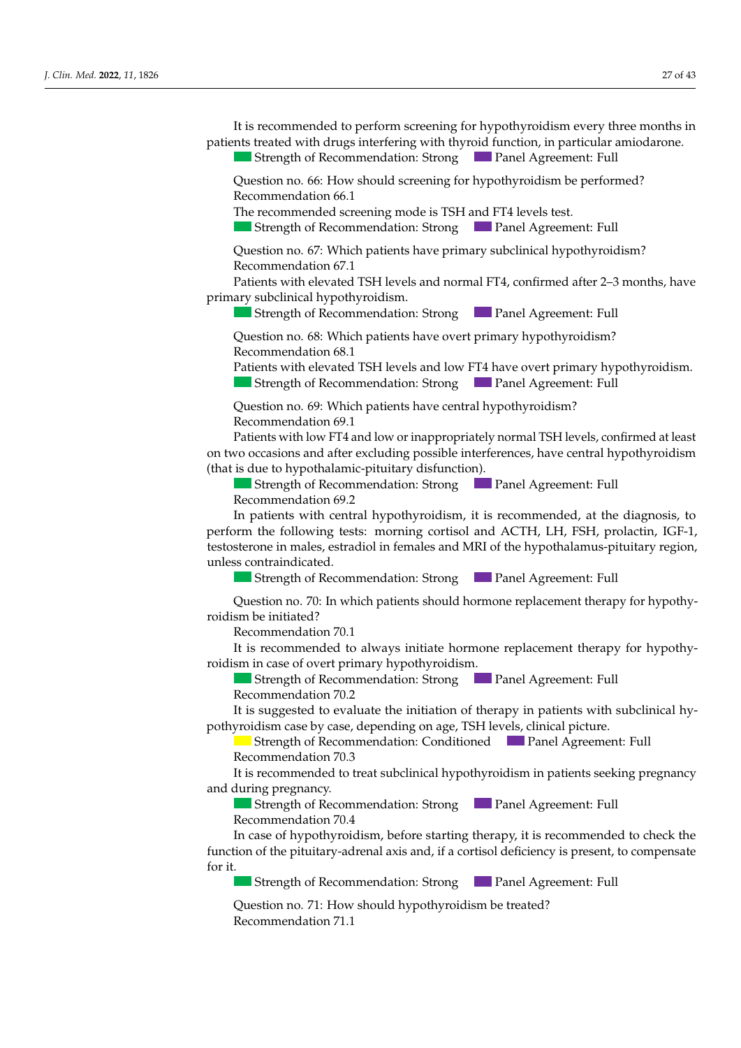It is recommended to perform screening for hypothyroidism every three months in patients treated with drugs interfering with thyroid function, in particular amiodarone.

Strength of Recommendation: Strong   Panel Agreement: Full

Question no. 66: How should screening for hypothyroidism be performed?

Recommendation 66.1

The recommended screening mode is TSH and FT4 levels test.

Strength of Recommendation: Strong   Panel Agreement: Full

Question no. 67: Which patients have primary subclinical hypothyroidism?

Recommendation 67.1

Patients with elevated TSH levels and normal FT4, confirmed after 2–3 months, have primary subclinical hypothyroidism.

Strength of Recommendation: Strong   Panel Agreement: Full

Question no. 68: Which patients have overt primary hypothyroidism?

Recommendation 68.1

Patients with elevated TSH levels and low FT4 have overt primary hypothyroidism.

Strength of Recommendation: Strong   Panel Agreement: Full

Question no. 69: Which patients have central hypothyroidism?

Recommendation 69.1

Patients with low FT4 and low or inappropriately normal TSH levels, confirmed at least on two occasions and after excluding possible interferences, have central hypothyroidism (that is due to hypothalamic-pituitary disfunction).

Strength of Recommendation: Strong   Panel Agreement: Full

Recommendation 69.2

In patients with central hypothyroidism, it is recommended, at the diagnosis, to perform the following tests: morning cortisol and ACTH, LH, FSH, prolactin, IGF-1, testosterone in males, estradiol in females and MRI of the hypothalamus-pituitary region, unless contraindicated.

Strength of Recommendation: Strong   Panel Agreement: Full

Question no. 70: In which patients should hormone replacement therapy for hypothyroidism be initiated?

Recommendation 70.1

It is recommended to always initiate hormone replacement therapy for hypothyroidism in case of overt primary hypothyroidism.

Strength of Recommendation: Strong   Panel Agreement: Full

Recommendation 70.2

It is suggested to evaluate the initiation of therapy in patients with subclinical hypothyroidism case by case, depending on age, TSH levels, clinical picture.

Strength of Recommendation: Conditioned   Panel Agreement: Full

Recommendation 70.3

It is recommended to treat subclinical hypothyroidism in patients seeking pregnancy and during pregnancy.

Strength of Recommendation: Strong   Panel Agreement: Full

Recommendation 70.4

In case of hypothyroidism, before starting therapy, it is recommended to check the function of the pituitary-adrenal axis and, if a cortisol deficiency is present, to compensate for it.

Strength of Recommendation: Strong   Panel Agreement: Full

Question no. 71: How should hypothyroidism be treated?

Recommendation 71.1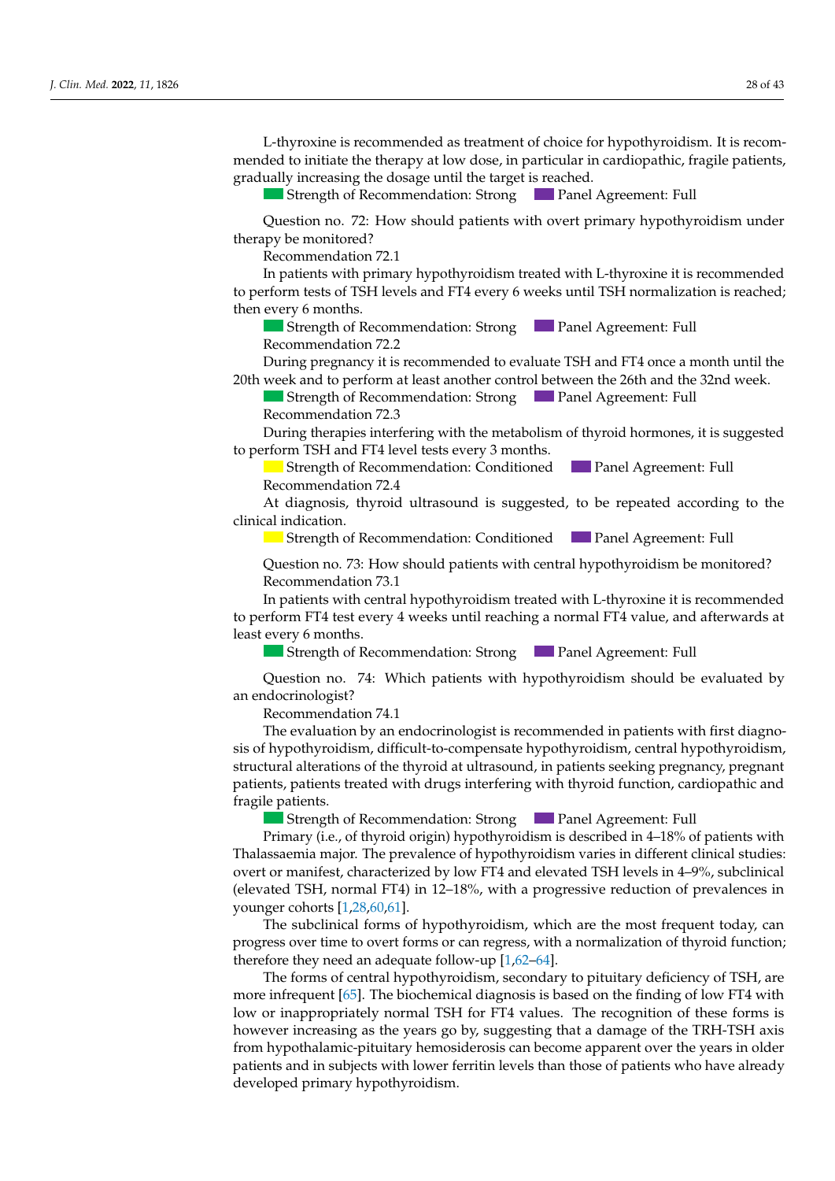L-thyroxine is recommended as treatment of choice for hypothyroidism. It is recommended to initiate the therapy at low dose, in particular in cardiopathic, fragile patients, gradually increasing the dosage until the target is reached.

Strength of Recommendation: Strong   Panel Agreement: Full

Question no. 72: How should patients with overt primary hypothyroidism under therapy be monitored?

Recommendation 72.1

In patients with primary hypothyroidism treated with L-thyroxine it is recommended to perform tests of TSH levels and FT4 every 6 weeks until TSH normalization is reached; then every 6 months.

Strength of Recommendation: Strong   Panel Agreement: Full

Recommendation 72.2

During pregnancy it is recommended to evaluate TSH and FT4 once a month until the 20th week and to perform at least another control between the 26th and the 32nd week.

Strength of Recommendation: Strong   Panel Agreement: Full

Recommendation 72.3

During therapies interfering with the metabolism of thyroid hormones, it is suggested to perform TSH and FT4 level tests every 3 months.

Strength of Recommendation: Conditioned   Panel Agreement: Full

Recommendation 72.4

At diagnosis, thyroid ultrasound is suggested, to be repeated according to the clinical indication.

Strength of Recommendation: Conditioned   Panel Agreement: Full

Question no. 73: How should patients with central hypothyroidism be monitored?

Recommendation 73.1

In patients with central hypothyroidism treated with L-thyroxine it is recommended to perform FT4 test every 4 weeks until reaching a normal FT4 value, and afterwards at least every 6 months.

Strength of Recommendation: Strong   Panel Agreement: Full

Question no. 74: Which patients with hypothyroidism should be evaluated by an endocrinologist?

Recommendation 74.1

The evaluation by an endocrinologist is recommended in patients with first diagnosis of hypothyroidism, difficult-to-compensate hypothyroidism, central hypothyroidism, structural alterations of the thyroid at ultrasound, in patients seeking pregnancy, pregnant patients, patients treated with drugs interfering with thyroid function, cardiopathic and fragile patients.

Strength of Recommendation: Strong   Panel Agreement: Full

Primary (i.e., of thyroid origin) hypothyroidism is described in 4–18% of patients with Thalassaemia major. The prevalence of hypothyroidism varies in different clinical studies: overt or manifest, characterized by low FT4 and elevated TSH levels in 4–9%, subclinical (elevated TSH, normal FT4) in 12–18%, with a progressive reduction of prevalences in younger cohorts [1,28,60,61].

The subclinical forms of hypothyroidism, which are the most frequent today, can progress over time to overt forms or can regress, with a normalization of thyroid function; therefore they need an adequate follow-up [1,62–64].

The forms of central hypothyroidism, secondary to pituitary deficiency of TSH, are more infrequent [65]. The biochemical diagnosis is based on the finding of low FT4 with low or inappropriately normal TSH for FT4 values. The recognition of these forms is however increasing as the years go by, suggesting that a damage of the TRH-TSH axis from hypothalamic-pituitary hemosiderosis can become apparent over the years in older patients and in subjects with lower ferritin levels than those of patients who have already developed primary hypothyroidism.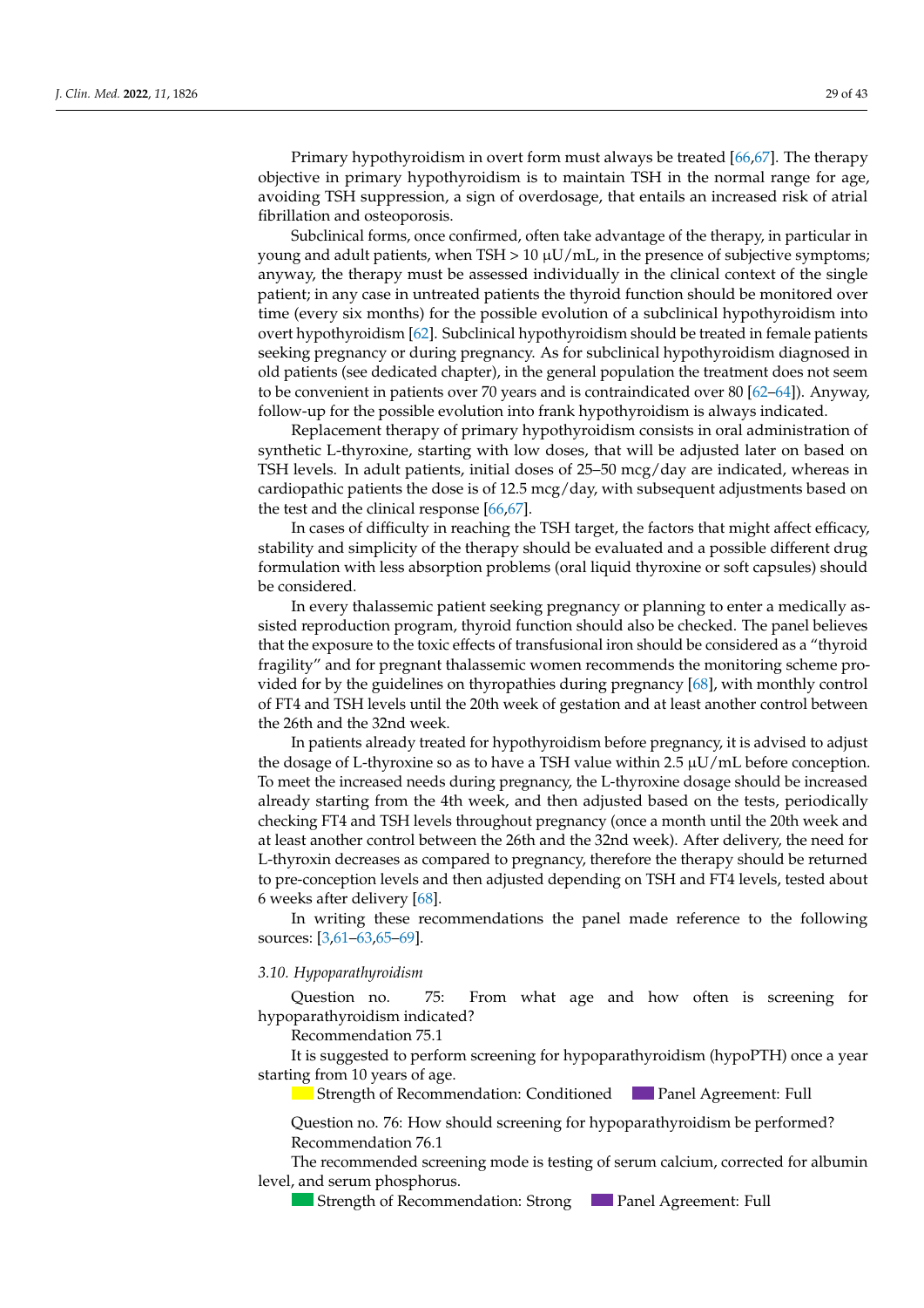Primary hypothyroidism in overt form must always be treated [66,67]. The therapy objective in primary hypothyroidism is to maintain TSH in the normal range for age, avoiding TSH suppression, a sign of overdosage, that entails an increased risk of atrial fibrillation and osteoporosis.

Subclinical forms, once confirmed, often take advantage of the therapy, in particular in young and adult patients, when TSH > 10 µU/mL, in the presence of subjective symptoms; anyway, the therapy must be assessed individually in the clinical context of the single patient; in any case in untreated patients the thyroid function should be monitored over time (every six months) for the possible evolution of a subclinical hypothyroidism into overt hypothyroidism [62]. Subclinical hypothyroidism should be treated in female patients seeking pregnancy or during pregnancy. As for subclinical hypothyroidism diagnosed in old patients (see dedicated chapter), in the general population the treatment does not seem to be convenient in patients over 70 years and is contraindicated over 80 [62–64]). Anyway, follow-up for the possible evolution into frank hypothyroidism is always indicated.

Replacement therapy of primary hypothyroidism consists in oral administration of synthetic L-thyroxine, starting with low doses, that will be adjusted later on based on TSH levels. In adult patients, initial doses of 25–50 mcg/day are indicated, whereas in cardiopathic patients the dose is of 12.5 mcg/day, with subsequent adjustments based on the test and the clinical response [66,67].

In cases of difficulty in reaching the TSH target, the factors that might affect efficacy, stability and simplicity of the therapy should be evaluated and a possible different drug formulation with less absorption problems (oral liquid thyroxine or soft capsules) should be considered.

In every thalassemic patient seeking pregnancy or planning to enter a medically assisted reproduction program, thyroid function should also be checked. The panel believes that the exposure to the toxic effects of transfusional iron should be considered as a "thyroid fragility" and for pregnant thalassemic women recommends the monitoring scheme provided for by the guidelines on thyropathies during pregnancy [68], with monthly control of FT4 and TSH levels until the 20th week of gestation and at least another control between the 26th and the 32nd week.

In patients already treated for hypothyroidism before pregnancy, it is advised to adjust the dosage of L-thyroxine so as to have a TSH value within 2.5 µU/mL before conception. To meet the increased needs during pregnancy, the L-thyroxine dosage should be increased already starting from the 4th week, and then adjusted based on the tests, periodically checking FT4 and TSH levels throughout pregnancy (once a month until the 20th week and at least another control between the 26th and the 32nd week). After delivery, the need for L-thyroxin decreases as compared to pregnancy, therefore the therapy should be returned to pre-conception levels and then adjusted depending on TSH and FT4 levels, tested about 6 weeks after delivery [68].

In writing these recommendations the panel made reference to the following sources: [3,61–63,65–69].

### 3.10. Hypoparathyroidism

Question no. 75: From what age and how often is screening for hypoparathyroidism indicated?

Recommendation 75.1

It is suggested to perform screening for hypoparathyroidism (hypoPTH) once a year starting from 10 years of age.

Strength of Recommendation: Conditioned     Panel Agreement: Full

Question no. 76: How should screening for hypoparathyroidism be performed?

Recommendation 76.1

The recommended screening mode is testing of serum calcium, corrected for albumin level, and serum phosphorus.

Strength of Recommendation: Strong     Panel Agreement: Full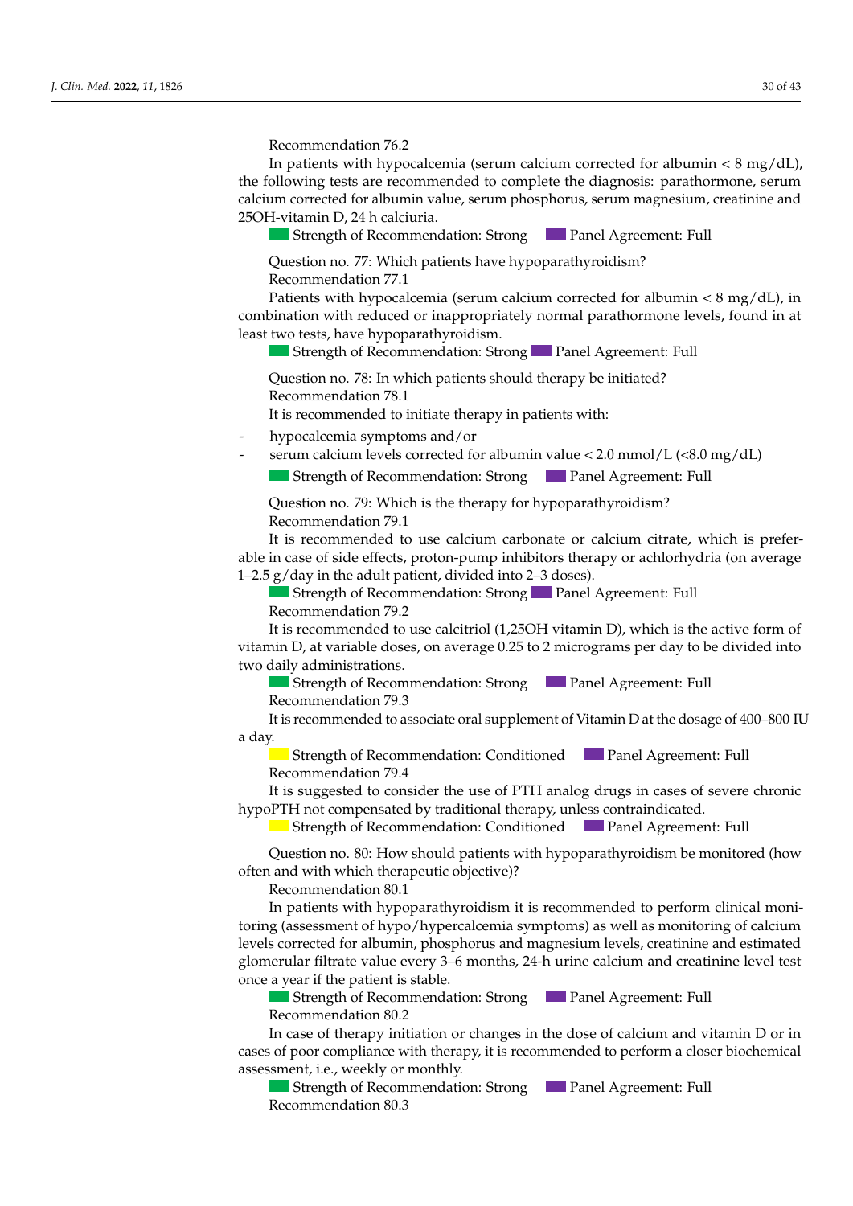Recommendation 76.2

In patients with hypocalcemia (serum calcium corrected for albumin < 8 mg/dL), the following tests are recommended to complete the diagnosis: parathormone, serum calcium corrected for albumin value, serum phosphorus, serum magnesium, creatinine and 25OH-vitamin D, 24 h calciuria.

Strength of Recommendation: Strong Panel Agreement: Full

Question no. 77: Which patients have hypoparathyroidism?

Recommendation 77.1

Patients with hypocalcemia (serum calcium corrected for albumin < 8 mg/dL), in combination with reduced or inappropriately normal parathormone levels, found in at least two tests, have hypoparathyroidism.

Strength of Recommendation: Strong Panel Agreement: Full

Question no. 78: In which patients should therapy be initiated?

Recommendation 78.1

It is recommended to initiate therapy in patients with:

- hypocalcemia symptoms and/or
- serum calcium levels corrected for albumin value < 2.0 mmol/L (<8.0 mg/dL)

Strength of Recommendation: Strong Panel Agreement: Full

Question no. 79: Which is the therapy for hypoparathyroidism?

Recommendation 79.1

It is recommended to use calcium carbonate or calcium citrate, which is preferable in case of side effects, proton-pump inhibitors therapy or achlorhydria (on average 1–2.5 g/day in the adult patient, divided into 2–3 doses).

Strength of Recommendation: Strong Panel Agreement: Full

Recommendation 79.2

It is recommended to use calcitriol (1,25OH vitamin D), which is the active form of vitamin D, at variable doses, on average 0.25 to 2 micrograms per day to be divided into two daily administrations.

Strength of Recommendation: Strong Panel Agreement: Full

Recommendation 79.3

It is recommended to associate oral supplement of Vitamin D at the dosage of 400–800 IU a day.

Strength of Recommendation: Conditioned Panel Agreement: Full

Recommendation 79.4

It is suggested to consider the use of PTH analog drugs in cases of severe chronic hypoPTH not compensated by traditional therapy, unless contraindicated.

Strength of Recommendation: Conditioned Panel Agreement: Full

Question no. 80: How should patients with hypoparathyroidism be monitored (how often and with which therapeutic objective)?

Recommendation 80.1

In patients with hypoparathyroidism it is recommended to perform clinical monitoring (assessment of hypo/hypercalcemia symptoms) as well as monitoring of calcium levels corrected for albumin, phosphorus and magnesium levels, creatinine and estimated glomerular filtrate value every 3–6 months, 24-h urine calcium and creatinine level test once a year if the patient is stable.

Strength of Recommendation: Strong Panel Agreement: Full

Recommendation 80.2

In case of therapy initiation or changes in the dose of calcium and vitamin D or in cases of poor compliance with therapy, it is recommended to perform a closer biochemical assessment, i.e., weekly or monthly.

Strength of Recommendation: Strong Panel Agreement: Full

Recommendation 80.3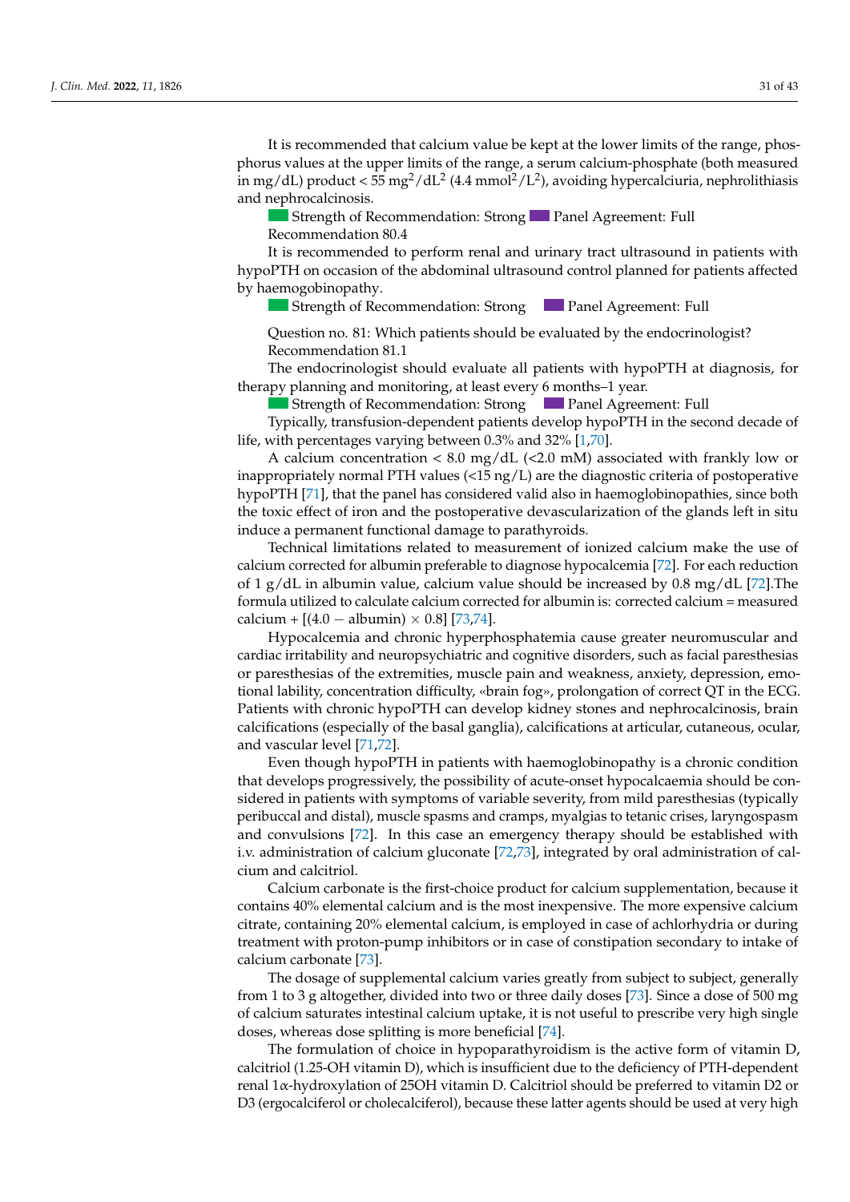It is recommended that calcium value be kept at the lower limits of the range, phosphorus values at the upper limits of the range, a serum calcium-phosphate (both measured in mg/dL) product < 55 $mg^2/dL^2$ (4.4 $mmol^2/L^2$), avoiding hypercalciuria, nephrolithiasis and nephrocalcinosis.

Strength of Recommendation: Strong Panel Agreement: Full

Recommendation 80.4

It is recommended to perform renal and urinary tract ultrasound in patients with hypoPTH on occasion of the abdominal ultrasound control planned for patients affected by haemogobinopathy.

Strength of Recommendation: Strong Panel Agreement: Full

Question no. 81: Which patients should be evaluated by the endocrinologist?

Recommendation 81.1

The endocrinologist should evaluate all patients with hypoPTH at diagnosis, for therapy planning and monitoring, at least every 6 months–1 year.

Strength of Recommendation: Strong Panel Agreement: Full

Typically, transfusion-dependent patients develop hypoPTH in the second decade of life, with percentages varying between 0.3% and 32% [1,70].

A calcium concentration < 8.0 mg/dL (<2.0 mM) associated with frankly low or inappropriately normal PTH values (<15 ng/L) are the diagnostic criteria of postoperative hypoPTH [71], that the panel has considered valid also in haemoglobinopathies, since both the toxic effect of iron and the postoperative devascularization of the glands left in situ induce a permanent functional damage to parathyroids.

Technical limitations related to measurement of ionized calcium make the use of calcium corrected for albumin preferable to diagnose hypocalcemia [72]. For each reduction of 1 g/dL in albumin value, calcium value should be increased by 0.8 mg/dL [72].The formula utilized to calculate calcium corrected for albumin is: corrected calcium = measured calcium + [(4.0 − albumin) × 0.8] [73,74].

Hypocalcemia and chronic hyperphosphatemia cause greater neuromuscular and cardiac irritability and neuropsychiatric and cognitive disorders, such as facial paresthesias or paresthesias of the extremities, muscle pain and weakness, anxiety, depression, emotional lability, concentration difficulty, «brain fog», prolongation of correct QT in the ECG. Patients with chronic hypoPTH can develop kidney stones and nephrocalcinosis, brain calcifications (especially of the basal ganglia), calcifications at articular, cutaneous, ocular, and vascular level [71,72].

Even though hypoPTH in patients with haemoglobinopathy is a chronic condition that develops progressively, the possibility of acute-onset hypocalcaemia should be considered in patients with symptoms of variable severity, from mild paresthesias (typically peribuccal and distal), muscle spasms and cramps, myalgias to tetanic crises, laryngospasm and convulsions [72]. In this case an emergency therapy should be established with i.v. administration of calcium gluconate [72,73], integrated by oral administration of calcium and calcitriol.

Calcium carbonate is the first-choice product for calcium supplementation, because it contains 40% elemental calcium and is the most inexpensive. The more expensive calcium citrate, containing 20% elemental calcium, is employed in case of achlorhydria or during treatment with proton-pump inhibitors or in case of constipation secondary to intake of calcium carbonate [73].

The dosage of supplemental calcium varies greatly from subject to subject, generally from 1 to 3 g altogether, divided into two or three daily doses [73]. Since a dose of 500 mg of calcium saturates intestinal calcium uptake, it is not useful to prescribe very high single doses, whereas dose splitting is more beneficial [74].

The formulation of choice in hypoparathyroidism is the active form of vitamin D, calcitriol (1.25-OH vitamin D), which is insufficient due to the deficiency of PTH-dependent renal 1α-hydroxylation of 25OH vitamin D. Calcitriol should be preferred to vitamin D2 or D3 (ergocalciferol or cholecalciferol), because these latter agents should be used at very high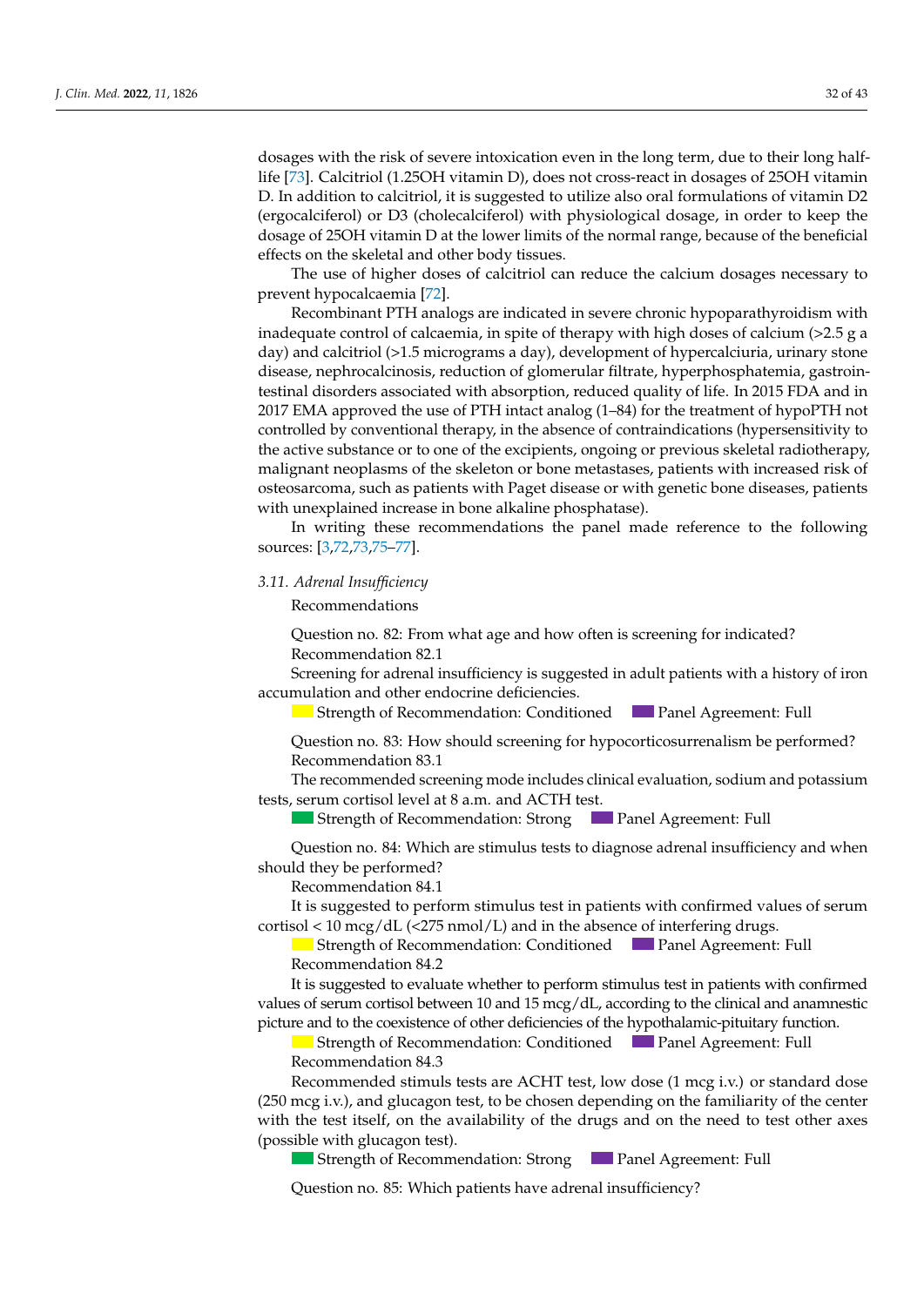dosages with the risk of severe intoxication even in the long term, due to their long half-life [73]. Calcitriol (1.25OH vitamin D), does not cross-react in dosages of 25OH vitamin D. In addition to calcitriol, it is suggested to utilize also oral formulations of vitamin D2 (ergocalciferol) or D3 (cholecalciferol) with physiological dosage, in order to keep the dosage of 25OH vitamin D at the lower limits of the normal range, because of the beneficial effects on the skeletal and other body tissues.

The use of higher doses of calcitriol can reduce the calcium dosages necessary to prevent hypocalcaemia [72].

Recombinant PTH analogs are indicated in severe chronic hypoparathyroidism with inadequate control of calcaemia, in spite of therapy with high doses of calcium (>2.5 g a day) and calcitriol (>1.5 micrograms a day), development of hypercalciuria, urinary stone disease, nephrocalcinosis, reduction of glomerular filtrate, hyperphosphatemia, gastrointestinal disorders associated with absorption, reduced quality of life. In 2015 FDA and in 2017 EMA approved the use of PTH intact analog (1–84) for the treatment of hypoPTH not controlled by conventional therapy, in the absence of contraindications (hypersensitivity to the active substance or to one of the excipients, ongoing or previous skeletal radiotherapy, malignant neoplasms of the skeleton or bone metastases, patients with increased risk of osteosarcoma, such as patients with Paget disease or with genetic bone diseases, patients with unexplained increase in bone alkaline phosphatase).

In writing these recommendations the panel made reference to the following sources: [3,72,73,75–77].

### *3.11. Adrenal Insufficiency*

Recommendations

Question no. 82: From what age and how often is screening for indicated?

Recommendation 82.1

Screening for adrenal insufficiency is suggested in adult patients with a history of iron accumulation and other endocrine deficiencies.

Strength of Recommendation: Conditioned     Panel Agreement: Full

Question no. 83: How should screening for hypocorticosurrenalism be performed?

Recommendation 83.1

The recommended screening mode includes clinical evaluation, sodium and potassium tests, serum cortisol level at 8 a.m. and ACTH test.

Strength of Recommendation: Strong     Panel Agreement: Full

Question no. 84: Which are stimulus tests to diagnose adrenal insufficiency and when should they be performed?

Recommendation 84.1

It is suggested to perform stimulus test in patients with confirmed values of serum cortisol < 10 mcg/dL (<275 nmol/L) and in the absence of interfering drugs.

Strength of Recommendation: Conditioned     Panel Agreement: Full

Recommendation 84.2

It is suggested to evaluate whether to perform stimulus test in patients with confirmed values of serum cortisol between 10 and 15 mcg/dL, according to the clinical and anamnestic picture and to the coexistence of other deficiencies of the hypothalamic-pituitary function.

Strength of Recommendation: Conditioned     Panel Agreement: Full

Recommendation 84.3

Recommended stimuls tests are ACHT test, low dose (1 mcg i.v.) or standard dose (250 mcg i.v.), and glucagon test, to be chosen depending on the familiarity of the center with the test itself, on the availability of the drugs and on the need to test other axes (possible with glucagon test).

Strength of Recommendation: Strong     Panel Agreement: Full

Question no. 85: Which patients have adrenal insufficiency?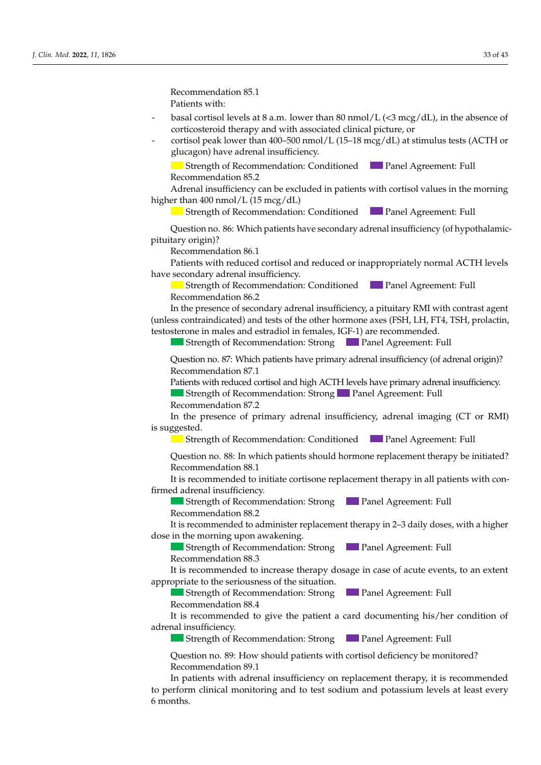Recommendation 85.1

Patients with:

- basal cortisol levels at 8 a.m. lower than 80 nmol/L (<3 mcg/dL), in the absence of corticosteroid therapy and with associated clinical picture, or
- cortisol peak lower than 400–500 nmol/L (15–18 mcg/dL) at stimulus tests (ACTH or glucagon) have adrenal insufficiency.

Strength of Recommendation: Conditioned Panel Agreement: Full

Recommendation 85.2

Adrenal insufficiency can be excluded in patients with cortisol values in the morning higher than 400 nmol/L (15 mcg/dL)

Strength of Recommendation: Conditioned Panel Agreement: Full

Question no. 86: Which patients have secondary adrenal insufficiency (of hypothalamic-pituitary origin)?

Recommendation 86.1

Patients with reduced cortisol and reduced or inappropriately normal ACTH levels have secondary adrenal insufficiency.

Strength of Recommendation: Conditioned Panel Agreement: Full

Recommendation 86.2

In the presence of secondary adrenal insufficiency, a pituitary RMI with contrast agent (unless contraindicated) and tests of the other hormone axes (FSH, LH, FT4, TSH, prolactin, testosterone in males and estradiol in females, IGF-1) are recommended.

Strength of Recommendation: Strong Panel Agreement: Full

Question no. 87: Which patients have primary adrenal insufficiency (of adrenal origin)?

Recommendation 87.1

Patients with reduced cortisol and high ACTH levels have primary adrenal insufficiency.

Strength of Recommendation: Strong Panel Agreement: Full

Recommendation 87.2

In the presence of primary adrenal insufficiency, adrenal imaging (CT or RMI) is suggested.

Strength of Recommendation: Conditioned Panel Agreement: Full

Question no. 88: In which patients should hormone replacement therapy be initiated?

Recommendation 88.1

It is recommended to initiate cortisone replacement therapy in all patients with confirmed adrenal insufficiency.

Strength of Recommendation: Strong Panel Agreement: Full

Recommendation 88.2

It is recommended to administer replacement therapy in 2–3 daily doses, with a higher dose in the morning upon awakening.

Strength of Recommendation: Strong Panel Agreement: Full

Recommendation 88.3

It is recommended to increase therapy dosage in case of acute events, to an extent appropriate to the seriousness of the situation.

Strength of Recommendation: Strong Panel Agreement: Full

Recommendation 88.4

It is recommended to give the patient a card documenting his/her condition of adrenal insufficiency.

Strength of Recommendation: Strong Panel Agreement: Full

Question no. 89: How should patients with cortisol deficiency be monitored?

Recommendation 89.1

In patients with adrenal insufficiency on replacement therapy, it is recommended to perform clinical monitoring and to test sodium and potassium levels at least every 6 months.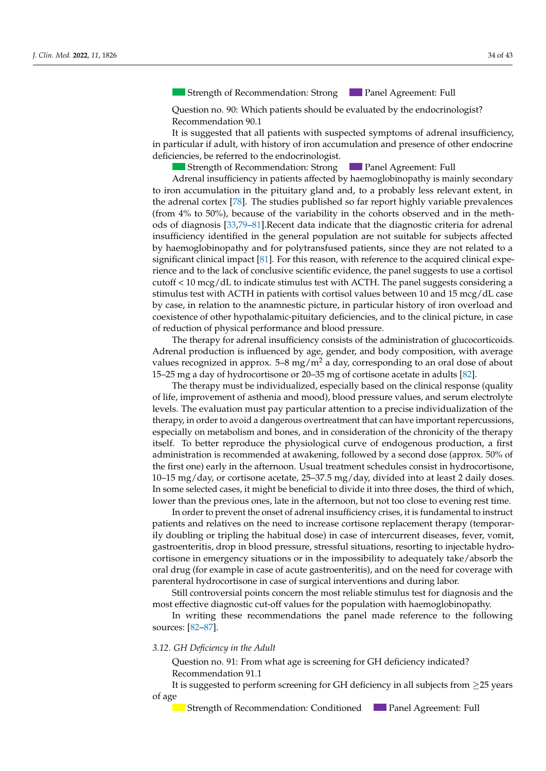Strength of Recommendation: Strong     Panel Agreement: Full

Question no. 90: Which patients should be evaluated by the endocrinologist?
Recommendation 90.1

It is suggested that all patients with suspected symptoms of adrenal insufficiency, in particular if adult, with history of iron accumulation and presence of other endocrine deficiencies, be referred to the endocrinologist.

Strength of Recommendation: Strong     Panel Agreement: Full

Adrenal insufficiency in patients affected by haemoglobinopathy is mainly secondary to iron accumulation in the pituitary gland and, to a probably less relevant extent, in the adrenal cortex [78]. The studies published so far report highly variable prevalences (from 4% to 50%), because of the variability in the cohorts observed and in the methods of diagnosis [33,79–81].Recent data indicate that the diagnostic criteria for adrenal insufficiency identified in the general population are not suitable for subjects affected by haemoglobinopathy and for polytransfused patients, since they are not related to a significant clinical impact [81]. For this reason, with reference to the acquired clinical experience and to the lack of conclusive scientific evidence, the panel suggests to use a cortisol cutoff < 10 mcg/dL to indicate stimulus test with ACTH. The panel suggests considering a stimulus test with ACTH in patients with cortisol values between 10 and 15 mcg/dL case by case, in relation to the anamnestic picture, in particular history of iron overload and coexistence of other hypothalamic-pituitary deficiencies, and to the clinical picture, in case of reduction of physical performance and blood pressure.

The therapy for adrenal insufficiency consists of the administration of glucocorticoids. Adrenal production is influenced by age, gender, and body composition, with average values recognized in approx. 5–8 mg/m$^2$ a day, corresponding to an oral dose of about 15–25 mg a day of hydrocortisone or 20–35 mg of cortisone acetate in adults [82].

The therapy must be individualized, especially based on the clinical response (quality of life, improvement of asthenia and mood), blood pressure values, and serum electrolyte levels. The evaluation must pay particular attention to a precise individualization of the therapy, in order to avoid a dangerous overtreatment that can have important repercussions, especially on metabolism and bones, and in consideration of the chronicity of the therapy itself. To better reproduce the physiological curve of endogenous production, a first administration is recommended at awakening, followed by a second dose (approx. 50% of the first one) early in the afternoon. Usual treatment schedules consist in hydrocortisone, 10–15 mg/day, or cortisone acetate, 25–37.5 mg/day, divided into at least 2 daily doses. In some selected cases, it might be beneficial to divide it into three doses, the third of which, lower than the previous ones, late in the afternoon, but not too close to evening rest time.

In order to prevent the onset of adrenal insufficiency crises, it is fundamental to instruct patients and relatives on the need to increase cortisone replacement therapy (temporarily doubling or tripling the habitual dose) in case of intercurrent diseases, fever, vomit, gastroenteritis, drop in blood pressure, stressful situations, resorting to injectable hydrocortisone in emergency situations or in the impossibility to adequately take/absorb the oral drug (for example in case of acute gastroenteritis), and on the need for coverage with parenteral hydrocortisone in case of surgical interventions and during labor.

Still controversial points concern the most reliable stimulus test for diagnosis and the most effective diagnostic cut-off values for the population with haemoglobinopathy.

In writing these recommendations the panel made reference to the following sources: [82–87].

### 3.12. GH Deficiency in the Adult

Question no. 91: From what age is screening for GH deficiency indicated?
Recommendation 91.1

It is suggested to perform screening for GH deficiency in all subjects from ≥25 years of age

Strength of Recommendation: Conditioned     Panel Agreement: Full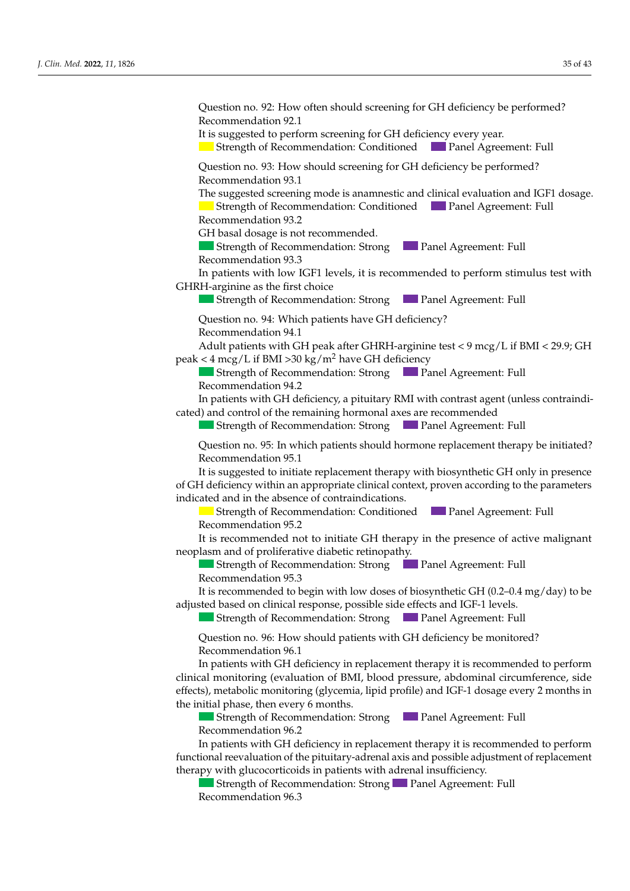Question no. 92: How often should screening for GH deficiency be performed?

Recommendation 92.1

It is suggested to perform screening for GH deficiency every year.

Strength of Recommendation: Conditioned Panel Agreement: Full

Question no. 93: How should screening for GH deficiency be performed?

Recommendation 93.1

The suggested screening mode is anamnestic and clinical evaluation and IGF1 dosage.

Strength of Recommendation: Conditioned Panel Agreement: Full

Recommendation 93.2

GH basal dosage is not recommended.

Strength of Recommendation: Strong Panel Agreement: Full

Recommendation 93.3

In patients with low IGF1 levels, it is recommended to perform stimulus test with GHRH-arginine as the first choice

Strength of Recommendation: Strong Panel Agreement: Full

Question no. 94: Which patients have GH deficiency?

Recommendation 94.1

Adult patients with GH peak after GHRH-arginine test < 9 mcg/L if BMI < 29.9; GH peak < 4 mcg/L if BMI >30 kg/m$^2$ have GH deficiency

Strength of Recommendation: Strong Panel Agreement: Full

Recommendation 94.2

In patients with GH deficiency, a pituitary RMI with contrast agent (unless contraindicated) and control of the remaining hormonal axes are recommended

Strength of Recommendation: Strong Panel Agreement: Full

Question no. 95: In which patients should hormone replacement therapy be initiated?

Recommendation 95.1

It is suggested to initiate replacement therapy with biosynthetic GH only in presence of GH deficiency within an appropriate clinical context, proven according to the parameters indicated and in the absence of contraindications.

Strength of Recommendation: Conditioned Panel Agreement: Full

Recommendation 95.2

It is recommended not to initiate GH therapy in the presence of active malignant neoplasm and of proliferative diabetic retinopathy.

Strength of Recommendation: Strong Panel Agreement: Full

Recommendation 95.3

It is recommended to begin with low doses of biosynthetic GH (0.2–0.4 mg/day) to be adjusted based on clinical response, possible side effects and IGF-1 levels.

Strength of Recommendation: Strong Panel Agreement: Full

Question no. 96: How should patients with GH deficiency be monitored?

Recommendation 96.1

In patients with GH deficiency in replacement therapy it is recommended to perform clinical monitoring (evaluation of BMI, blood pressure, abdominal circumference, side effects), metabolic monitoring (glycemia, lipid profile) and IGF-1 dosage every 2 months in the initial phase, then every 6 months.

Strength of Recommendation: Strong Panel Agreement: Full

Recommendation 96.2

In patients with GH deficiency in replacement therapy it is recommended to perform functional reevaluation of the pituitary-adrenal axis and possible adjustment of replacement therapy with glucocorticoids in patients with adrenal insufficiency.

Strength of Recommendation: Strong Panel Agreement: Full

Recommendation 96.3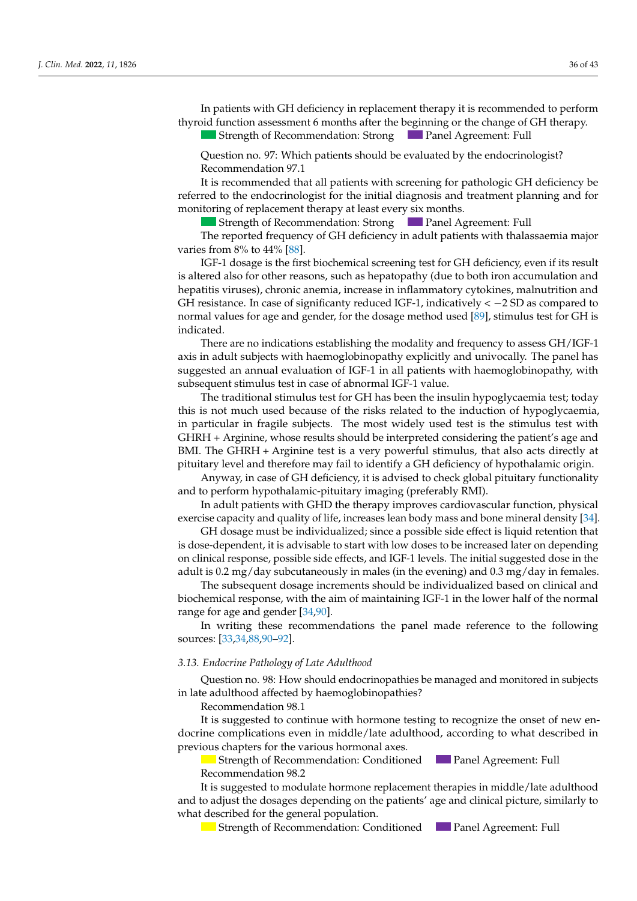In patients with GH deficiency in replacement therapy it is recommended to perform thyroid function assessment 6 months after the beginning or the change of GH therapy.

Strength of Recommendation: Strong Panel Agreement: Full

Question no. 97: Which patients should be evaluated by the endocrinologist?

Recommendation 97.1

It is recommended that all patients with screening for pathologic GH deficiency be referred to the endocrinologist for the initial diagnosis and treatment planning and for monitoring of replacement therapy at least every six months.

Strength of Recommendation: Strong Panel Agreement: Full

The reported frequency of GH deficiency in adult patients with thalassaemia major varies from 8% to 44% [88].

IGF-1 dosage is the first biochemical screening test for GH deficiency, even if its result is altered also for other reasons, such as hepatopathy (due to both iron accumulation and hepatitis viruses), chronic anemia, increase in inflammatory cytokines, malnutrition and GH resistance. In case of significanty reduced IGF-1, indicatively $< -2$ SD as compared to normal values for age and gender, for the dosage method used [89], stimulus test for GH is indicated.

There are no indications establishing the modality and frequency to assess GH/IGF-1 axis in adult subjects with haemoglobinopathy explicitly and univocally. The panel has suggested an annual evaluation of IGF-1 in all patients with haemoglobinopathy, with subsequent stimulus test in case of abnormal IGF-1 value.

The traditional stimulus test for GH has been the insulin hypoglycaemia test; today this is not much used because of the risks related to the induction of hypoglycaemia, in particular in fragile subjects. The most widely used test is the stimulus test with GHRH + Arginine, whose results should be interpreted considering the patient's age and BMI. The GHRH + Arginine test is a very powerful stimulus, that also acts directly at pituitary level and therefore may fail to identify a GH deficiency of hypothalamic origin.

Anyway, in case of GH deficiency, it is advised to check global pituitary functionality and to perform hypothalamic-pituitary imaging (preferably RMI).

In adult patients with GHD the therapy improves cardiovascular function, physical exercise capacity and quality of life, increases lean body mass and bone mineral density [34].

GH dosage must be individualized; since a possible side effect is liquid retention that is dose-dependent, it is advisable to start with low doses to be increased later on depending on clinical response, possible side effects, and IGF-1 levels. The initial suggested dose in the adult is 0.2 mg/day subcutaneously in males (in the evening) and 0.3 mg/day in females.

The subsequent dosage increments should be individualized based on clinical and biochemical response, with the aim of maintaining IGF-1 in the lower half of the normal range for age and gender [34,90].

In writing these recommendations the panel made reference to the following sources: [33,34,88,90–92].

### 3.13. Endocrine Pathology of Late Adulthood

Question no. 98: How should endocrinopathies be managed and monitored in subjects in late adulthood affected by haemoglobinopathies?

Recommendation 98.1

It is suggested to continue with hormone testing to recognize the onset of new endocrine complications even in middle/late adulthood, according to what described in previous chapters for the various hormonal axes.

Strength of Recommendation: Conditioned Panel Agreement: Full

Recommendation 98.2

It is suggested to modulate hormone replacement therapies in middle/late adulthood and to adjust the dosages depending on the patients' age and clinical picture, similarly to what described for the general population.

Strength of Recommendation: Conditioned Panel Agreement: Full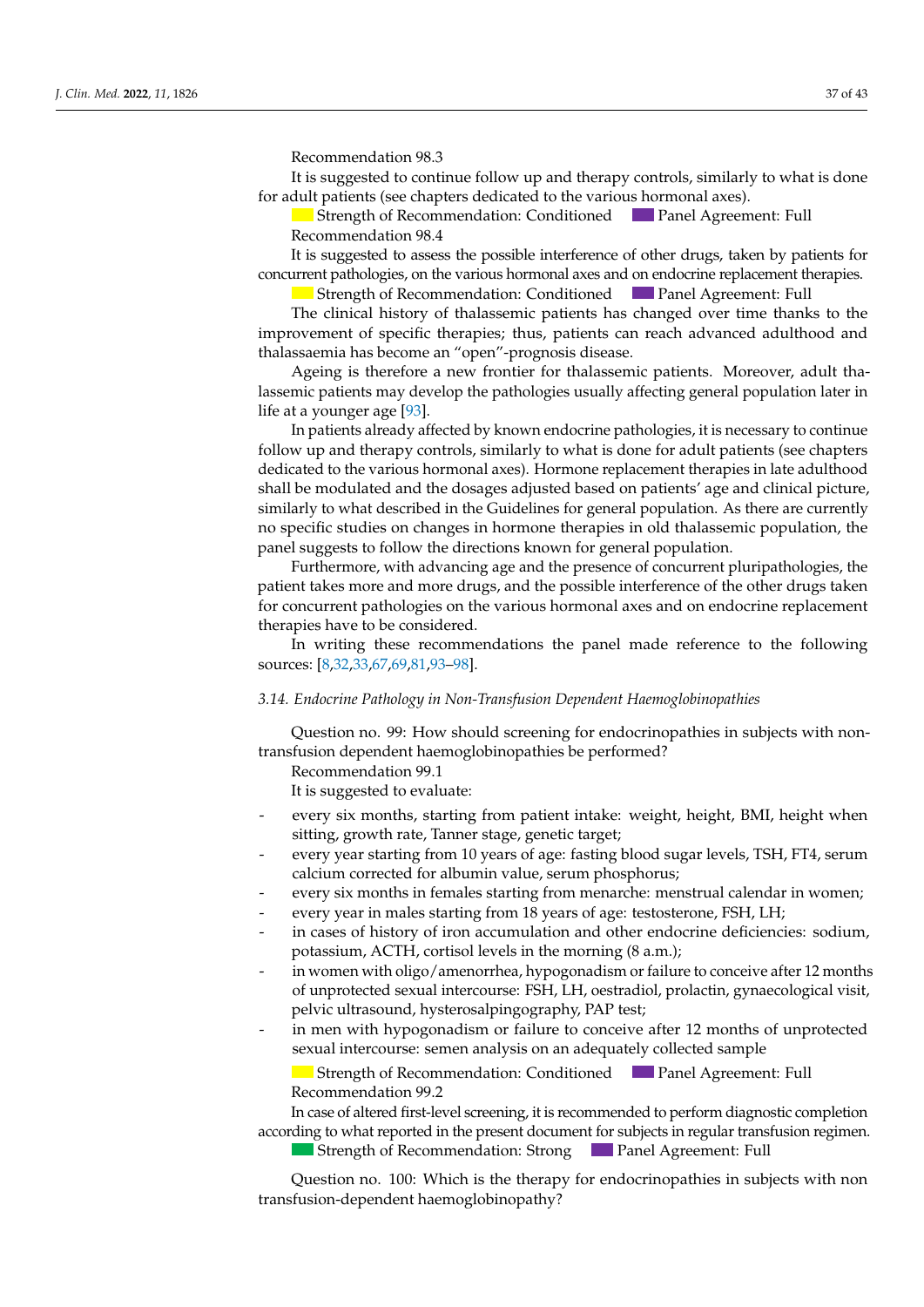Recommendation 98.3

It is suggested to continue follow up and therapy controls, similarly to what is done for adult patients (see chapters dedicated to the various hormonal axes).

Strength of Recommendation: Conditioned Panel Agreement: Full

Recommendation 98.4

It is suggested to assess the possible interference of other drugs, taken by patients for concurrent pathologies, on the various hormonal axes and on endocrine replacement therapies.

Strength of Recommendation: Conditioned Panel Agreement: Full

The clinical history of thalassemic patients has changed over time thanks to the improvement of specific therapies; thus, patients can reach advanced adulthood and thalassaemia has become an "open"-prognosis disease.

Ageing is therefore a new frontier for thalassemic patients. Moreover, adult thalassemic patients may develop the pathologies usually affecting general population later in life at a younger age [93].

In patients already affected by known endocrine pathologies, it is necessary to continue follow up and therapy controls, similarly to what is done for adult patients (see chapters dedicated to the various hormonal axes). Hormone replacement therapies in late adulthood shall be modulated and the dosages adjusted based on patients' age and clinical picture, similarly to what described in the Guidelines for general population. As there are currently no specific studies on changes in hormone therapies in old thalassemic population, the panel suggests to follow the directions known for general population.

Furthermore, with advancing age and the presence of concurrent pluripathologies, the patient takes more and more drugs, and the possible interference of the other drugs taken for concurrent pathologies on the various hormonal axes and on endocrine replacement therapies have to be considered.

In writing these recommendations the panel made reference to the following sources: [8,32,33,67,69,81,93–98].

### *3.14. Endocrine Pathology in Non-Transfusion Dependent Haemoglobinopathies*

Question no. 99: How should screening for endocrinopathies in subjects with non-transfusion dependent haemoglobinopathies be performed?

Recommendation 99.1

It is suggested to evaluate:

- every six months, starting from patient intake: weight, height, BMI, height when sitting, growth rate, Tanner stage, genetic target;
- every year starting from 10 years of age: fasting blood sugar levels, TSH, FT4, serum calcium corrected for albumin value, serum phosphorus;
- every six months in females starting from menarche: menstrual calendar in women;
- every year in males starting from 18 years of age: testosterone, FSH, LH;
- in cases of history of iron accumulation and other endocrine deficiencies: sodium, potassium, ACTH, cortisol levels in the morning (8 a.m.);
- in women with oligo/amenorrhea, hypogonadism or failure to conceive after 12 months of unprotected sexual intercourse: FSH, LH, oestradiol, prolactin, gynaecological visit, pelvic ultrasound, hysterosalpingography, PAP test;
- in men with hypogonadism or failure to conceive after 12 months of unprotected sexual intercourse: semen analysis on an adequately collected sample

Strength of Recommendation: Conditioned Panel Agreement: Full

Recommendation 99.2

In case of altered first-level screening, it is recommended to perform diagnostic completion according to what reported in the present document for subjects in regular transfusion regimen.

Strength of Recommendation: Strong Panel Agreement: Full

Question no. 100: Which is the therapy for endocrinopathies in subjects with non transfusion-dependent haemoglobinopathy?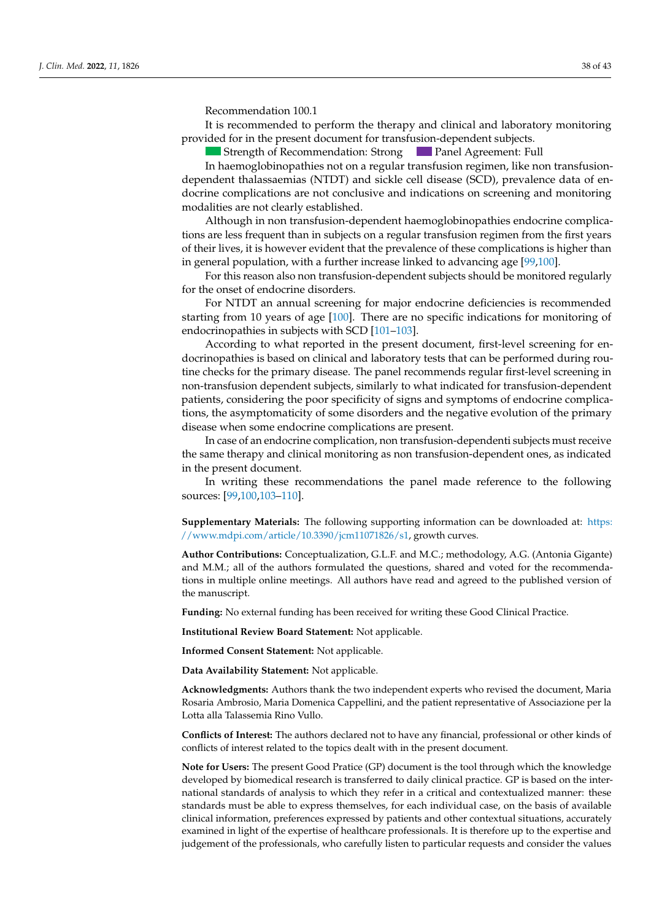Recommendation 100.1

It is recommended to perform the therapy and clinical and laboratory monitoring provided for in the present document for transfusion-dependent subjects.

Strength of Recommendation: Strong    Panel Agreement: Full

In haemoglobinopathies not on a regular transfusion regimen, like non transfusion-dependent thalassaemias (NTDT) and sickle cell disease (SCD), prevalence data of endocrine complications are not conclusive and indications on screening and monitoring modalities are not clearly established.

Although in non transfusion-dependent haemoglobinopathies endocrine complications are less frequent than in subjects on a regular transfusion regimen from the first years of their lives, it is however evident that the prevalence of these complications is higher than in general population, with a further increase linked to advancing age [99,100].

For this reason also non transfusion-dependent subjects should be monitored regularly for the onset of endocrine disorders.

For NTDT an annual screening for major endocrine deficiencies is recommended starting from 10 years of age [100]. There are no specific indications for monitoring of endocrinopathies in subjects with SCD [101–103].

According to what reported in the present document, first-level screening for endocrinopathies is based on clinical and laboratory tests that can be performed during routine checks for the primary disease. The panel recommends regular first-level screening in non-transfusion dependent subjects, similarly to what indicated for transfusion-dependent patients, considering the poor specificity of signs and symptoms of endocrine complications, the asymptomaticity of some disorders and the negative evolution of the primary disease when some endocrine complications are present.

In case of an endocrine complication, non transfusion-dependenti subjects must receive the same therapy and clinical monitoring as non transfusion-dependent ones, as indicated in the present document.

In writing these recommendations the panel made reference to the following sources: [99,100,103–110].

**Supplementary Materials:** The following supporting information can be downloaded at: https://www.mdpi.com/article/10.3390/jcm11071826/s1, growth curves.

**Author Contributions:** Conceptualization, G.L.F. and M.C.; methodology, A.G. (Antonia Gigante) and M.M.; all of the authors formulated the questions, shared and voted for the recommendations in multiple online meetings. All authors have read and agreed to the published version of the manuscript.

**Funding:** No external funding has been received for writing these Good Clinical Practice.

**Institutional Review Board Statement:** Not applicable.

**Informed Consent Statement:** Not applicable.

**Data Availability Statement:** Not applicable.

**Acknowledgments:** Authors thank the two independent experts who revised the document, Maria Rosaria Ambrosio, Maria Domenica Cappellini, and the patient representative of Associazione per la Lotta alla Talassemia Rino Vullo.

**Conflicts of Interest:** The authors declared not to have any financial, professional or other kinds of conflicts of interest related to the topics dealt with in the present document.

**Note for Users:** The present Good Pratice (GP) document is the tool through which the knowledge developed by biomedical research is transferred to daily clinical practice. GP is based on the international standards of analysis to which they refer in a critical and contextualized manner: these standards must be able to express themselves, for each individual case, on the basis of available clinical information, preferences expressed by patients and other contextual situations, accurately examined in light of the expertise of healthcare professionals. It is therefore up to the expertise and judgement of the professionals, who carefully listen to particular requests and consider the values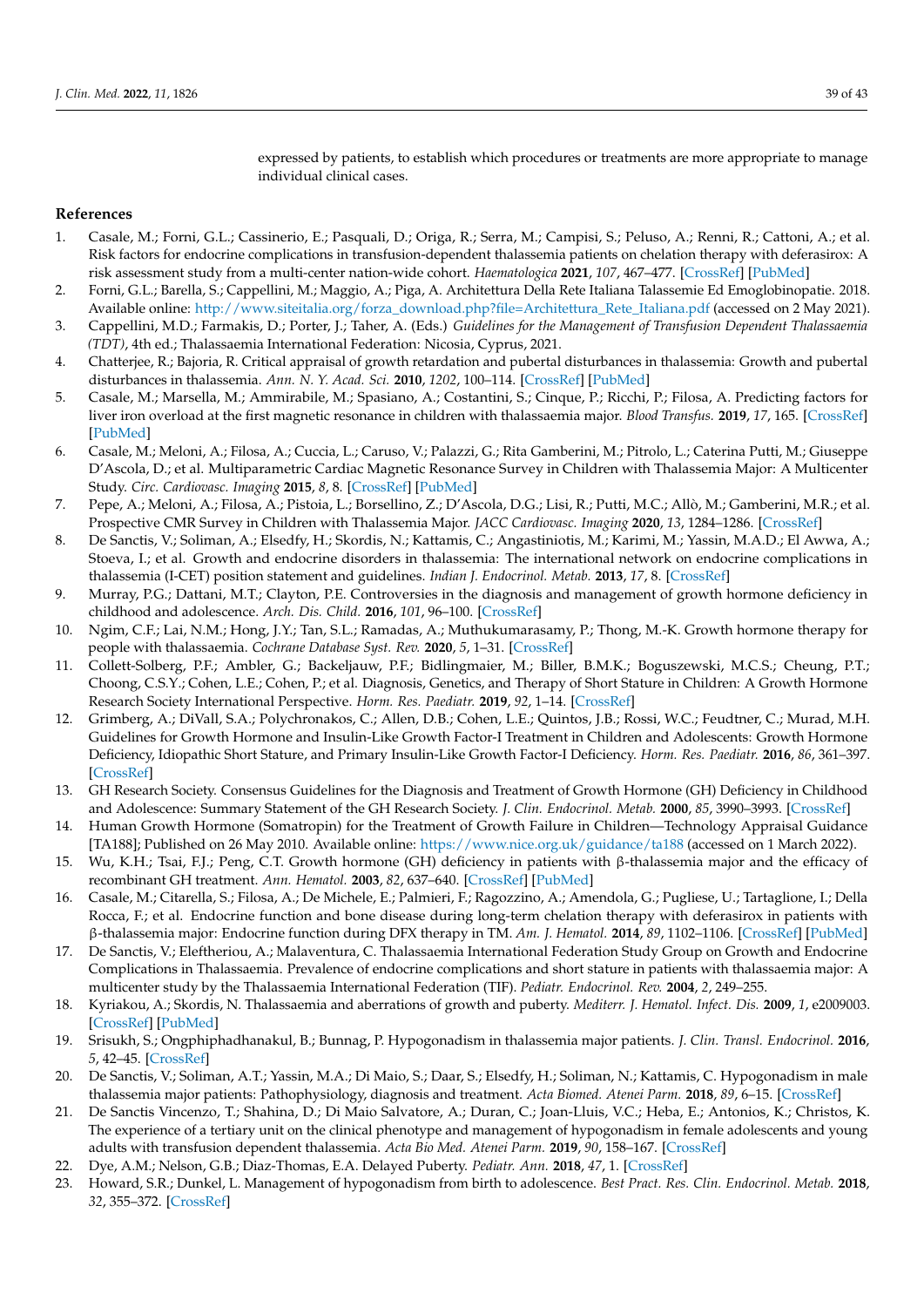expressed by patients, to establish which procedures or treatments are more appropriate to manage individual clinical cases.

## References

1. Casale, M.; Forni, G.L.; Cassinerio, E.; Pasquali, D.; Origa, R.; Serra, M.; Campisi, S.; Peluso, A.; Renni, R.; Cattoni, A.; et al. Risk factors for endocrine complications in transfusion-dependent thalassemia patients on chelation therapy with deferasirox: A risk assessment study from a multi-center nation-wide cohort. *Haematologica* **2021**, *107*, 467–477. [CrossRef] [PubMed]
2. Forni, G.L.; Barella, S.; Cappellini, M.; Maggio, A.; Piga, A. Architettura Della Rete Italiana Talassemie Ed Emoglobinopatie. 2018. Available online: http://www.siteitalia.org/forza_download.php?file=Architettura_Rete_Italiana.pdf (accessed on 2 May 2021).
3. Cappellini, M.D.; Farmakis, D.; Porter, J.; Taher, A. (Eds.) *Guidelines for the Management of Transfusion Dependent Thalassaemia (TDT)*, 4th ed.; Thalassaemia International Federation: Nicosia, Cyprus, 2021.
4. Chatterjee, R.; Bajoria, R. Critical appraisal of growth retardation and pubertal disturbances in thalassemia: Growth and pubertal disturbances in thalassemia. *Ann. N. Y. Acad. Sci.* **2010**, *1202*, 100–114. [CrossRef] [PubMed]
5. Casale, M.; Marsella, M.; Ammirabile, M.; Spasiano, A.; Costantini, S.; Cinque, P.; Ricchi, P.; Filosa, A. Predicting factors for liver iron overload at the first magnetic resonance in children with thalassaemia major. *Blood Transfus.* **2019**, *17*, 165. [CrossRef] [PubMed]
6. Casale, M.; Meloni, A.; Filosa, A.; Cuccia, L.; Caruso, V.; Palazzi, G.; Rita Gamberini, M.; Pitrolo, L.; Caterina Putti, M.; Giuseppe D'Ascola, D.; et al. Multiparametric Cardiac Magnetic Resonance Survey in Children with Thalassemia Major: A Multicenter Study. *Circ. Cardiovasc. Imaging* **2015**, *8*, 8. [CrossRef] [PubMed]
7. Pepe, A.; Meloni, A.; Filosa, A.; Pistoia, L.; Borsellino, Z.; D'Ascola, D.G.; Lisi, R.; Putti, M.C.; Allò, M.; Gamberini, M.R.; et al. Prospective CMR Survey in Children with Thalassemia Major. *JACC Cardiovasc. Imaging* **2020**, *13*, 1284–1286. [CrossRef]
8. De Sanctis, V.; Soliman, A.; Elsedfy, H.; Skordis, N.; Kattamis, C.; Angastiniotis, M.; Karimi, M.; Yassin, M.A.D.; El Awwa, A.; Stoeva, I.; et al. Growth and endocrine disorders in thalassemia: The international network on endocrine complications in thalassemia (I-CET) position statement and guidelines. *Indian J. Endocrinol. Metab.* **2013**, *17*, 8. [CrossRef]
9. Murray, P.G.; Dattani, M.T.; Clayton, P.E. Controversies in the diagnosis and management of growth hormone deficiency in childhood and adolescence. *Arch. Dis. Child.* **2016**, *101*, 96–100. [CrossRef]
10. Ngim, C.F.; Lai, N.M.; Hong, J.Y.; Tan, S.L.; Ramadas, A.; Muthukumarasamy, P.; Thong, M.-K. Growth hormone therapy for people with thalassaemia. *Cochrane Database Syst. Rev.* **2020**, *5*, 1–31. [CrossRef]
11. Collett-Solberg, P.F.; Ambler, G.; Backeljauw, P.F.; Bidlingmaier, M.; Biller, B.M.K.; Boguszewski, M.C.S.; Cheung, P.T.; Choong, C.S.Y.; Cohen, L.E.; Cohen, P.; et al. Diagnosis, Genetics, and Therapy of Short Stature in Children: A Growth Hormone Research Society International Perspective. *Horm. Res. Paediatr.* **2019**, *92*, 1–14. [CrossRef]
12. Grimberg, A.; DiVall, S.A.; Polychronakos, C.; Allen, D.B.; Cohen, L.E.; Quintos, J.B.; Rossi, W.C.; Feudtner, C.; Murad, M.H. Guidelines for Growth Hormone and Insulin-Like Growth Factor-I Treatment in Children and Adolescents: Growth Hormone Deficiency, Idiopathic Short Stature, and Primary Insulin-Like Growth Factor-I Deficiency. *Horm. Res. Paediatr.* **2016**, *86*, 361–397. [CrossRef]
13. GH Research Society. Consensus Guidelines for the Diagnosis and Treatment of Growth Hormone (GH) Deficiency in Childhood and Adolescence: Summary Statement of the GH Research Society. *J. Clin. Endocrinol. Metab.* **2000**, *85*, 3990–3993. [CrossRef]
14. Human Growth Hormone (Somatropin) for the Treatment of Growth Failure in Children—Technology Appraisal Guidance [TA188]; Published on 26 May 2010. Available online: https://www.nice.org.uk/guidance/ta188 (accessed on 1 March 2022).
15. Wu, K.H.; Tsai, F.J.; Peng, C.T. Growth hormone (GH) deficiency in patients with β-thalassemia major and the efficacy of recombinant GH treatment. *Ann. Hematol.* **2003**, *82*, 637–640. [CrossRef] [PubMed]
16. Casale, M.; Citarella, S.; Filosa, A.; De Michele, E.; Palmieri, F.; Ragozzino, A.; Amendola, G.; Pugliese, U.; Tartaglione, I.; Della Rocca, F.; et al. Endocrine function and bone disease during long-term chelation therapy with deferasirox in patients with β-thalassemia major: Endocrine function during DFX therapy in TM. *Am. J. Hematol.* **2014**, *89*, 1102–1106. [CrossRef] [PubMed]
17. De Sanctis, V.; Eleftheriou, A.; Malaventura, C. Thalassaemia International Federation Study Group on Growth and Endocrine Complications in Thalassaemia. Prevalence of endocrine complications and short stature in patients with thalassaemia major: A multicenter study by the Thalassaemia International Federation (TIF). *Pediatr. Endocrinol. Rev.* **2004**, *2*, 249–255.
18. Kyriakou, A.; Skordis, N. Thalassaemia and aberrations of growth and puberty. *Mediterr. J. Hematol. Infect. Dis.* **2009**, *1*, e2009003. [CrossRef] [PubMed]
19. Srisukh, S.; Ongphiphadhanakul, B.; Bunnag, P. Hypogonadism in thalassemia major patients. *J. Clin. Transl. Endocrinol.* **2016**, *5*, 42–45. [CrossRef]
20. De Sanctis, V.; Soliman, A.T.; Yassin, M.A.; Di Maio, S.; Daar, S.; Elsedfy, H.; Soliman, N.; Kattamis, C. Hypogonadism in male thalassemia major patients: Pathophysiology, diagnosis and treatment. *Acta Biomed. Atenei Parm.* **2018**, *89*, 6–15. [CrossRef]
21. De Sanctis Vincenzo, T.; Shahina, D.; Di Maio Salvatore, A.; Duran, C.; Joan-Lluis, V.C.; Heba, E.; Antonios, K.; Christos, K. The experience of a tertiary unit on the clinical phenotype and management of hypogonadism in female adolescents and young adults with transfusion dependent thalassemia. *Acta Bio Med. Atenei Parm.* **2019**, *90*, 158–167. [CrossRef]
22. Dye, A.M.; Nelson, G.B.; Diaz-Thomas, E.A. Delayed Puberty. *Pediatr. Ann.* **2018**, *47*, 1. [CrossRef]
23. Howard, S.R.; Dunkel, L. Management of hypogonadism from birth to adolescence. *Best Pract. Res. Clin. Endocrinol. Metab.* **2018**, *32*, 355–372. [CrossRef]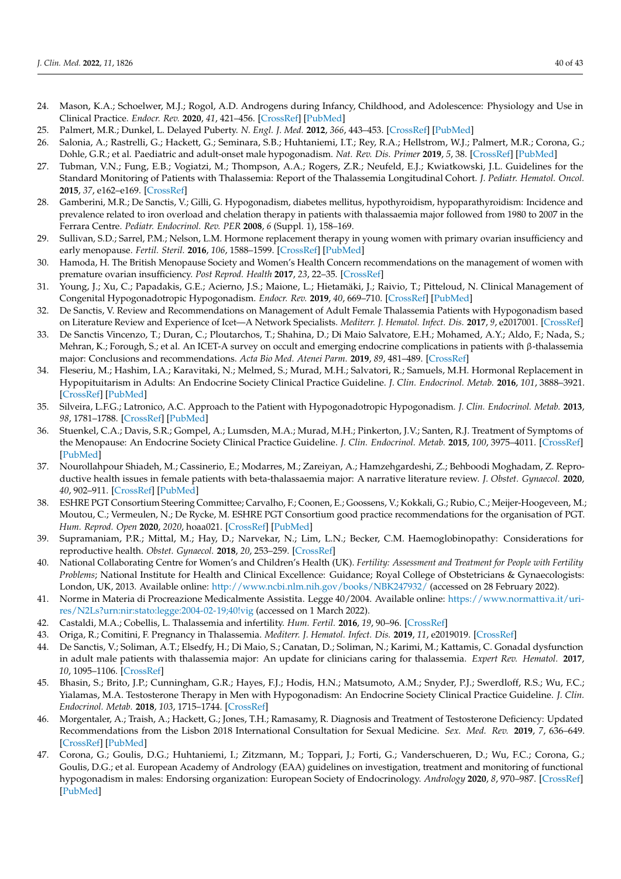24. Mason, K.A.; Schoelwer, M.J.; Rogol, A.D. Androgens during Infancy, Childhood, and Adolescence: Physiology and Use in Clinical Practice. *Endocr. Rev.* **2020**, *41*, 421–456. [CrossRef] [PubMed]
25. Palmert, M.R.; Dunkel, L. Delayed Puberty. *N. Engl. J. Med.* **2012**, *366*, 443–453. [CrossRef] [PubMed]
26. Salonia, A.; Rastrelli, G.; Hackett, G.; Seminara, S.B.; Huhtaniemi, I.T.; Rey, R.A.; Hellstrom, W.J.; Palmert, M.R.; Corona, G.; Dohle, G.R.; et al. Paediatric and adult-onset male hypogonadism. *Nat. Rev. Dis. Primer* **2019**, *5*, 38. [CrossRef] [PubMed]
27. Tubman, V.N.; Fung, E.B.; Vogiatzi, M.; Thompson, A.A.; Rogers, Z.R.; Neufeld, E.J.; Kwiatkowski, J.L. Guidelines for the Standard Monitoring of Patients with Thalassemia: Report of the Thalassemia Longitudinal Cohort. *J. Pediatr. Hematol. Oncol.* **2015**, *37*, e162–e169. [CrossRef]
28. Gamberini, M.R.; De Sanctis, V.; Gilli, G. Hypogonadism, diabetes mellitus, hypothyroidism, hypoparathyroidism: Incidence and prevalence related to iron overload and chelation therapy in patients with thalassaemia major followed from 1980 to 2007 in the Ferrara Centre. *Pediatr. Endocrinol. Rev. PER* **2008**, *6* (Suppl. 1), 158–169.
29. Sullivan, S.D.; Sarrel, P.M.; Nelson, L.M. Hormone replacement therapy in young women with primary ovarian insufficiency and early menopause. *Fertil. Steril.* **2016**, *106*, 1588–1599. [CrossRef] [PubMed]
30. Hamoda, H. The British Menopause Society and Women's Health Concern recommendations on the management of women with premature ovarian insufficiency. *Post Reprod. Health* **2017**, *23*, 22–35. [CrossRef]
31. Young, J.; Xu, C.; Papadakis, G.E.; Acierno, J.S.; Maione, L.; Hietamäki, J.; Raivio, T.; Pitteloud, N. Clinical Management of Congenital Hypogonadotropic Hypogonadism. *Endocr. Rev.* **2019**, *40*, 669–710. [CrossRef] [PubMed]
32. De Sanctis, V. Review and Recommendations on Management of Adult Female Thalassemia Patients with Hypogonadism based on Literature Review and Experience of Icet—A Network Specialists. *Mediterr. J. Hematol. Infect. Dis.* **2017**, *9*, e2017001. [CrossRef]
33. De Sanctis Vincenzo, T.; Duran, C.; Ploutarchos, T.; Shahina, D.; Di Maio Salvatore, E.H.; Mohamed, A.Y.; Aldo, F.; Nada, S.; Mehran, K.; Forough, S.; et al. An ICET-A survey on occult and emerging endocrine complications in patients with β-thalassemia major: Conclusions and recommendations. *Acta Bio Med. Atenei Parm.* **2019**, *89*, 481–489. [CrossRef]
34. Fleseriu, M.; Hashim, I.A.; Karavitaki, N.; Melmed, S.; Murad, M.H.; Salvatori, R.; Samuels, M.H. Hormonal Replacement in Hypopituitarism in Adults: An Endocrine Society Clinical Practice Guideline. *J. Clin. Endocrinol. Metab.* **2016**, *101*, 3888–3921. [CrossRef] [PubMed]
35. Silveira, L.F.G.; Latronico, A.C. Approach to the Patient with Hypogonadotropic Hypogonadism. *J. Clin. Endocrinol. Metab.* **2013**, *98*, 1781–1788. [CrossRef] [PubMed]
36. Stuenkel, C.A.; Davis, S.R.; Gompel, A.; Lumsden, M.A.; Murad, M.H.; Pinkerton, J.V.; Santen, R.J. Treatment of Symptoms of the Menopause: An Endocrine Society Clinical Practice Guideline. *J. Clin. Endocrinol. Metab.* **2015**, *100*, 3975–4011. [CrossRef] [PubMed]
37. Nourollahpour Shiadeh, M.; Cassinerio, E.; Modarres, M.; Zareiyan, A.; Hamzehgardeshi, Z.; Behboodi Moghadam, Z. Reproductive health issues in female patients with beta-thalassaemia major: A narrative literature review. *J. Obstet. Gynaecol.* **2020**, *40*, 902–911. [CrossRef] [PubMed]
38. ESHRE PGT Consortium Steering Committee; Carvalho, F.; Coonen, E.; Goossens, V.; Kokkali, G.; Rubio, C.; Meijer-Hoogeveen, M.; Moutou, C.; Vermeulen, N.; De Rycke, M. ESHRE PGT Consortium good practice recommendations for the organisation of PGT. *Hum. Reprod. Open* **2020**, *2020*, hoaa021. [CrossRef] [PubMed]
39. Supramaniam, P.R.; Mittal, M.; Hay, D.; Narvekar, N.; Lim, L.N.; Becker, C.M. Haemoglobinopathy: Considerations for reproductive health. *Obstet. Gynaecol.* **2018**, *20*, 253–259. [CrossRef]
40. National Collaborating Centre for Women's and Children's Health (UK). *Fertility: Assessment and Treatment for People with Fertility Problems*; National Institute for Health and Clinical Excellence: Guidance; Royal College of Obstetricians & Gynaecologists: London, UK, 2013. Available online: http://www.ncbi.nlm.nih.gov/books/NBK247932/ (accessed on 28 February 2022).
41. Norme in Materia di Procreazione Medicalmente Assistita. Legge 40/2004. Available online: https://www.normattiva.it/uri-res/N2Ls?urn:nir:stato:legge:2004-02-19;40!vig (accessed on 1 March 2022).
42. Castaldi, M.A.; Cobellis, L. Thalassemia and infertility. *Hum. Fertil.* **2016**, *19*, 90–96. [CrossRef]
43. Origa, R.; Comitini, F. Pregnancy in Thalassemia. *Mediterr. J. Hematol. Infect. Dis.* **2019**, *11*, e2019019. [CrossRef]
44. De Sanctis, V.; Soliman, A.T.; Elsedfy, H.; Di Maio, S.; Canatan, D.; Soliman, N.; Karimi, M.; Kattamis, C. Gonadal dysfunction in adult male patients with thalassemia major: An update for clinicians caring for thalassemia. *Expert Rev. Hematol.* **2017**, *10*, 1095–1106. [CrossRef]
45. Bhasin, S.; Brito, J.P.; Cunningham, G.R.; Hayes, F.J.; Hodis, H.N.; Matsumoto, A.M.; Snyder, P.J.; Swerdloff, R.S.; Wu, F.C.; Yialamas, M.A. Testosterone Therapy in Men with Hypogonadism: An Endocrine Society Clinical Practice Guideline. *J. Clin. Endocrinol. Metab.* **2018**, *103*, 1715–1744. [CrossRef]
46. Morgentaler, A.; Traish, A.; Hackett, G.; Jones, T.H.; Ramasamy, R. Diagnosis and Treatment of Testosterone Deficiency: Updated Recommendations from the Lisbon 2018 International Consultation for Sexual Medicine. *Sex. Med. Rev.* **2019**, *7*, 636–649. [CrossRef] [PubMed]
47. Corona, G.; Goulis, D.G.; Huhtaniemi, I.; Zitzmann, M.; Toppari, J.; Forti, G.; Vanderschueren, D.; Wu, F.C.; Corona, G.; Goulis, D.G.; et al. European Academy of Andrology (EAA) guidelines on investigation, treatment and monitoring of functional hypogonadism in males: Endorsing organization: European Society of Endocrinology. *Andrology* **2020**, *8*, 970–987. [CrossRef] [PubMed]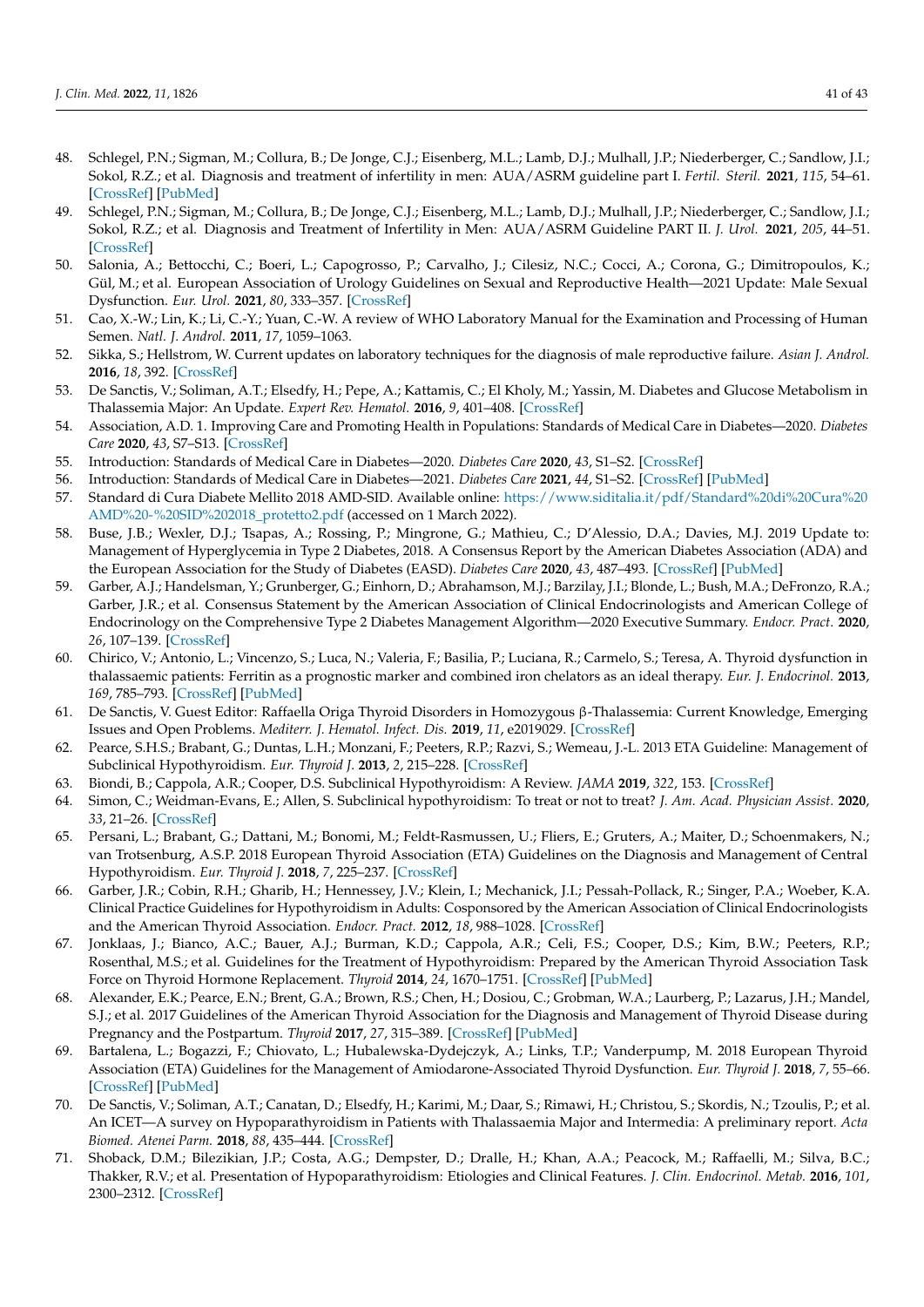48. Schlegel, P.N.; Sigman, M.; Collura, B.; De Jonge, C.J.; Eisenberg, M.L.; Lamb, D.J.; Mulhall, J.P.; Niederberger, C.; Sandlow, J.I.; Sokol, R.Z.; et al. Diagnosis and treatment of infertility in men: AUA/ASRM guideline part I. *Fertil. Steril.* **2021**, *115*, 54–61. [CrossRef] [PubMed]
49. Schlegel, P.N.; Sigman, M.; Collura, B.; De Jonge, C.J.; Eisenberg, M.L.; Lamb, D.J.; Mulhall, J.P.; Niederberger, C.; Sandlow, J.I.; Sokol, R.Z.; et al. Diagnosis and Treatment of Infertility in Men: AUA/ASRM Guideline PART II. *J. Urol.* **2021**, *205*, 44–51. [CrossRef]
50. Salonia, A.; Bettocchi, C.; Boeri, L.; Capogrosso, P.; Carvalho, J.; Cilesiz, N.C.; Cocci, A.; Corona, G.; Dimitropoulos, K.; Gül, M.; et al. European Association of Urology Guidelines on Sexual and Reproductive Health—2021 Update: Male Sexual Dysfunction. *Eur. Urol.* **2021**, *80*, 333–357. [CrossRef]
51. Cao, X.-W.; Lin, K.; Li, C.-Y.; Yuan, C.-W. A review of WHO Laboratory Manual for the Examination and Processing of Human Semen. *Natl. J. Androl.* **2011**, *17*, 1059–1063.
52. Sikka, S.; Hellstrom, W. Current updates on laboratory techniques for the diagnosis of male reproductive failure. *Asian J. Androl.* **2016**, *18*, 392. [CrossRef]
53. De Sanctis, V.; Soliman, A.T.; Elsedfy, H.; Pepe, A.; Kattamis, C.; El Kholy, M.; Yassin, M. Diabetes and Glucose Metabolism in Thalassemia Major: An Update. *Expert Rev. Hematol.* **2016**, *9*, 401–408. [CrossRef]
54. Association, A.D. 1. Improving Care and Promoting Health in Populations: Standards of Medical Care in Diabetes—2020. *Diabetes Care* **2020**, *43*, S7–S13. [CrossRef]
55. Introduction: Standards of Medical Care in Diabetes—2020. *Diabetes Care* **2020**, *43*, S1–S2. [CrossRef]
56. Introduction: Standards of Medical Care in Diabetes—2021. *Diabetes Care* **2021**, *44*, S1–S2. [CrossRef] [PubMed]
57. Standard di Cura Diabete Mellito 2018 AMD-SID. Available online: https://www.siditalia.it/pdf/Standard%20di%20Cura%20AMD%20-%20SID%202018_protetto2.pdf (accessed on 1 March 2022).
58. Buse, J.B.; Wexler, D.J.; Tsapas, A.; Rossing, P.; Mingrone, G.; Mathieu, C.; D'Alessio, D.A.; Davies, M.J. 2019 Update to: Management of Hyperglycemia in Type 2 Diabetes, 2018. A Consensus Report by the American Diabetes Association (ADA) and the European Association for the Study of Diabetes (EASD). *Diabetes Care* **2020**, *43*, 487–493. [CrossRef] [PubMed]
59. Garber, A.J.; Handelsman, Y.; Grunberger, G.; Einhorn, D.; Abrahamson, M.J.; Barzilay, J.I.; Blonde, L.; Bush, M.A.; DeFronzo, R.A.; Garber, J.R.; et al. Consensus Statement by the American Association of Clinical Endocrinologists and American College of Endocrinology on the Comprehensive Type 2 Diabetes Management Algorithm—2020 Executive Summary. *Endocr. Pract.* **2020**, *26*, 107–139. [CrossRef]
60. Chirico, V.; Antonio, L.; Vincenzo, S.; Luca, N.; Valeria, F.; Basilia, P.; Luciana, R.; Carmelo, S.; Teresa, A. Thyroid dysfunction in thalassaemic patients: Ferritin as a prognostic marker and combined iron chelators as an ideal therapy. *Eur. J. Endocrinol.* **2013**, *169*, 785–793. [CrossRef] [PubMed]
61. De Sanctis, V. Guest Editor: Raffaella Origa Thyroid Disorders in Homozygous β-Thalassemia: Current Knowledge, Emerging Issues and Open Problems. *Mediterr. J. Hematol. Infect. Dis.* **2019**, *11*, e2019029. [CrossRef]
62. Pearce, S.H.S.; Brabant, G.; Duntas, L.H.; Monzani, F.; Peeters, R.P.; Razvi, S.; Wemeau, J.-L. 2013 ETA Guideline: Management of Subclinical Hypothyroidism. *Eur. Thyroid J.* **2013**, *2*, 215–228. [CrossRef]
63. Biondi, B.; Cappola, A.R.; Cooper, D.S. Subclinical Hypothyroidism: A Review. *JAMA* **2019**, *322*, 153. [CrossRef]
64. Simon, C.; Weidman-Evans, E.; Allen, S. Subclinical hypothyroidism: To treat or not to treat? *J. Am. Acad. Physician Assist.* **2020**, *33*, 21–26. [CrossRef]
65. Persani, L.; Brabant, G.; Dattani, M.; Bonomi, M.; Feldt-Rasmussen, U.; Fliers, E.; Gruters, A.; Maiter, D.; Schoenmakers, N.; van Trotsenburg, A.S.P. 2018 European Thyroid Association (ETA) Guidelines on the Diagnosis and Management of Central Hypothyroidism. *Eur. Thyroid J.* **2018**, *7*, 225–237. [CrossRef]
66. Garber, J.R.; Cobin, R.H.; Gharib, H.; Hennessey, J.V.; Klein, I.; Mechanick, J.I.; Pessah-Pollack, R.; Singer, P.A.; Woeber, K.A. Clinical Practice Guidelines for Hypothyroidism in Adults: Cosponsored by the American Association of Clinical Endocrinologists and the American Thyroid Association. *Endocr. Pract.* **2012**, *18*, 988–1028. [CrossRef]
67. Jonklaas, J.; Bianco, A.C.; Bauer, A.J.; Burman, K.D.; Cappola, A.R.; Celi, F.S.; Cooper, D.S.; Kim, B.W.; Peeters, R.P.; Rosenthal, M.S.; et al. Guidelines for the Treatment of Hypothyroidism: Prepared by the American Thyroid Association Task Force on Thyroid Hormone Replacement. *Thyroid* **2014**, *24*, 1670–1751. [CrossRef] [PubMed]
68. Alexander, E.K.; Pearce, E.N.; Brent, G.A.; Brown, R.S.; Chen, H.; Dosiou, C.; Grobman, W.A.; Laurberg, P.; Lazarus, J.H.; Mandel, S.J.; et al. 2017 Guidelines of the American Thyroid Association for the Diagnosis and Management of Thyroid Disease during Pregnancy and the Postpartum. *Thyroid* **2017**, *27*, 315–389. [CrossRef] [PubMed]
69. Bartalena, L.; Bogazzi, F.; Chiovato, L.; Hubalewska-Dydejczyk, A.; Links, T.P.; Vanderpump, M. 2018 European Thyroid Association (ETA) Guidelines for the Management of Amiodarone-Associated Thyroid Dysfunction. *Eur. Thyroid J.* **2018**, *7*, 55–66. [CrossRef] [PubMed]
70. De Sanctis, V.; Soliman, A.T.; Canatan, D.; Elsedfy, H.; Karimi, M.; Daar, S.; Rimawi, H.; Christou, S.; Skordis, N.; Tzoulis, P.; et al. An ICET—A survey on Hypoparathyroidism in Patients with Thalassaemia Major and Intermedia: A preliminary report. *Acta Biomed. Atenei Parm.* **2018**, *88*, 435–444. [CrossRef]
71. Shoback, D.M.; Bilezikian, J.P.; Costa, A.G.; Dempster, D.; Dralle, H.; Khan, A.A.; Peacock, M.; Raffaelli, M.; Silva, B.C.; Thakker, R.V.; et al. Presentation of Hypoparathyroidism: Etiologies and Clinical Features. *J. Clin. Endocrinol. Metab.* **2016**, *101*, 2300–2312. [CrossRef]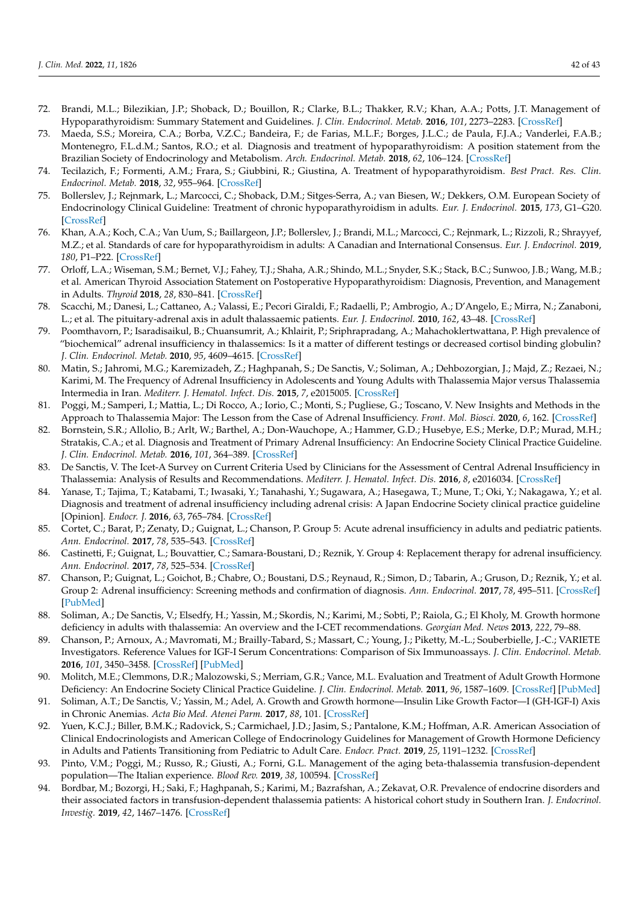72. Brandi, M.L.; Bilezikian, J.P.; Shoback, D.; Bouillon, R.; Clarke, B.L.; Thakker, R.V.; Khan, A.A.; Potts, J.T. Management of Hypoparathyroidism: Summary Statement and Guidelines. *J. Clin. Endocrinol. Metab.* **2016**, *101*, 2273–2283. [CrossRef]
73. Maeda, S.S.; Moreira, C.A.; Borba, V.Z.C.; Bandeira, F.; de Farias, M.L.F.; Borges, J.L.C.; de Paula, F.J.A.; Vanderlei, F.A.B.; Montenegro, F.L.d.M.; Santos, R.O.; et al. Diagnosis and treatment of hypoparathyroidism: A position statement from the Brazilian Society of Endocrinology and Metabolism. *Arch. Endocrinol. Metab.* **2018**, *62*, 106–124. [CrossRef]
74. Tecilazich, F.; Formenti, A.M.; Frara, S.; Giubbini, R.; Giustina, A. Treatment of hypoparathyroidism. *Best Pract. Res. Clin. Endocrinol. Metab.* **2018**, *32*, 955–964. [CrossRef]
75. Bollerslev, J.; Rejnmark, L.; Marcocci, C.; Shoback, D.M.; Sitges-Serra, A.; van Biesen, W.; Dekkers, O.M. European Society of Endocrinology Clinical Guideline: Treatment of chronic hypoparathyroidism in adults. *Eur. J. Endocrinol.* **2015**, *173*, G1–G20. [CrossRef]
76. Khan, A.A.; Koch, C.A.; Van Uum, S.; Baillargeon, J.P.; Bollerslev, J.; Brandi, M.L.; Marcocci, C.; Rejnmark, L.; Rizzoli, R.; Shrayyef, M.Z.; et al. Standards of care for hypoparathyroidism in adults: A Canadian and International Consensus. *Eur. J. Endocrinol.* **2019**, *180*, P1–P22. [CrossRef]
77. Orloff, L.A.; Wiseman, S.M.; Bernet, V.J.; Fahey, T.J.; Shaha, A.R.; Shindo, M.L.; Snyder, S.K.; Stack, B.C.; Sunwoo, J.B.; Wang, M.B.; et al. American Thyroid Association Statement on Postoperative Hypoparathyroidism: Diagnosis, Prevention, and Management in Adults. *Thyroid* **2018**, *28*, 830–841. [CrossRef]
78. Scacchi, M.; Danesi, L.; Cattaneo, A.; Valassi, E.; Pecori Giraldi, F.; Radaelli, P.; Ambrogio, A.; D'Angelo, E.; Mirra, N.; Zanaboni, L.; et al. The pituitary-adrenal axis in adult thalassaemic patients. *Eur. J. Endocrinol.* **2010**, *162*, 43–48. [CrossRef]
79. Poomthavorn, P.; Isaradisaikul, B.; Chuansumrit, A.; Khlairit, P.; Sriphrapradang, A.; Mahachoklertwattana, P. High prevalence of "biochemical" adrenal insufficiency in thalassemics: Is it a matter of different testings or decreased cortisol binding globulin? *J. Clin. Endocrinol. Metab.* **2010**, *95*, 4609–4615. [CrossRef]
80. Matin, S.; Jahromi, M.G.; Karemizadeh, Z.; Haghpanah, S.; De Sanctis, V.; Soliman, A.; Dehbozorgian, J.; Majd, Z.; Rezaei, N.; Karimi, M. The Frequency of Adrenal Insufficiency in Adolescents and Young Adults with Thalassemia Major versus Thalassemia Intermedia in Iran. *Mediterr. J. Hematol. Infect. Dis.* **2015**, *7*, e2015005. [CrossRef]
81. Poggi, M.; Samperi, I.; Mattia, L.; Di Rocco, A.; Iorio, C.; Monti, S.; Pugliese, G.; Toscano, V. New Insights and Methods in the Approach to Thalassemia Major: The Lesson from the Case of Adrenal Insufficiency. *Front. Mol. Biosci.* **2020**, *6*, 162. [CrossRef]
82. Bornstein, S.R.; Allolio, B.; Arlt, W.; Barthel, A.; Don-Wauchope, A.; Hammer, G.D.; Husebye, E.S.; Merke, D.P.; Murad, M.H.; Stratakis, C.A.; et al. Diagnosis and Treatment of Primary Adrenal Insufficiency: An Endocrine Society Clinical Practice Guideline. *J. Clin. Endocrinol. Metab.* **2016**, *101*, 364–389. [CrossRef]
83. De Sanctis, V. The Icet-A Survey on Current Criteria Used by Clinicians for the Assessment of Central Adrenal Insufficiency in Thalassemia: Analysis of Results and Recommendations. *Mediterr. J. Hematol. Infect. Dis.* **2016**, *8*, e2016034. [CrossRef]
84. Yanase, T.; Tajima, T.; Katabami, T.; Iwasaki, Y.; Tanahashi, Y.; Sugawara, A.; Hasegawa, T.; Mune, T.; Oki, Y.; Nakagawa, Y.; et al. Diagnosis and treatment of adrenal insufficiency including adrenal crisis: A Japan Endocrine Society clinical practice guideline [Opinion]. *Endocr. J.* **2016**, *63*, 765–784. [CrossRef]
85. Cortet, C.; Barat, P.; Zenaty, D.; Guignat, L.; Chanson, P. Group 5: Acute adrenal insufficiency in adults and pediatric patients. *Ann. Endocrinol.* **2017**, *78*, 535–543. [CrossRef]
86. Castinetti, F.; Guignat, L.; Bouvattier, C.; Samara-Boustani, D.; Reznik, Y. Group 4: Replacement therapy for adrenal insufficiency. *Ann. Endocrinol.* **2017**, *78*, 525–534. [CrossRef]
87. Chanson, P.; Guignat, L.; Goichot, B.; Chabre, O.; Boustani, D.S.; Reynaud, R.; Simon, D.; Tabarin, A.; Gruson, D.; Reznik, Y.; et al. Group 2: Adrenal insufficiency: Screening methods and confirmation of diagnosis. *Ann. Endocrinol.* **2017**, *78*, 495–511. [CrossRef] [PubMed]
88. Soliman, A.; De Sanctis, V.; Elsedfy, H.; Yassin, M.; Skordis, N.; Karimi, M.; Sobti, P.; Raiola, G.; El Kholy, M. Growth hormone deficiency in adults with thalassemia: An overview and the I-CET recommendations. *Georgian Med. News* **2013**, *222*, 79–88.
89. Chanson, P.; Arnoux, A.; Mavromati, M.; Brailly-Tabard, S.; Massart, C.; Young, J.; Piketty, M.-L.; Souberbielle, J.-C.; VARIETE Investigators. Reference Values for IGF-I Serum Concentrations: Comparison of Six Immunoassays. *J. Clin. Endocrinol. Metab.* **2016**, *101*, 3450–3458. [CrossRef] [PubMed]
90. Molitch, M.E.; Clemmons, D.R.; Malozowski, S.; Merriam, G.R.; Vance, M.L. Evaluation and Treatment of Adult Growth Hormone Deficiency: An Endocrine Society Clinical Practice Guideline. *J. Clin. Endocrinol. Metab.* **2011**, *96*, 1587–1609. [CrossRef] [PubMed]
91. Soliman, A.T.; De Sanctis, V.; Yassin, M.; Adel, A. Growth and Growth hormone—Insulin Like Growth Factor—I (GH-IGF-I) Axis in Chronic Anemias. *Acta Bio Med. Atenei Parm.* **2017**, *88*, 101. [CrossRef]
92. Yuen, K.C.J.; Biller, B.M.K.; Radovick, S.; Carmichael, J.D.; Jasim, S.; Pantalone, K.M.; Hoffman, A.R. American Association of Clinical Endocrinologists and American College of Endocrinology Guidelines for Management of Growth Hormone Deficiency in Adults and Patients Transitioning from Pediatric to Adult Care. *Endocr. Pract.* **2019**, *25*, 1191–1232. [CrossRef]
93. Pinto, V.M.; Poggi, M.; Russo, R.; Giusti, A.; Forni, G.L. Management of the aging beta-thalassemia transfusion-dependent population—The Italian experience. *Blood Rev.* **2019**, *38*, 100594. [CrossRef]
94. Bordbar, M.; Bozorgi, H.; Saki, F.; Haghpanah, S.; Karimi, M.; Bazrafshan, A.; Zekavat, O.R. Prevalence of endocrine disorders and their associated factors in transfusion-dependent thalassemia patients: A historical cohort study in Southern Iran. *J. Endocrinol. Investig.* **2019**, *42*, 1467–1476. [CrossRef]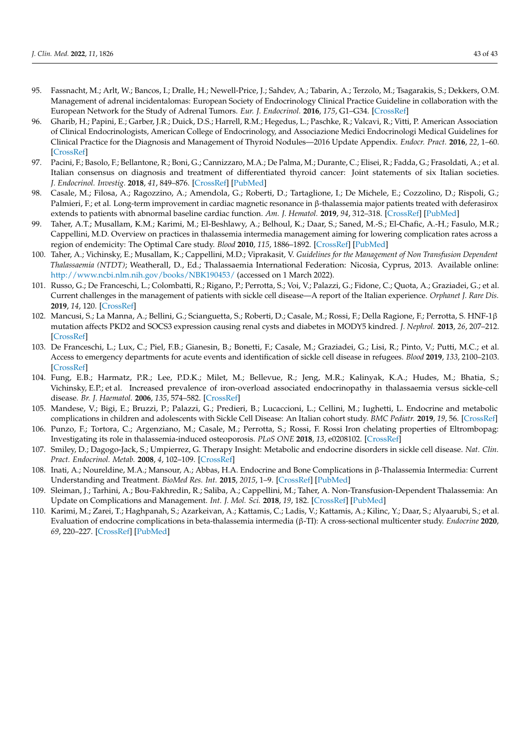95. Fassnacht, M.; Arlt, W.; Bancos, I.; Dralle, H.; Newell-Price, J.; Sahdev, A.; Tabarin, A.; Terzolo, M.; Tsagarakis, S.; Dekkers, O.M. Management of adrenal incidentalomas: European Society of Endocrinology Clinical Practice Guideline in collaboration with the European Network for the Study of Adrenal Tumors. *Eur. J. Endocrinol.* **2016**, *175*, G1–G34. [CrossRef]
96. Gharib, H.; Papini, E.; Garber, J.R.; Duick, D.S.; Harrell, R.M.; Hegedus, L.; Paschke, R.; Valcavi, R.; Vitti, P. American Association of Clinical Endocrinologists, American College of Endocrinology, and Associazione Medici Endocrinologi Medical Guidelines for Clinical Practice for the Diagnosis and Management of Thyroid Nodules—2016 Update Appendix. *Endocr. Pract.* **2016**, *22*, 1–60. [CrossRef]
97. Pacini, F.; Basolo, F.; Bellantone, R.; Boni, G.; Cannizzaro, M.A.; De Palma, M.; Durante, C.; Elisei, R.; Fadda, G.; Frasoldati, A.; et al. Italian consensus on diagnosis and treatment of differentiated thyroid cancer: Joint statements of six Italian societies. *J. Endocrinol. Investig.* **2018**, *41*, 849–876. [CrossRef] [PubMed]
98. Casale, M.; Filosa, A.; Ragozzino, A.; Amendola, G.; Roberti, D.; Tartaglione, I.; De Michele, E.; Cozzolino, D.; Rispoli, G.; Palmieri, F.; et al. Long-term improvement in cardiac magnetic resonance in β-thalassemia major patients treated with deferasirox extends to patients with abnormal baseline cardiac function. *Am. J. Hematol.* **2019**, *94*, 312–318. [CrossRef] [PubMed]
99. Taher, A.T.; Musallam, K.M.; Karimi, M.; El-Beshlawy, A.; Belhoul, K.; Daar, S.; Saned, M.-S.; El-Chafic, A.-H.; Fasulo, M.R.; Cappellini, M.D. Overview on practices in thalassemia intermedia management aiming for lowering complication rates across a region of endemicity: The Optimal Care study. *Blood* **2010**, *115*, 1886–1892. [CrossRef] [PubMed]
100. Taher, A.; Vichinsky, E.; Musallam, K.; Cappellini, M.D.; Viprakasit, V. *Guidelines for the Management of Non Transfusion Dependent Thalassaemia (NTDT)*; Weatherall, D., Ed.; Thalassaemia International Federation: Nicosia, Cyprus, 2013. Available online: http://www.ncbi.nlm.nih.gov/books/NBK190453/ (accessed on 1 March 2022).
101. Russo, G.; De Franceschi, L.; Colombatti, R.; Rigano, P.; Perrotta, S.; Voi, V.; Palazzi, G.; Fidone, C.; Quota, A.; Graziadei, G.; et al. Current challenges in the management of patients with sickle cell disease—A report of the Italian experience. *Orphanet J. Rare Dis.* **2019**, *14*, 120. [CrossRef]
102. Mancusi, S.; La Manna, A.; Bellini, G.; Scianguetta, S.; Roberti, D.; Casale, M.; Rossi, F.; Della Ragione, F.; Perrotta, S. HNF-1β mutation affects PKD2 and SOCS3 expression causing renal cysts and diabetes in MODY5 kindred. *J. Nephrol.* **2013**, *26*, 207–212. [CrossRef]
103. De Franceschi, L.; Lux, C.; Piel, F.B.; Gianesin, B.; Bonetti, F.; Casale, M.; Graziadei, G.; Lisi, R.; Pinto, V.; Putti, M.C.; et al. Access to emergency departments for acute events and identification of sickle cell disease in refugees. *Blood* **2019**, *133*, 2100–2103. [CrossRef]
104. Fung, E.B.; Harmatz, P.R.; Lee, P.D.K.; Milet, M.; Bellevue, R.; Jeng, M.R.; Kalinyak, K.A.; Hudes, M.; Bhatia, S.; Vichinsky, E.P.; et al. Increased prevalence of iron-overload associated endocrinopathy in thalassaemia versus sickle-cell disease. *Br. J. Haematol.* **2006**, *135*, 574–582. [CrossRef]
105. Mandese, V.; Bigi, E.; Bruzzi, P.; Palazzi, G.; Predieri, B.; Lucaccioni, L.; Cellini, M.; Iughetti, L. Endocrine and metabolic complications in children and adolescents with Sickle Cell Disease: An Italian cohort study. *BMC Pediatr.* **2019**, *19*, 56. [CrossRef]
106. Punzo, F.; Tortora, C.; Argenziano, M.; Casale, M.; Perrotta, S.; Rossi, F. Rossi Iron chelating properties of Eltrombopag: Investigating its role in thalassemia-induced osteoporosis. *PLoS ONE* **2018**, *13*, e0208102. [CrossRef]
107. Smiley, D.; Dagogo-Jack, S.; Umpierrez, G. Therapy Insight: Metabolic and endocrine disorders in sickle cell disease. *Nat. Clin. Pract. Endocrinol. Metab.* **2008**, *4*, 102–109. [CrossRef]
108. Inati, A.; Noureldine, M.A.; Mansour, A.; Abbas, H.A. Endocrine and Bone Complications in β-Thalassemia Intermedia: Current Understanding and Treatment. *BioMed Res. Int.* **2015**, *2015*, 1–9. [CrossRef] [PubMed]
109. Sleiman, J.; Tarhini, A.; Bou-Fakhredin, R.; Saliba, A.; Cappellini, M.; Taher, A. Non-Transfusion-Dependent Thalassemia: An Update on Complications and Management. *Int. J. Mol. Sci.* **2018**, *19*, 182. [CrossRef] [PubMed]
110. Karimi, M.; Zarei, T.; Haghpanah, S.; Azarkeivan, A.; Kattamis, C.; Ladis, V.; Kattamis, A.; Kilinc, Y.; Daar, S.; Alyaarubi, S.; et al. Evaluation of endocrine complications in beta-thalassemia intermedia (β-TI): A cross-sectional multicenter study. *Endocrine* **2020**, *69*, 220–227. [CrossRef] [PubMed]